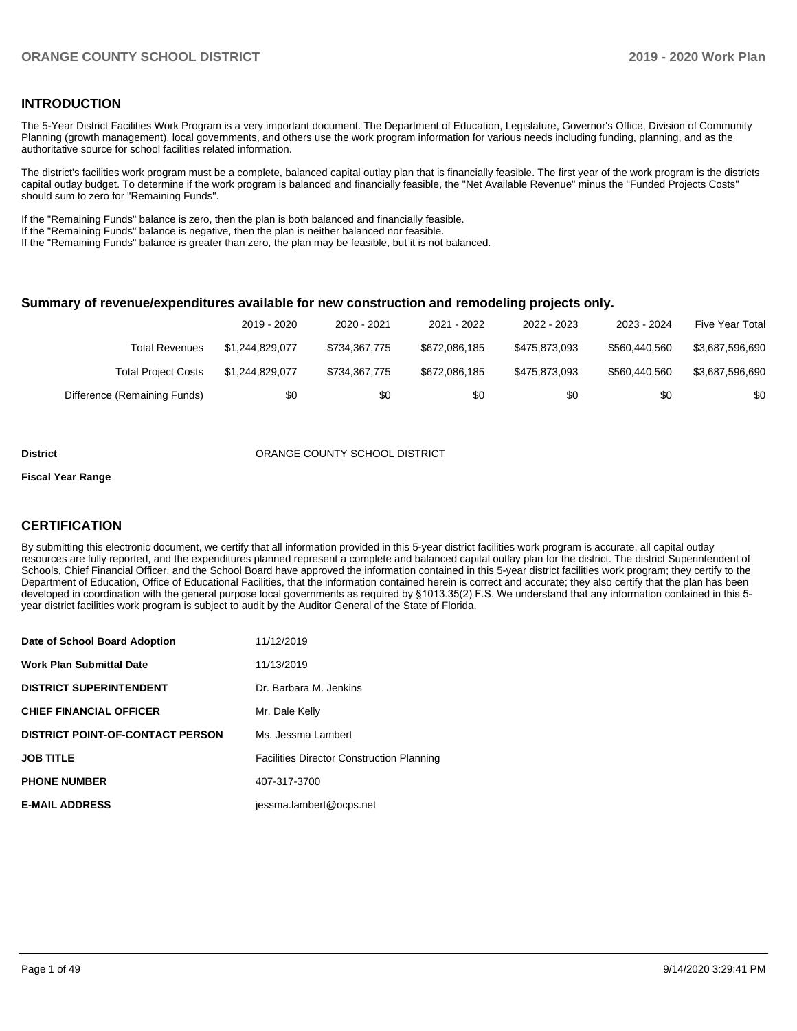## INTRODUCTION

The 5-Year District Facilities Work Program is a very important document. The Department of Education, Legislature, Governor's Office, Division of Community Planning (growth management), local governments, and others use the work program information for various needs including funding, planning, and as the authoritative source for school facilities related information.

The district's facilities work program must be a complete, balanced capital outlay plan that is financially feasible. The first year of the work program is the districts capital outlay budget. To determine if the work program is balanced and financially feasible, the "Net Available Revenue" minus the "Funded Projects Costs" should sum to zero for "Remaining Funds".

If the "Remaining Funds" balance is zero, then the plan is both balanced and financially feasible.
If the "Remaining Funds" balance is negative, then the plan is neither balanced nor feasible.
If the "Remaining Funds" balance is greater than zero, the plan may be feasible, but it is not balanced.

### Summary of revenue/expenditures available for new construction and remodeling projects only.

| | 2019 - 2020 | 2020 - 2021 | 2021 - 2022 | 2022 - 2023 | 2023 - 2024 | Five Year Total |
|---|---|---|---|---|---|---|
| Total Revenues | $1,244,829,077 | $734,367,775 | $672,086,185 | $475,873,093 | $560,440,560 | $3,687,596,690 |
| Total Project Costs | $1,244,829,077 | $734,367,775 | $672,086,185 | $475,873,093 | $560,440,560 | $3,687,596,690 |
| Difference (Remaining Funds) | $0 | $0 | $0 | $0 | $0 | $0 |

**District** ORANGE COUNTY SCHOOL DISTRICT

**Fiscal Year Range**

## CERTIFICATION

By submitting this electronic document, we certify that all information provided in this 5-year district facilities work program is accurate, all capital outlay resources are fully reported, and the expenditures planned represent a complete and balanced capital outlay plan for the district. The district Superintendent of Schools, Chief Financial Officer, and the School Board have approved the information contained in this 5-year district facilities work program; they certify to the Department of Education, Office of Educational Facilities, that the information contained herein is correct and accurate; they also certify that the plan has been developed in coordination with the general purpose local governments as required by §1013.35(2) F.S. We understand that any information contained in this 5-year district facilities work program is subject to audit by the Auditor General of the State of Florida.

| | |
|---|---|
| **Date of School Board Adoption** | 11/12/2019 |
| **Work Plan Submittal Date** | 11/13/2019 |
| **DISTRICT SUPERINTENDENT** | Dr. Barbara M. Jenkins |
| **CHIEF FINANCIAL OFFICER** | Mr. Dale Kelly |
| **DISTRICT POINT-OF-CONTACT PERSON** | Ms. Jessma Lambert |
| **JOB TITLE** | Facilities Director Construction Planning |
| **PHONE NUMBER** | 407-317-3700 |
| **E-MAIL ADDRESS** | jessma.lambert@ocps.net |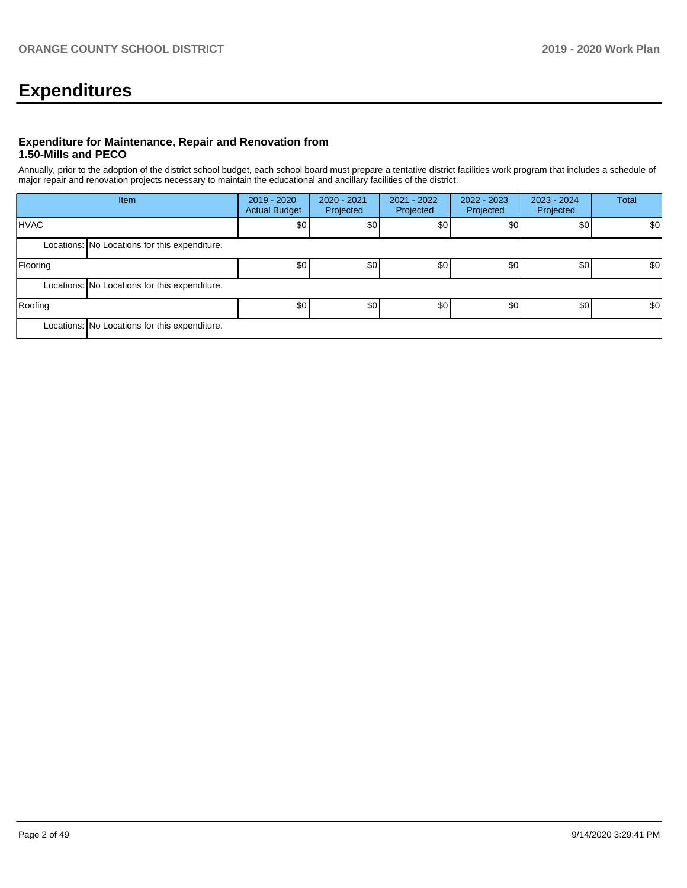# Expenditures

### Expenditure for Maintenance, Repair and Renovation from 1.50-Mills and PECO

Annually, prior to the adoption of the district school budget, each school board must prepare a tentative district facilities work program that includes a schedule of major repair and renovation projects necessary to maintain the educational and ancillary facilities of the district.

| Item | 2019 - 2020 Actual Budget | 2020 - 2021 Projected | 2021 - 2022 Projected | 2022 - 2023 Projected | 2023 - 2024 Projected | Total |
|---|---|---|---|---|---|---|
| HVAC | $0 | $0 | $0 | $0 | $0 | $0 |
| Locations: No Locations for this expenditure. | | | | | | |
| Flooring | $0 | $0 | $0 | $0 | $0 | $0 |
| Locations: No Locations for this expenditure. | | | | | | |
| Roofing | $0 | $0 | $0 | $0 | $0 | $0 |
| Locations: No Locations for this expenditure. | | | | | | |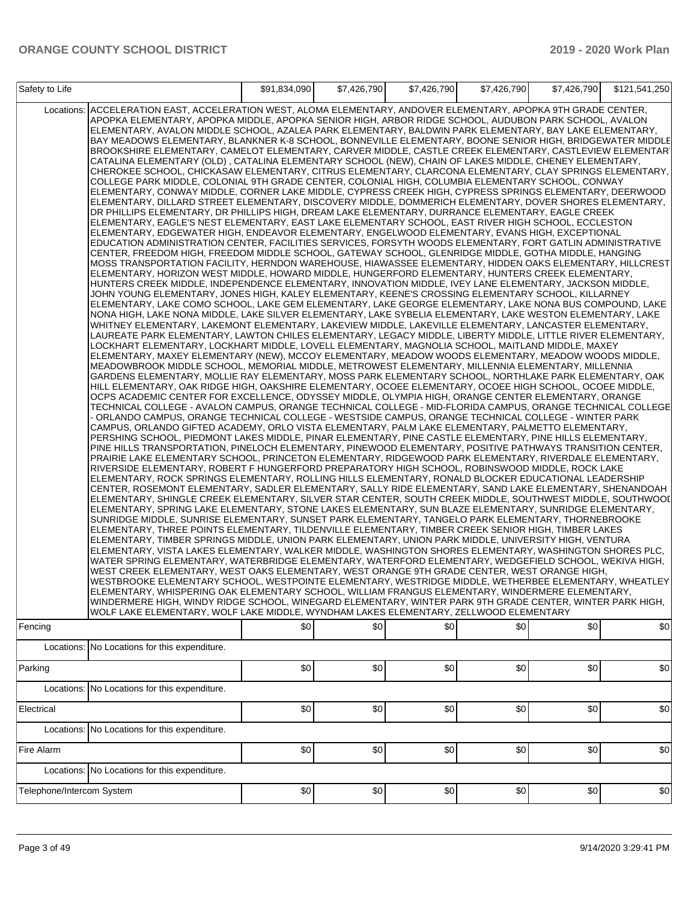| | | | | | | |
|---|---|---|---|---|---|---|
| Safety to Life | | $91,834,090 | $7,426,790 | $7,426,790 | $7,426,790 | $7,426,790 | $121,541,250 |
| Locations: | ACCELERATION EAST, ACCELERATION WEST, ALOMA ELEMENTARY, ANDOVER ELEMENTARY, APOPKA 9TH GRADE CENTER, APOPKA ELEMENTARY, APOPKA MIDDLE, APOPKA SENIOR HIGH, ARBOR RIDGE SCHOOL, AUDUBON PARK SCHOOL, AVALON ELEMENTARY, AVALON MIDDLE SCHOOL, AZALEA PARK ELEMENTARY, BALDWIN PARK ELEMENTARY, BAY LAKE ELEMENTARY, BAY MEADOWS ELEMENTARY, BLANKNER K-8 SCHOOL, BONNEVILLE ELEMENTARY, BOONE SENIOR HIGH, BRIDGEWATER MIDDLE, BROOKSHIRE ELEMENTARY, CAMELOT ELEMENTARY, CARVER MIDDLE, CASTLE CREEK ELEMENTARY, CASTLEVIEW ELEMENTARY, CATALINA ELEMENTARY (OLD) , CATALINA ELEMENTARY SCHOOL (NEW), CHAIN OF LAKES MIDDLE, CHENEY ELEMENTARY, CHEROKEE SCHOOL, CHICKASAW ELEMENTARY, CITRUS ELEMENTARY, CLARCONA ELEMENTARY, CLAY SPRINGS ELEMENTARY, COLLEGE PARK MIDDLE, COLONIAL 9TH GRADE CENTER, COLONIAL HIGH, COLUMBIA ELEMENTARY SCHOOL, CONWAY ELEMENTARY, CONWAY MIDDLE, CORNER LAKE MIDDLE, CYPRESS CREEK HIGH, CYPRESS SPRINGS ELEMENTARY, DEERWOOD ELEMENTARY, DILLARD STREET ELEMENTARY, DISCOVERY MIDDLE, DOMMERICH ELEMENTARY, DOVER SHORES ELEMENTARY, DR PHILLIPS ELEMENTARY, DR PHILLIPS HIGH, DREAM LAKE ELEMENTARY, DURRANCE ELEMENTARY, EAGLE CREEK ELEMENTARY, EAGLE'S NEST ELEMENTARY, EAST LAKE ELEMENTARY SCHOOL, EAST RIVER HIGH SCHOOL, ECCLESTON ELEMENTARY, EDGEWATER HIGH, ENDEAVOR ELEMENTARY, ENGELWOOD ELEMENTARY, EVANS HIGH, EXCEPTIONAL EDUCATION ADMINISTRATION CENTER, FACILITIES SERVICES, FORSYTH WOODS ELEMENTARY, FORT GATLIN ADMINISTRATIVE CENTER, FREEDOM HIGH, FREEDOM MIDDLE SCHOOL, GATEWAY SCHOOL, GLENRIDGE MIDDLE, GOTHA MIDDLE, HANGING MOSS TRANSPORTATION FACILITY, HERNDON WAREHOUSE, HIAWASSEE ELEMENTARY, HIDDEN OAKS ELEMENTARY, HILLCREST ELEMENTARY, HORIZON WEST MIDDLE, HOWARD MIDDLE, HUNGERFORD ELEMENTARY, HUNTERS CREEK ELEMENTARY, HUNTERS CREEK MIDDLE, INDEPENDENCE ELEMENTARY, INNOVATION MIDDLE, IVEY LANE ELEMENTARY, JACKSON MIDDLE, JOHN YOUNG ELEMENTARY, JONES HIGH, KALEY ELEMENTARY, KEENE'S CROSSING ELEMENTARY SCHOOL, KILLARNEY ELEMENTARY, LAKE COMO SCHOOL, LAKE GEM ELEMENTARY, LAKE GEORGE ELEMENTARY, LAKE NONA BUS COMPOUND, LAKE NONA HIGH, LAKE NONA MIDDLE, LAKE SILVER ELEMENTARY, LAKE SYBELIA ELEMENTARY, LAKE WESTON ELEMENTARY, LAKE WHITNEY ELEMENTARY, LAKEMONT ELEMENTARY, LAKEVIEW MIDDLE, LAKEVILLE ELEMENTARY, LANCASTER ELEMENTARY, LAUREATE PARK ELEMENTARY, LAWTON CHILES ELEMENTARY, LEGACY MIDDLE, LIBERTY MIDDLE, LITTLE RIVER ELEMENTARY, LOCKHART ELEMENTARY, LOCKHART MIDDLE, LOVELL ELEMENTARY, MAGNOLIA SCHOOL, MAITLAND MIDDLE, MAXEY ELEMENTARY, MAXEY ELEMENTARY (NEW), MCCOY ELEMENTARY, MEADOW WOODS ELEMENTARY, MEADOW WOODS MIDDLE, MEADOWBROOK MIDDLE SCHOOL, MEMORIAL MIDDLE, METROWEST ELEMENTARY, MILLENNIA ELEMENTARY, MILLENNIA GARDENS ELEMENTARY, MOLLIE RAY ELEMENTARY, MOSS PARK ELEMENTARY SCHOOL, NORTHLAKE PARK ELEMENTARY, OAK HILL ELEMENTARY, OAK RIDGE HIGH, OAKSHIRE ELEMENTARY, OCOEE ELEMENTARY, OCOEE HIGH SCHOOL, OCOEE MIDDLE, OCPS ACADEMIC CENTER FOR EXCELLENCE, ODYSSEY MIDDLE, OLYMPIA HIGH, ORANGE CENTER ELEMENTARY, ORANGE TECHNICAL COLLEGE - AVALON CAMPUS, ORANGE TECHNICAL COLLEGE - MID-FLORIDA CAMPUS, ORANGE TECHNICAL COLLEGE - ORLANDO CAMPUS, ORANGE TECHNICAL COLLEGE - WESTSIDE CAMPUS, ORANGE TECHNICAL COLLEGE - WINTER PARK CAMPUS, ORLANDO GIFTED ACADEMY, ORLO VISTA ELEMENTARY, PALM LAKE ELEMENTARY, PALMETTO ELEMENTARY, PERSHING SCHOOL, PIEDMONT LAKES MIDDLE, PINAR ELEMENTARY, PINE CASTLE ELEMENTARY, PINE HILLS ELEMENTARY, PINE HILLS TRANSPORTATION, PINELOCH ELEMENTARY, PINEWOOD ELEMENTARY, POSITIVE PATHWAYS TRANSITION CENTER, PRAIRIE LAKE ELEMENTARY SCHOOL, PRINCETON ELEMENTARY, RIDGEWOOD PARK ELEMENTARY, RIVERDALE ELEMENTARY, RIVERSIDE ELEMENTARY, ROBERT F HUNGERFORD PREPARATORY HIGH SCHOOL, ROBINSWOOD MIDDLE, ROCK LAKE ELEMENTARY, ROCK SPRINGS ELEMENTARY, ROLLING HILLS ELEMENTARY, RONALD BLOCKER EDUCATIONAL LEADERSHIP CENTER, ROSEMONT ELEMENTARY, SADLER ELEMENTARY, SALLY RIDE ELEMENTARY, SAND LAKE ELEMENTARY, SHENANDOAH ELEMENTARY, SHINGLE CREEK ELEMENTARY, SILVER STAR CENTER, SOUTH CREEK MIDDLE, SOUTHWEST MIDDLE, SOUTHWOOD ELEMENTARY, SPRING LAKE ELEMENTARY, STONE LAKES ELEMENTARY, SUN BLAZE ELEMENTARY, SUNRIDGE ELEMENTARY, SUNRIDGE MIDDLE, SUNRISE ELEMENTARY, SUNSET PARK ELEMENTARY, TANGELO PARK ELEMENTARY, THORNEBROOKE ELEMENTARY, THREE POINTS ELEMENTARY, TILDENVILLE ELEMENTARY, TIMBER CREEK SENIOR HIGH, TIMBER LAKES ELEMENTARY, TIMBER SPRINGS MIDDLE, UNION PARK ELEMENTARY, UNION PARK MIDDLE, UNIVERSITY HIGH, VENTURA ELEMENTARY, VISTA LAKES ELEMENTARY, WALKER MIDDLE, WASHINGTON SHORES ELEMENTARY, WASHINGTON SHORES PLC, WATER SPRING ELEMENTARY, WATERBRIDGE ELEMENTARY, WATERFORD ELEMENTARY, WEDGEFIELD SCHOOL, WEKIVA HIGH, WEST CREEK ELEMENTARY, WEST OAKS ELEMENTARY, WEST ORANGE 9TH GRADE CENTER, WEST ORANGE HIGH, WESTBROOKE ELEMENTARY SCHOOL, WESTPOINTE ELEMENTARY, WESTRIDGE MIDDLE, WETHERBEE ELEMENTARY, WHEATLEY ELEMENTARY, WHISPERING OAK ELEMENTARY SCHOOL, WILLIAM FRANGUS ELEMENTARY, WINDERMERE ELEMENTARY, WINDERMERE HIGH, WINDY RIDGE SCHOOL, WINEGARD ELEMENTARY, WINTER PARK 9TH GRADE CENTER, WINTER PARK HIGH, WOLF LAKE ELEMENTARY, WOLF LAKE MIDDLE, WYNDHAM LAKES ELEMENTARY, ZELLWOOD ELEMENTARY | | | | | | |
| Fencing | | $0 | $0 | $0 | $0 | $0 | $0 |
| Locations: | No Locations for this expenditure. | | | | | | |
| Parking | | $0 | $0 | $0 | $0 | $0 | $0 |
| Locations: | No Locations for this expenditure. | | | | | | |
| Electrical | | $0 | $0 | $0 | $0 | $0 | $0 |
| Locations: | No Locations for this expenditure. | | | | | | |
| Fire Alarm | | $0 | $0 | $0 | $0 | $0 | $0 |
| Locations: | No Locations for this expenditure. | | | | | | |
| Telephone/Intercom System | | $0 | $0 | $0 | $0 | $0 | $0 |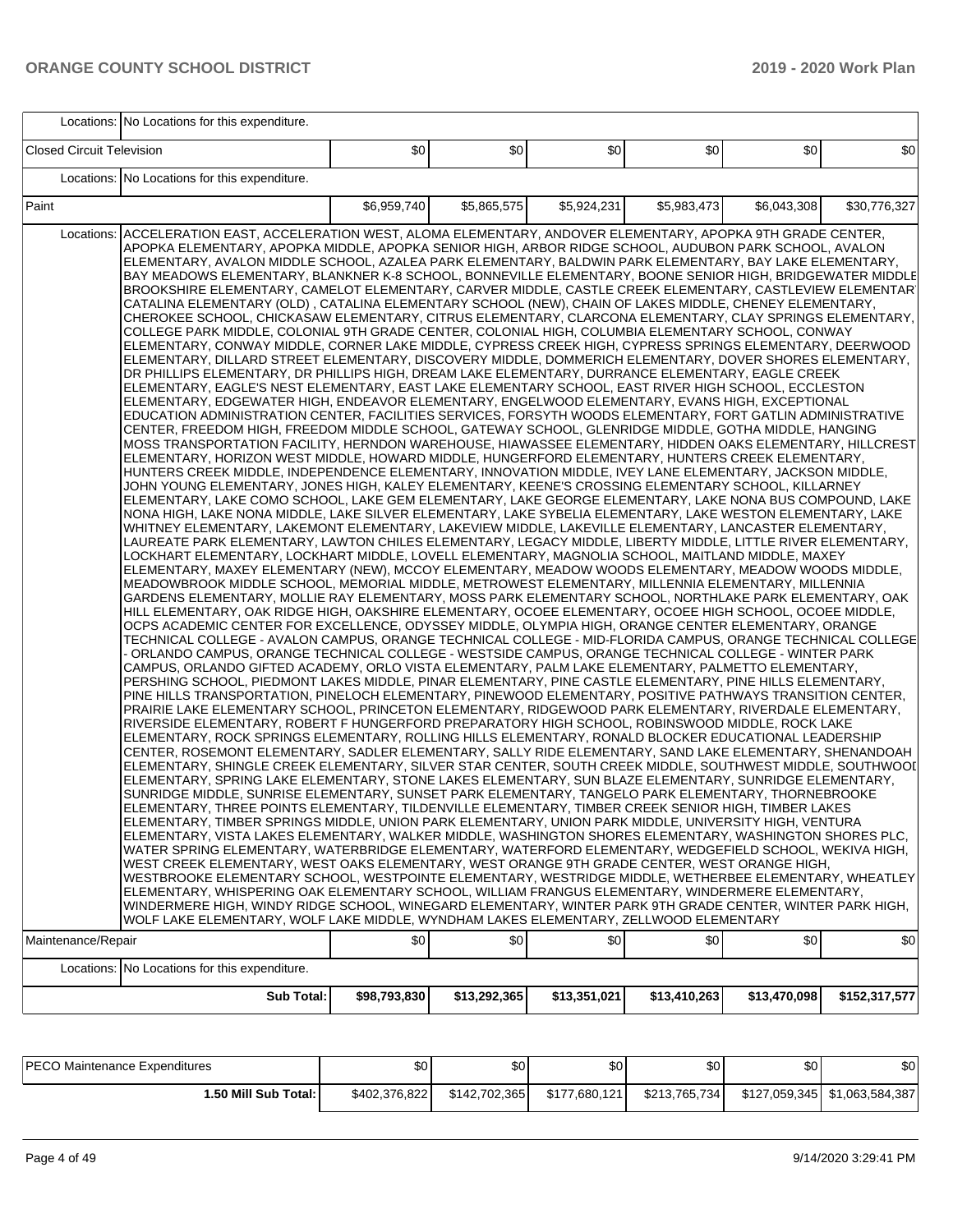| | | | | | | | |
|---|---|---|---|---|---|---|---|
| Locations: | No Locations for this expenditure. | | | | | | |
| Closed Circuit Television | | $0 | $0 | $0 | $0 | $0 | $0 |
| Locations: | No Locations for this expenditure. | | | | | | |
| Paint | | $6,959,740 | $5,865,575 | $5,924,231 | $5,983,473 | $6,043,308 | $30,776,327 |
| Locations: | ACCELERATION EAST, ACCELERATION WEST, ALOMA ELEMENTARY, ANDOVER ELEMENTARY, APOPKA 9TH GRADE CENTER, APOPKA ELEMENTARY, APOPKA MIDDLE, APOPKA SENIOR HIGH, ARBOR RIDGE SCHOOL, AUDUBON PARK SCHOOL, AVALON ELEMENTARY, AVALON MIDDLE SCHOOL, AZALEA PARK ELEMENTARY, BALDWIN PARK ELEMENTARY, BAY LAKE ELEMENTARY, BAY MEADOWS ELEMENTARY, BLANKNER K-8 SCHOOL, BONNEVILLE ELEMENTARY, BOONE SENIOR HIGH, BRIDGEWATER MIDDLE, BROOKSHIRE ELEMENTARY, CAMELOT ELEMENTARY, CARVER MIDDLE, CASTLE CREEK ELEMENTARY, CASTLEVIEW ELEMENTARY, CATALINA ELEMENTARY (OLD) , CATALINA ELEMENTARY SCHOOL (NEW), CHAIN OF LAKES MIDDLE, CHENEY ELEMENTARY, CHEROKEE SCHOOL, CHICKASAW ELEMENTARY, CITRUS ELEMENTARY, CLARCONA ELEMENTARY, CLAY SPRINGS ELEMENTARY, COLLEGE PARK MIDDLE, COLONIAL 9TH GRADE CENTER, COLONIAL HIGH, COLUMBIA ELEMENTARY SCHOOL, CONWAY ELEMENTARY, CONWAY MIDDLE, CORNER LAKE MIDDLE, CYPRESS CREEK HIGH, CYPRESS SPRINGS ELEMENTARY, DEERWOOD ELEMENTARY, DILLARD STREET ELEMENTARY, DISCOVERY MIDDLE, DOMMERICH ELEMENTARY, DOVER SHORES ELEMENTARY, DR PHILLIPS ELEMENTARY, DR PHILLIPS HIGH, DREAM LAKE ELEMENTARY, DURRANCE ELEMENTARY, EAGLE CREEK ELEMENTARY, EAGLE'S NEST ELEMENTARY, EAST LAKE ELEMENTARY SCHOOL, EAST RIVER HIGH SCHOOL, ECCLESTON ELEMENTARY, EDGEWATER HIGH, ENDEAVOR ELEMENTARY, ENGELWOOD ELEMENTARY, EVANS HIGH, EXCEPTIONAL EDUCATION ADMINISTRATION CENTER, FACILITIES SERVICES, FORSYTH WOODS ELEMENTARY, FORT GATLIN ADMINISTRATIVE CENTER, FREEDOM HIGH, FREEDOM MIDDLE SCHOOL, GATEWAY SCHOOL, GLENRIDGE MIDDLE, GOTHA MIDDLE, HANGING MOSS TRANSPORTATION FACILITY, HERNDON WAREHOUSE, HIAWASSEE ELEMENTARY, HIDDEN OAKS ELEMENTARY, HILLCREST ELEMENTARY, HORIZON WEST MIDDLE, HOWARD MIDDLE, HUNGERFORD ELEMENTARY, HUNTERS CREEK ELEMENTARY, HUNTERS CREEK MIDDLE, INDEPENDENCE ELEMENTARY, INNOVATION MIDDLE, IVEY LANE ELEMENTARY, JACKSON MIDDLE, JOHN YOUNG ELEMENTARY, JONES HIGH, KALEY ELEMENTARY, KEENE'S CROSSING ELEMENTARY SCHOOL, KILLARNEY ELEMENTARY, LAKE COMO SCHOOL, LAKE GEM ELEMENTARY, LAKE GEORGE ELEMENTARY, LAKE NONA BUS COMPOUND, LAKE NONA HIGH, LAKE NONA MIDDLE, LAKE SILVER ELEMENTARY, LAKE SYBELIA ELEMENTARY, LAKE WESTON ELEMENTARY, LAKE WHITNEY ELEMENTARY, LAKEMONT ELEMENTARY, LAKEVIEW MIDDLE, LAKEVILLE ELEMENTARY, LANCASTER ELEMENTARY, LAUREATE PARK ELEMENTARY, LAWTON CHILES ELEMENTARY, LEGACY MIDDLE, LIBERTY MIDDLE, LITTLE RIVER ELEMENTARY, LOCKHART ELEMENTARY, LOCKHART MIDDLE, LOVELL ELEMENTARY, MAGNOLIA SCHOOL, MAITLAND MIDDLE, MAXEY ELEMENTARY, MAXEY ELEMENTARY (NEW), MCCOY ELEMENTARY, MEADOW WOODS ELEMENTARY, MEADOW WOODS MIDDLE, MEADOWBROOK MIDDLE SCHOOL, MEMORIAL MIDDLE, METROWEST ELEMENTARY, MILLENNIA ELEMENTARY, MILLENNIA GARDENS ELEMENTARY, MOLLIE RAY ELEMENTARY, MOSS PARK ELEMENTARY SCHOOL, NORTHLAKE PARK ELEMENTARY, OAK HILL ELEMENTARY, OAK RIDGE HIGH, OAKSHIRE ELEMENTARY, OCOEE ELEMENTARY, OCOEE HIGH SCHOOL, OCOEE MIDDLE, OCPS ACADEMIC CENTER FOR EXCELLENCE, ODYSSEY MIDDLE, OLYMPIA HIGH, ORANGE CENTER ELEMENTARY, ORANGE TECHNICAL COLLEGE - AVALON CAMPUS, ORANGE TECHNICAL COLLEGE - MID-FLORIDA CAMPUS, ORANGE TECHNICAL COLLEGE - ORLANDO CAMPUS, ORANGE TECHNICAL COLLEGE - WESTSIDE CAMPUS, ORANGE TECHNICAL COLLEGE - WINTER PARK CAMPUS, ORLANDO GIFTED ACADEMY, ORLO VISTA ELEMENTARY, PALM LAKE ELEMENTARY, PALMETTO ELEMENTARY, PERSHING SCHOOL, PIEDMONT LAKES MIDDLE, PINAR ELEMENTARY, PINE CASTLE ELEMENTARY, PINE HILLS ELEMENTARY, PINE HILLS TRANSPORTATION, PINELOCH ELEMENTARY, PINEWOOD ELEMENTARY, POSITIVE PATHWAYS TRANSITION CENTER, PRAIRIE LAKE ELEMENTARY SCHOOL, PRINCETON ELEMENTARY, RIDGEWOOD PARK ELEMENTARY, RIVERDALE ELEMENTARY, RIVERSIDE ELEMENTARY, ROBERT F HUNGERFORD PREPARATORY HIGH SCHOOL, ROBINSWOOD MIDDLE, ROCK LAKE ELEMENTARY, ROCK SPRINGS ELEMENTARY, ROLLING HILLS ELEMENTARY, RONALD BLOCKER EDUCATIONAL LEADERSHIP CENTER, ROSEMONT ELEMENTARY, SADLER ELEMENTARY, SALLY RIDE ELEMENTARY, SAND LAKE ELEMENTARY, SHENANDOAH ELEMENTARY, SHINGLE CREEK ELEMENTARY, SILVER STAR CENTER, SOUTH CREEK MIDDLE, SOUTHWEST MIDDLE, SOUTHWOOD ELEMENTARY, SPRING LAKE ELEMENTARY, STONE LAKES ELEMENTARY, SUN BLAZE ELEMENTARY, SUNRIDGE ELEMENTARY, SUNRIDGE MIDDLE, SUNRISE ELEMENTARY, SUNSET PARK ELEMENTARY, TANGELO PARK ELEMENTARY, THORNEBROOKE ELEMENTARY, THREE POINTS ELEMENTARY, TILDENVILLE ELEMENTARY, TIMBER CREEK SENIOR HIGH, TIMBER LAKES ELEMENTARY, TIMBER SPRINGS MIDDLE, UNION PARK ELEMENTARY, UNION PARK MIDDLE, UNIVERSITY HIGH, VENTURA ELEMENTARY, VISTA LAKES ELEMENTARY, WALKER MIDDLE, WASHINGTON SHORES ELEMENTARY, WASHINGTON SHORES PLC, WATER SPRING ELEMENTARY, WATERBRIDGE ELEMENTARY, WATERFORD ELEMENTARY, WEDGEFIELD SCHOOL, WEKIVA HIGH, WEST CREEK ELEMENTARY, WEST OAKS ELEMENTARY, WEST ORANGE 9TH GRADE CENTER, WEST ORANGE HIGH, WESTBROOKE ELEMENTARY SCHOOL, WESTPOINTE ELEMENTARY, WESTRIDGE MIDDLE, WETHERBEE ELEMENTARY, WHEATLEY ELEMENTARY, WHISPERING OAK ELEMENTARY SCHOOL, WILLIAM FRANGUS ELEMENTARY, WINDERMERE ELEMENTARY, WINDERMERE HIGH, WINDY RIDGE SCHOOL, WINEGARD ELEMENTARY, WINTER PARK 9TH GRADE CENTER, WINTER PARK HIGH, WOLF LAKE ELEMENTARY, WOLF LAKE MIDDLE, WYNDHAM LAKES ELEMENTARY, ZELLWOOD ELEMENTARY | | | | | | |
| Maintenance/Repair | | $0 | $0 | $0 | $0 | $0 | $0 |
| Locations: | No Locations for this expenditure. | | | | | | |
| | **Sub Total:** | **$98,793,830** | **$13,292,365** | **$13,351,021** | **$13,410,263** | **$13,470,098** | **$152,317,577** |

| | | | | | | |
|---|---|---|---|---|---|---|
| PECO Maintenance Expenditures | $0 | $0 | $0 | $0 | $0 | $0 |
| **1.50 Mill Sub Total:** | $402,376,822 | $142,702,365 | $177,680,121 | $213,765,734 | $127,059,345 | $1,063,584,387 |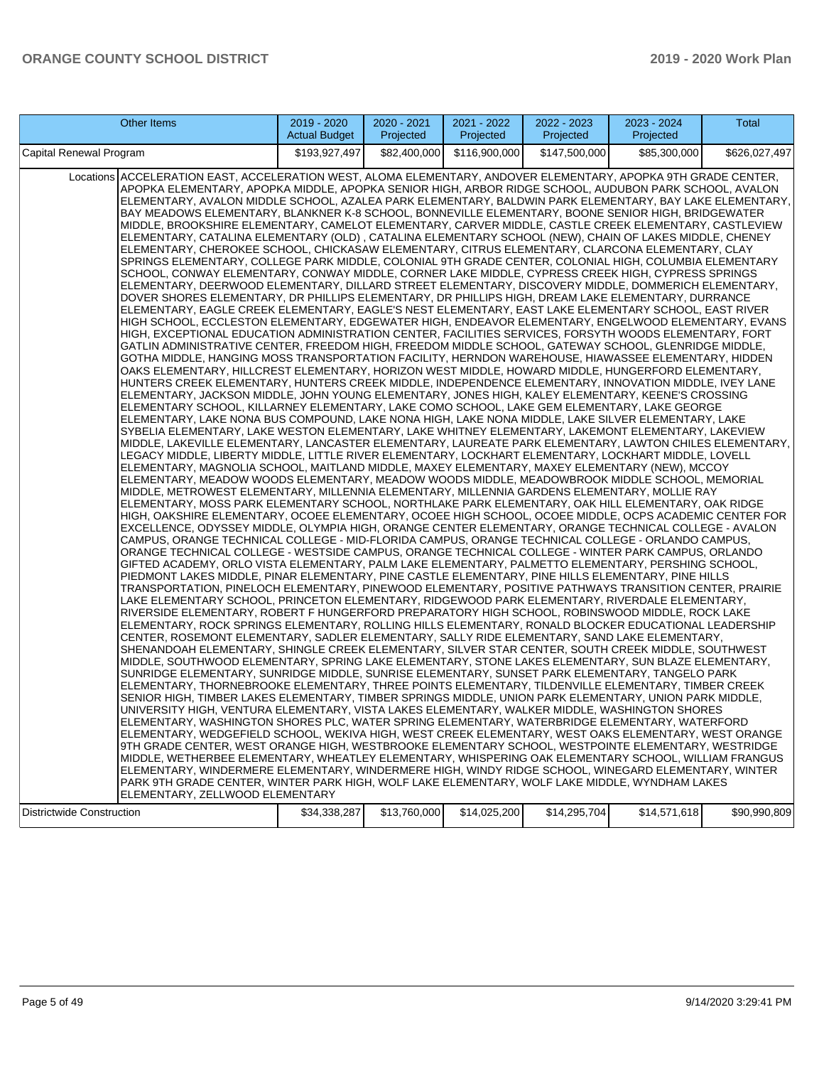| Other Items | 2019 - 2020 Actual Budget | 2020 - 2021 Projected | 2021 - 2022 Projected | 2022 - 2023 Projected | 2023 - 2024 Projected | Total |
|---|---|---|---|---|---|---|
| Capital Renewal Program | $193,927,497 | $82,400,000 | $116,900,000 | $147,500,000 | $85,300,000 | $626,027,497 |
| Locations ACCELERATION EAST, ACCELERATION WEST, ALOMA ELEMENTARY, ANDOVER ELEMENTARY, APOPKA 9TH GRADE CENTER, APOPKA ELEMENTARY, APOPKA MIDDLE, APOPKA SENIOR HIGH, ARBOR RIDGE SCHOOL, AUDUBON PARK SCHOOL, AVALON ELEMENTARY, AVALON MIDDLE SCHOOL, AZALEA PARK ELEMENTARY, BALDWIN PARK ELEMENTARY, BAY LAKE ELEMENTARY, BAY MEADOWS ELEMENTARY, BLANKNER K-8 SCHOOL, BONNEVILLE ELEMENTARY, BOONE SENIOR HIGH, BRIDGEWATER MIDDLE, BROOKSHIRE ELEMENTARY, CAMELOT ELEMENTARY, CARVER MIDDLE, CASTLE CREEK ELEMENTARY, CASTLEVIEW ELEMENTARY, CATALINA ELEMENTARY (OLD) , CATALINA ELEMENTARY SCHOOL (NEW), CHAIN OF LAKES MIDDLE, CHENEY ELEMENTARY, CHEROKEE SCHOOL, CHICKASAW ELEMENTARY, CITRUS ELEMENTARY, CLARCONA ELEMENTARY, CLAY SPRINGS ELEMENTARY, COLLEGE PARK MIDDLE, COLONIAL 9TH GRADE CENTER, COLONIAL HIGH, COLUMBIA ELEMENTARY SCHOOL, CONWAY ELEMENTARY, CONWAY MIDDLE, CORNER LAKE MIDDLE, CYPRESS CREEK HIGH, CYPRESS SPRINGS ELEMENTARY, DEERWOOD ELEMENTARY, DILLARD STREET ELEMENTARY, DISCOVERY MIDDLE, DOMMERICH ELEMENTARY, DOVER SHORES ELEMENTARY, DR PHILLIPS ELEMENTARY, DR PHILLIPS HIGH, DREAM LAKE ELEMENTARY, DURRANCE ELEMENTARY, EAGLE CREEK ELEMENTARY, EAGLE'S NEST ELEMENTARY, EAST LAKE ELEMENTARY SCHOOL, EAST RIVER HIGH SCHOOL, ECCLESTON ELEMENTARY, EDGEWATER HIGH, ENDEAVOR ELEMENTARY, ENGELWOOD ELEMENTARY, EVANS HIGH, EXCEPTIONAL EDUCATION ADMINISTRATION CENTER, FACILITIES SERVICES, FORSYTH WOODS ELEMENTARY, FORT GATLIN ADMINISTRATIVE CENTER, FREEDOM HIGH, FREEDOM MIDDLE SCHOOL, GATEWAY SCHOOL, GLENRIDGE MIDDLE, GOTHA MIDDLE, HANGING MOSS TRANSPORTATION FACILITY, HERNDON WAREHOUSE, HIAWASSEE ELEMENTARY, HIDDEN OAKS ELEMENTARY, HILLCREST ELEMENTARY, HORIZON WEST MIDDLE, HOWARD MIDDLE, HUNGERFORD ELEMENTARY, HUNTERS CREEK ELEMENTARY, HUNTERS CREEK MIDDLE, INDEPENDENCE ELEMENTARY, INNOVATION MIDDLE, IVEY LANE ELEMENTARY, JACKSON MIDDLE, JOHN YOUNG ELEMENTARY, JONES HIGH, KALEY ELEMENTARY, KEENE'S CROSSING ELEMENTARY SCHOOL, KILLARNEY ELEMENTARY, LAKE COMO SCHOOL, LAKE GEM ELEMENTARY, LAKE GEORGE ELEMENTARY, LAKE NONA BUS COMPOUND, LAKE NONA HIGH, LAKE NONA MIDDLE, LAKE SILVER ELEMENTARY, LAKE SYBELIA ELEMENTARY, LAKE WESTON ELEMENTARY, LAKE WHITNEY ELEMENTARY, LAKEMONT ELEMENTARY, LAKEVIEW MIDDLE, LAKEVILLE ELEMENTARY, LANCASTER ELEMENTARY, LAUREATE PARK ELEMENTARY, LAWTON CHILES ELEMENTARY, LEGACY MIDDLE, LIBERTY MIDDLE, LITTLE RIVER ELEMENTARY, LOCKHART ELEMENTARY, LOCKHART MIDDLE, LOVELL ELEMENTARY, MAGNOLIA SCHOOL, MAITLAND MIDDLE, MAXEY ELEMENTARY, MAXEY ELEMENTARY (NEW), MCCOY ELEMENTARY, MEADOW WOODS ELEMENTARY, MEADOW WOODS MIDDLE, MEADOWBROOK MIDDLE SCHOOL, MEMORIAL MIDDLE, METROWEST ELEMENTARY, MILLENNIA ELEMENTARY, MILLENNIA GARDENS ELEMENTARY, MOLLIE RAY ELEMENTARY, MOSS PARK ELEMENTARY SCHOOL, NORTHLAKE PARK ELEMENTARY, OAK HILL ELEMENTARY, OAK RIDGE HIGH, OAKSHIRE ELEMENTARY, OCOEE ELEMENTARY, OCOEE HIGH SCHOOL, OCOEE MIDDLE, OCPS ACADEMIC CENTER FOR EXCELLENCE, ODYSSEY MIDDLE, OLYMPIA HIGH, ORANGE CENTER ELEMENTARY, ORANGE TECHNICAL COLLEGE - AVALON CAMPUS, ORANGE TECHNICAL COLLEGE - MID-FLORIDA CAMPUS, ORANGE TECHNICAL COLLEGE - ORLANDO CAMPUS, ORANGE TECHNICAL COLLEGE - WESTSIDE CAMPUS, ORANGE TECHNICAL COLLEGE - WINTER PARK CAMPUS, ORLANDO GIFTED ACADEMY, ORLO VISTA ELEMENTARY, PALM LAKE ELEMENTARY, PALMETTO ELEMENTARY, PERSHING SCHOOL, PIEDMONT LAKES MIDDLE, PINAR ELEMENTARY, PINE CASTLE ELEMENTARY, PINE HILLS ELEMENTARY, PINE HILLS TRANSPORTATION, PINELOCH ELEMENTARY, PINEWOOD ELEMENTARY, POSITIVE PATHWAYS TRANSITION CENTER, PRAIRIE LAKE ELEMENTARY SCHOOL, PRINCETON ELEMENTARY, RIDGEWOOD PARK ELEMENTARY, RIVERDALE ELEMENTARY, RIVERSIDE ELEMENTARY, ROBERT F HUNGERFORD PREPARATORY HIGH SCHOOL, ROBINSWOOD MIDDLE, ROCK LAKE ELEMENTARY, ROCK SPRINGS ELEMENTARY, ROLLING HILLS ELEMENTARY, RONALD BLOCKER EDUCATIONAL LEADERSHIP CENTER, ROSEMONT ELEMENTARY, SADLER ELEMENTARY, SALLY RIDE ELEMENTARY, SAND LAKE ELEMENTARY, SHENANDOAH ELEMENTARY, SHINGLE CREEK ELEMENTARY, SILVER STAR CENTER, SOUTH CREEK MIDDLE, SOUTHWEST MIDDLE, SOUTHWOOD ELEMENTARY, SPRING LAKE ELEMENTARY, STONE LAKES ELEMENTARY, SUN BLAZE ELEMENTARY, SUNRIDGE ELEMENTARY, SUNRIDGE MIDDLE, SUNRISE ELEMENTARY, SUNSET PARK ELEMENTARY, TANGELO PARK ELEMENTARY, THORNEBROOKE ELEMENTARY, THREE POINTS ELEMENTARY, TILDENVILLE ELEMENTARY, TIMBER CREEK SENIOR HIGH, TIMBER LAKES ELEMENTARY, TIMBER SPRINGS MIDDLE, UNION PARK ELEMENTARY, UNION PARK MIDDLE, UNIVERSITY HIGH, VENTURA ELEMENTARY, VISTA LAKES ELEMENTARY, WALKER MIDDLE, WASHINGTON SHORES ELEMENTARY, WASHINGTON SHORES PLC, WATER SPRING ELEMENTARY, WATERBRIDGE ELEMENTARY, WATERFORD ELEMENTARY, WEDGEFIELD SCHOOL, WEKIVA HIGH, WEST CREEK ELEMENTARY, WEST OAKS ELEMENTARY, WEST ORANGE 9TH GRADE CENTER, WEST ORANGE HIGH, WESTBROOKE ELEMENTARY SCHOOL, WESTPOINTE ELEMENTARY, WESTRIDGE MIDDLE, WETHERBEE ELEMENTARY, WHEATLEY ELEMENTARY, WHISPERING OAK ELEMENTARY SCHOOL, WILLIAM FRANGUS ELEMENTARY, WINDERMERE ELEMENTARY, WINDERMERE HIGH, WINDY RIDGE SCHOOL, WINEGARD ELEMENTARY, WINTER PARK 9TH GRADE CENTER, WINTER PARK HIGH, WOLF LAKE ELEMENTARY, WOLF LAKE MIDDLE, WYNDHAM LAKES ELEMENTARY, ZELLWOOD ELEMENTARY | | | | | | |
| Districtwide Construction | $34,338,287 | $13,760,000 | $14,025,200 | $14,295,704 | $14,571,618 | $90,990,809 |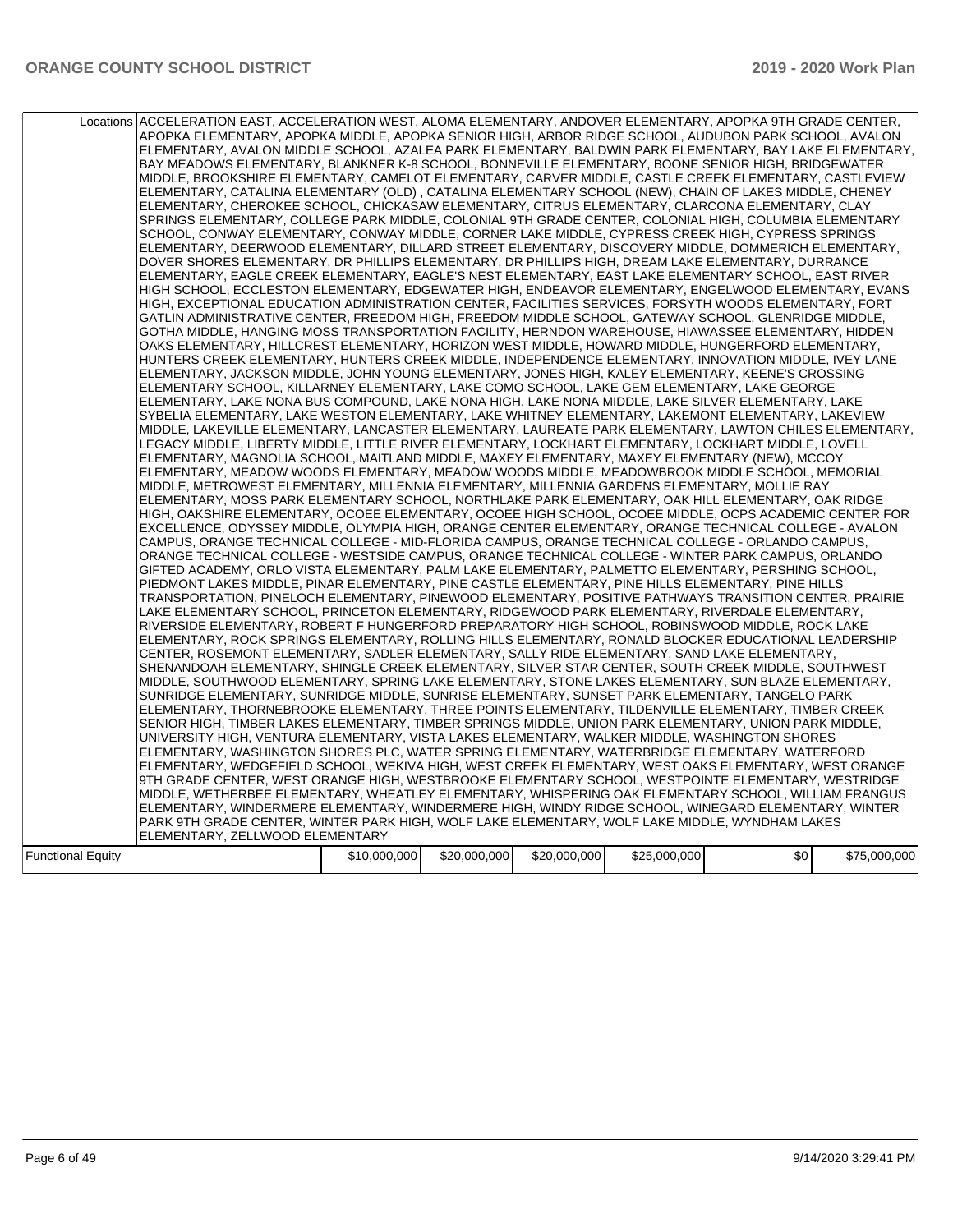| | | | | | | | |
|---|---|---|---|---|---|---|---|
| Locations | ACCELERATION EAST, ACCELERATION WEST, ALOMA ELEMENTARY, ANDOVER ELEMENTARY, APOPKA 9TH GRADE CENTER, APOPKA ELEMENTARY, APOPKA MIDDLE, APOPKA SENIOR HIGH, ARBOR RIDGE SCHOOL, AUDUBON PARK SCHOOL, AVALON ELEMENTARY, AVALON MIDDLE SCHOOL, AZALEA PARK ELEMENTARY, BALDWIN PARK ELEMENTARY, BAY LAKE ELEMENTARY, BAY MEADOWS ELEMENTARY, BLANKNER K-8 SCHOOL, BONNEVILLE ELEMENTARY, BOONE SENIOR HIGH, BRIDGEWATER MIDDLE, BROOKSHIRE ELEMENTARY, CAMELOT ELEMENTARY, CARVER MIDDLE, CASTLE CREEK ELEMENTARY, CASTLEVIEW ELEMENTARY, CATALINA ELEMENTARY (OLD) , CATALINA ELEMENTARY SCHOOL (NEW), CHAIN OF LAKES MIDDLE, CHENEY ELEMENTARY, CHEROKEE SCHOOL, CHICKASAW ELEMENTARY, CITRUS ELEMENTARY, CLARCONA ELEMENTARY, CLAY SPRINGS ELEMENTARY, COLLEGE PARK MIDDLE, COLONIAL 9TH GRADE CENTER, COLONIAL HIGH, COLUMBIA ELEMENTARY SCHOOL, CONWAY ELEMENTARY, CONWAY MIDDLE, CORNER LAKE MIDDLE, CYPRESS CREEK HIGH, CYPRESS SPRINGS ELEMENTARY, DEERWOOD ELEMENTARY, DILLARD STREET ELEMENTARY, DISCOVERY MIDDLE, DOMMERICH ELEMENTARY, DOVER SHORES ELEMENTARY, DR PHILLIPS ELEMENTARY, DR PHILLIPS HIGH, DREAM LAKE ELEMENTARY, DURRANCE ELEMENTARY, EAGLE CREEK ELEMENTARY, EAGLE'S NEST ELEMENTARY, EAST LAKE ELEMENTARY SCHOOL, EAST RIVER HIGH SCHOOL, ECCLESTON ELEMENTARY, EDGEWATER HIGH, ENDEAVOR ELEMENTARY, ENGELWOOD ELEMENTARY, EVANS HIGH, EXCEPTIONAL EDUCATION ADMINISTRATION CENTER, FACILITIES SERVICES, FORSYTH WOODS ELEMENTARY, FORT GATLIN ADMINISTRATIVE CENTER, FREEDOM HIGH, FREEDOM MIDDLE SCHOOL, GATEWAY SCHOOL, GLENRIDGE MIDDLE, GOTHA MIDDLE, HANGING MOSS TRANSPORTATION FACILITY, HERNDON WAREHOUSE, HIAWASSEE ELEMENTARY, HIDDEN OAKS ELEMENTARY, HILLCREST ELEMENTARY, HORIZON WEST MIDDLE, HOWARD MIDDLE, HUNGERFORD ELEMENTARY, HUNTERS CREEK ELEMENTARY, HUNTERS CREEK MIDDLE, INDEPENDENCE ELEMENTARY, INNOVATION MIDDLE, IVEY LANE ELEMENTARY, JACKSON MIDDLE, JOHN YOUNG ELEMENTARY, JONES HIGH, KALEY ELEMENTARY, KEENE'S CROSSING ELEMENTARY SCHOOL, KILLARNEY ELEMENTARY, LAKE COMO SCHOOL, LAKE GEM ELEMENTARY, LAKE GEORGE ELEMENTARY, LAKE NONA BUS COMPOUND, LAKE NONA HIGH, LAKE NONA MIDDLE, LAKE SILVER ELEMENTARY, LAKE SYBELIA ELEMENTARY, LAKE WESTON ELEMENTARY, LAKE WHITNEY ELEMENTARY, LAKEMONT ELEMENTARY, LAKEVIEW MIDDLE, LAKEVILLE ELEMENTARY, LANCASTER ELEMENTARY, LAUREATE PARK ELEMENTARY, LAWTON CHILES ELEMENTARY, LEGACY MIDDLE, LIBERTY MIDDLE, LITTLE RIVER ELEMENTARY, LOCKHART ELEMENTARY, LOCKHART MIDDLE, LOVELL ELEMENTARY, MAGNOLIA SCHOOL, MAITLAND MIDDLE, MAXEY ELEMENTARY, MAXEY ELEMENTARY (NEW), MCCOY ELEMENTARY, MEADOW WOODS ELEMENTARY, MEADOW WOODS MIDDLE, MEADOWBROOK MIDDLE SCHOOL, MEMORIAL MIDDLE, METROWEST ELEMENTARY, MILLENNIA ELEMENTARY, MILLENNIA GARDENS ELEMENTARY, MOLLIE RAY ELEMENTARY, MOSS PARK ELEMENTARY SCHOOL, NORTHLAKE PARK ELEMENTARY, OAK HILL ELEMENTARY, OAK RIDGE HIGH, OAKSHIRE ELEMENTARY, OCOEE ELEMENTARY, OCOEE HIGH SCHOOL, OCOEE MIDDLE, OCPS ACADEMIC CENTER FOR EXCELLENCE, ODYSSEY MIDDLE, OLYMPIA HIGH, ORANGE CENTER ELEMENTARY, ORANGE TECHNICAL COLLEGE - AVALON CAMPUS, ORANGE TECHNICAL COLLEGE - MID-FLORIDA CAMPUS, ORANGE TECHNICAL COLLEGE - ORLANDO CAMPUS, ORANGE TECHNICAL COLLEGE - WESTSIDE CAMPUS, ORANGE TECHNICAL COLLEGE - WINTER PARK CAMPUS, ORLANDO GIFTED ACADEMY, ORLO VISTA ELEMENTARY, PALM LAKE ELEMENTARY, PALMETTO ELEMENTARY, PERSHING SCHOOL, PIEDMONT LAKES MIDDLE, PINAR ELEMENTARY, PINE CASTLE ELEMENTARY, PINE HILLS ELEMENTARY, PINE HILLS TRANSPORTATION, PINELOCH ELEMENTARY, PINEWOOD ELEMENTARY, POSITIVE PATHWAYS TRANSITION CENTER, PRAIRIE LAKE ELEMENTARY SCHOOL, PRINCETON ELEMENTARY, RIDGEWOOD PARK ELEMENTARY, RIVERDALE ELEMENTARY, RIVERSIDE ELEMENTARY, ROBERT F HUNGERFORD PREPARATORY HIGH SCHOOL, ROBINSWOOD MIDDLE, ROCK LAKE ELEMENTARY, ROCK SPRINGS ELEMENTARY, ROLLING HILLS ELEMENTARY, RONALD BLOCKER EDUCATIONAL LEADERSHIP CENTER, ROSEMONT ELEMENTARY, SADLER ELEMENTARY, SALLY RIDE ELEMENTARY, SAND LAKE ELEMENTARY, SHENANDOAH ELEMENTARY, SHINGLE CREEK ELEMENTARY, SILVER STAR CENTER, SOUTH CREEK MIDDLE, SOUTHWEST MIDDLE, SOUTHWOOD ELEMENTARY, SPRING LAKE ELEMENTARY, STONE LAKES ELEMENTARY, SUN BLAZE ELEMENTARY, SUNRIDGE ELEMENTARY, SUNRIDGE MIDDLE, SUNRISE ELEMENTARY, SUNSET PARK ELEMENTARY, TANGELO PARK ELEMENTARY, THORNEBROOKE ELEMENTARY, THREE POINTS ELEMENTARY, TILDENVILLE ELEMENTARY, TIMBER CREEK SENIOR HIGH, TIMBER LAKES ELEMENTARY, TIMBER SPRINGS MIDDLE, UNION PARK ELEMENTARY, UNION PARK MIDDLE, UNIVERSITY HIGH, VENTURA ELEMENTARY, VISTA LAKES ELEMENTARY, WALKER MIDDLE, WASHINGTON SHORES ELEMENTARY, WASHINGTON SHORES PLC, WATER SPRING ELEMENTARY, WATERBRIDGE ELEMENTARY, WATERFORD ELEMENTARY, WEDGEFIELD SCHOOL, WEKIVA HIGH, WEST CREEK ELEMENTARY, WEST OAKS ELEMENTARY, WEST ORANGE 9TH GRADE CENTER, WEST ORANGE HIGH, WESTBROOKE ELEMENTARY SCHOOL, WESTPOINTE ELEMENTARY, WESTRIDGE MIDDLE, WETHERBEE ELEMENTARY, WHEATLEY ELEMENTARY, WHISPERING OAK ELEMENTARY SCHOOL, WILLIAM FRANGUS ELEMENTARY, WINDERMERE ELEMENTARY, WINDERMERE HIGH, WINDY RIDGE SCHOOL, WINEGARD ELEMENTARY, WINTER PARK 9TH GRADE CENTER, WINTER PARK HIGH, WOLF LAKE ELEMENTARY, WOLF LAKE MIDDLE, WYNDHAM LAKES ELEMENTARY, ZELLWOOD ELEMENTARY | | | | | | |
| Functional Equity | | $10,000,000 | $20,000,000 | $20,000,000 | $25,000,000 | $0 | $75,000,000 |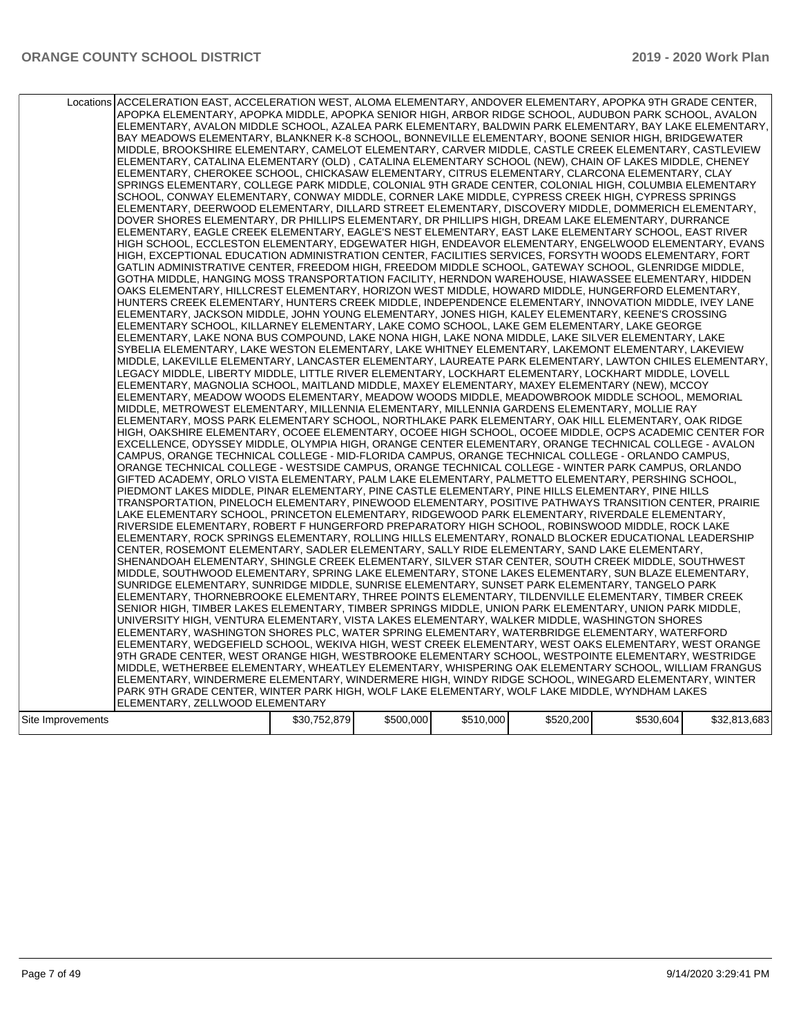| | | | | | | | |
|---|---|---|---|---|---|---|---|
| Locations | ACCELERATION EAST, ACCELERATION WEST, ALOMA ELEMENTARY, ANDOVER ELEMENTARY, APOPKA 9TH GRADE CENTER, APOPKA ELEMENTARY, APOPKA MIDDLE, APOPKA SENIOR HIGH, ARBOR RIDGE SCHOOL, AUDUBON PARK SCHOOL, AVALON ELEMENTARY, AVALON MIDDLE SCHOOL, AZALEA PARK ELEMENTARY, BALDWIN PARK ELEMENTARY, BAY LAKE ELEMENTARY, BAY MEADOWS ELEMENTARY, BLANKNER K-8 SCHOOL, BONNEVILLE ELEMENTARY, BOONE SENIOR HIGH, BRIDGEWATER MIDDLE, BROOKSHIRE ELEMENTARY, CAMELOT ELEMENTARY, CARVER MIDDLE, CASTLE CREEK ELEMENTARY, CASTLEVIEW ELEMENTARY, CATALINA ELEMENTARY (OLD) , CATALINA ELEMENTARY SCHOOL (NEW), CHAIN OF LAKES MIDDLE, CHENEY ELEMENTARY, CHEROKEE SCHOOL, CHICKASAW ELEMENTARY, CITRUS ELEMENTARY, CLARCONA ELEMENTARY, CLAY SPRINGS ELEMENTARY, COLLEGE PARK MIDDLE, COLONIAL 9TH GRADE CENTER, COLONIAL HIGH, COLUMBIA ELEMENTARY SCHOOL, CONWAY ELEMENTARY, CONWAY MIDDLE, CORNER LAKE MIDDLE, CYPRESS CREEK HIGH, CYPRESS SPRINGS ELEMENTARY, DEERWOOD ELEMENTARY, DILLARD STREET ELEMENTARY, DISCOVERY MIDDLE, DOMMERICH ELEMENTARY, DOVER SHORES ELEMENTARY, DR PHILLIPS ELEMENTARY, DR PHILLIPS HIGH, DREAM LAKE ELEMENTARY, DURRANCE ELEMENTARY, EAGLE CREEK ELEMENTARY, EAGLE'S NEST ELEMENTARY, EAST LAKE ELEMENTARY SCHOOL, EAST RIVER HIGH SCHOOL, ECCLESTON ELEMENTARY, EDGEWATER HIGH, ENDEAVOR ELEMENTARY, ENGELWOOD ELEMENTARY, EVANS HIGH, EXCEPTIONAL EDUCATION ADMINISTRATION CENTER, FACILITIES SERVICES, FORSYTH WOODS ELEMENTARY, FORT GATLIN ADMINISTRATIVE CENTER, FREEDOM HIGH, FREEDOM MIDDLE SCHOOL, GATEWAY SCHOOL, GLENRIDGE MIDDLE, GOTHA MIDDLE, HANGING MOSS TRANSPORTATION FACILITY, HERNDON WAREHOUSE, HIAWASSEE ELEMENTARY, HIDDEN OAKS ELEMENTARY, HILLCREST ELEMENTARY, HORIZON WEST MIDDLE, HOWARD MIDDLE, HUNGERFORD ELEMENTARY, HUNTERS CREEK ELEMENTARY, HUNTERS CREEK MIDDLE, INDEPENDENCE ELEMENTARY, INNOVATION MIDDLE, IVEY LANE ELEMENTARY, JACKSON MIDDLE, JOHN YOUNG ELEMENTARY, JONES HIGH, KALEY ELEMENTARY, KEENE'S CROSSING ELEMENTARY SCHOOL, KILLARNEY ELEMENTARY, LAKE COMO SCHOOL, LAKE GEM ELEMENTARY, LAKE GEORGE ELEMENTARY, LAKE NONA BUS COMPOUND, LAKE NONA HIGH, LAKE NONA MIDDLE, LAKE SILVER ELEMENTARY, LAKE SYBELIA ELEMENTARY, LAKE WESTON ELEMENTARY, LAKE WHITNEY ELEMENTARY, LAKEMONT ELEMENTARY, LAKEVIEW MIDDLE, LAKEVILLE ELEMENTARY, LANCASTER ELEMENTARY, LAUREATE PARK ELEMENTARY, LAWTON CHILES ELEMENTARY, LEGACY MIDDLE, LIBERTY MIDDLE, LITTLE RIVER ELEMENTARY, LOCKHART ELEMENTARY, LOCKHART MIDDLE, LOVELL ELEMENTARY, MAGNOLIA SCHOOL, MAITLAND MIDDLE, MAXEY ELEMENTARY, MAXEY ELEMENTARY (NEW), MCCOY ELEMENTARY, MEADOW WOODS ELEMENTARY, MEADOW WOODS MIDDLE, MEADOWBROOK MIDDLE SCHOOL, MEMORIAL MIDDLE, METROWEST ELEMENTARY, MILLENNIA ELEMENTARY, MILLENNIA GARDENS ELEMENTARY, MOLLIE RAY ELEMENTARY, MOSS PARK ELEMENTARY SCHOOL, NORTHLAKE PARK ELEMENTARY, OAK HILL ELEMENTARY, OAK RIDGE HIGH, OAKSHIRE ELEMENTARY, OCOEE ELEMENTARY, OCOEE HIGH SCHOOL, OCOEE MIDDLE, OCPS ACADEMIC CENTER FOR EXCELLENCE, ODYSSEY MIDDLE, OLYMPIA HIGH, ORANGE CENTER ELEMENTARY, ORANGE TECHNICAL COLLEGE - AVALON CAMPUS, ORANGE TECHNICAL COLLEGE - MID-FLORIDA CAMPUS, ORANGE TECHNICAL COLLEGE - ORLANDO CAMPUS, ORANGE TECHNICAL COLLEGE - WESTSIDE CAMPUS, ORANGE TECHNICAL COLLEGE - WINTER PARK CAMPUS, ORLANDO GIFTED ACADEMY, ORLO VISTA ELEMENTARY, PALM LAKE ELEMENTARY, PALMETTO ELEMENTARY, PERSHING SCHOOL, PIEDMONT LAKES MIDDLE, PINAR ELEMENTARY, PINE CASTLE ELEMENTARY, PINE HILLS ELEMENTARY, PINE HILLS TRANSPORTATION, PINELOCH ELEMENTARY, PINEWOOD ELEMENTARY, POSITIVE PATHWAYS TRANSITION CENTER, PRAIRIE LAKE ELEMENTARY SCHOOL, PRINCETON ELEMENTARY, RIDGEWOOD PARK ELEMENTARY, RIVERDALE ELEMENTARY, RIVERSIDE ELEMENTARY, ROBERT F HUNGERFORD PREPARATORY HIGH SCHOOL, ROBINSWOOD MIDDLE, ROCK LAKE ELEMENTARY, ROCK SPRINGS ELEMENTARY, ROLLING HILLS ELEMENTARY, RONALD BLOCKER EDUCATIONAL LEADERSHIP CENTER, ROSEMONT ELEMENTARY, SADLER ELEMENTARY, SALLY RIDE ELEMENTARY, SAND LAKE ELEMENTARY, SHENANDOAH ELEMENTARY, SHINGLE CREEK ELEMENTARY, SILVER STAR CENTER, SOUTH CREEK MIDDLE, SOUTHWEST MIDDLE, SOUTHWOOD ELEMENTARY, SPRING LAKE ELEMENTARY, STONE LAKES ELEMENTARY, SUN BLAZE ELEMENTARY, SUNRIDGE ELEMENTARY, SUNRIDGE MIDDLE, SUNRISE ELEMENTARY, SUNSET PARK ELEMENTARY, TANGELO PARK ELEMENTARY, THORNEBROOKE ELEMENTARY, THREE POINTS ELEMENTARY, TILDENVILLE ELEMENTARY, TIMBER CREEK SENIOR HIGH, TIMBER LAKES ELEMENTARY, TIMBER SPRINGS MIDDLE, UNION PARK ELEMENTARY, UNION PARK MIDDLE, UNIVERSITY HIGH, VENTURA ELEMENTARY, VISTA LAKES ELEMENTARY, WALKER MIDDLE, WASHINGTON SHORES ELEMENTARY, WASHINGTON SHORES PLC, WATER SPRING ELEMENTARY, WATERBRIDGE ELEMENTARY, WATERFORD ELEMENTARY, WEDGEFIELD SCHOOL, WEKIVA HIGH, WEST CREEK ELEMENTARY, WEST OAKS ELEMENTARY, WEST ORANGE 9TH GRADE CENTER, WEST ORANGE HIGH, WESTBROOKE ELEMENTARY SCHOOL, WESTPOINTE ELEMENTARY, WESTRIDGE MIDDLE, WETHERBEE ELEMENTARY, WHEATLEY ELEMENTARY, WHISPERING OAK ELEMENTARY SCHOOL, WILLIAM FRANGUS ELEMENTARY, WINDERMERE ELEMENTARY, WINDERMERE HIGH, WINDY RIDGE SCHOOL, WINEGARD ELEMENTARY, WINTER PARK 9TH GRADE CENTER, WINTER PARK HIGH, WOLF LAKE ELEMENTARY, WOLF LAKE MIDDLE, WYNDHAM LAKES ELEMENTARY, ZELLWOOD ELEMENTARY | | | | | | |
| Site Improvements | | $30,752,879 | $500,000 | $510,000 | $520,200 | $530,604 | $32,813,683 |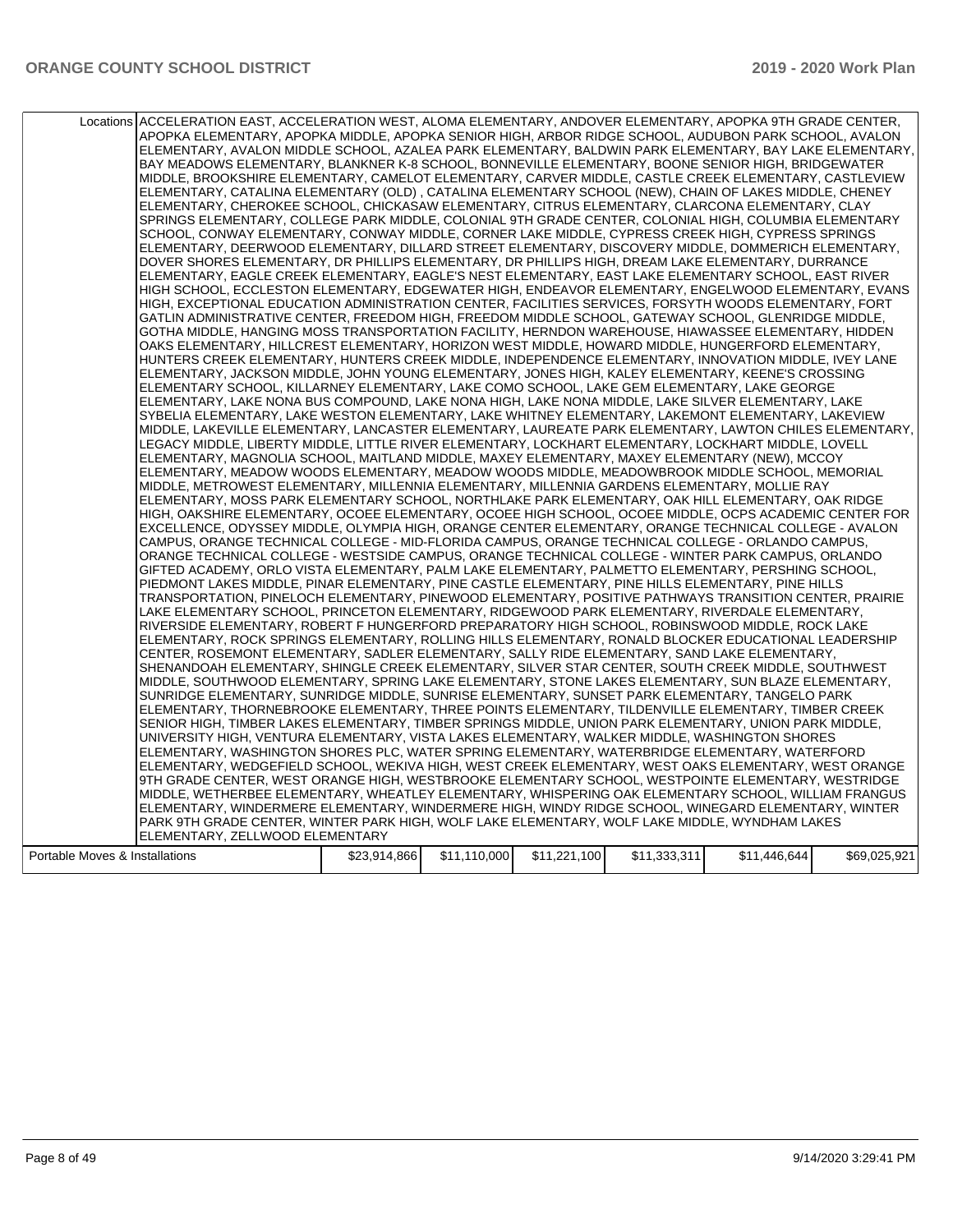| | | | | | | |
|---|---|---|---|---|---|---|
| Locations | ACCELERATION EAST, ACCELERATION WEST, ALOMA ELEMENTARY, ANDOVER ELEMENTARY, APOPKA 9TH GRADE CENTER, APOPKA ELEMENTARY, APOPKA MIDDLE, APOPKA SENIOR HIGH, ARBOR RIDGE SCHOOL, AUDUBON PARK SCHOOL, AVALON ELEMENTARY, AVALON MIDDLE SCHOOL, AZALEA PARK ELEMENTARY, BALDWIN PARK ELEMENTARY, BAY LAKE ELEMENTARY, BAY MEADOWS ELEMENTARY, BLANKNER K-8 SCHOOL, BONNEVILLE ELEMENTARY, BOONE SENIOR HIGH, BRIDGEWATER MIDDLE, BROOKSHIRE ELEMENTARY, CAMELOT ELEMENTARY, CARVER MIDDLE, CASTLE CREEK ELEMENTARY, CASTLEVIEW ELEMENTARY, CATALINA ELEMENTARY (OLD) , CATALINA ELEMENTARY SCHOOL (NEW), CHAIN OF LAKES MIDDLE, CHENEY ELEMENTARY, CHEROKEE SCHOOL, CHICKASAW ELEMENTARY, CITRUS ELEMENTARY, CLARCONA ELEMENTARY, CLAY SPRINGS ELEMENTARY, COLLEGE PARK MIDDLE, COLONIAL 9TH GRADE CENTER, COLONIAL HIGH, COLUMBIA ELEMENTARY SCHOOL, CONWAY ELEMENTARY, CONWAY MIDDLE, CORNER LAKE MIDDLE, CYPRESS CREEK HIGH, CYPRESS SPRINGS ELEMENTARY, DEERWOOD ELEMENTARY, DILLARD STREET ELEMENTARY, DISCOVERY MIDDLE, DOMMERICH ELEMENTARY, DOVER SHORES ELEMENTARY, DR PHILLIPS ELEMENTARY, DR PHILLIPS HIGH, DREAM LAKE ELEMENTARY, DURRANCE ELEMENTARY, EAGLE CREEK ELEMENTARY, EAGLE'S NEST ELEMENTARY, EAST LAKE ELEMENTARY SCHOOL, EAST RIVER HIGH SCHOOL, ECCLESTON ELEMENTARY, EDGEWATER HIGH, ENDEAVOR ELEMENTARY, ENGELWOOD ELEMENTARY, EVANS HIGH, EXCEPTIONAL EDUCATION ADMINISTRATION CENTER, FACILITIES SERVICES, FORSYTH WOODS ELEMENTARY, FORT GATLIN ADMINISTRATIVE CENTER, FREEDOM HIGH, FREEDOM MIDDLE SCHOOL, GATEWAY SCHOOL, GLENRIDGE MIDDLE, GOTHA MIDDLE, HANGING MOSS TRANSPORTATION FACILITY, HERNDON WAREHOUSE, HIAWASSEE ELEMENTARY, HIDDEN OAKS ELEMENTARY, HILLCREST ELEMENTARY, HORIZON WEST MIDDLE, HOWARD MIDDLE, HUNGERFORD ELEMENTARY, HUNTERS CREEK ELEMENTARY, HUNTERS CREEK MIDDLE, INDEPENDENCE ELEMENTARY, INNOVATION MIDDLE, IVEY LANE ELEMENTARY, JACKSON MIDDLE, JOHN YOUNG ELEMENTARY, JONES HIGH, KALEY ELEMENTARY, KEENE'S CROSSING ELEMENTARY SCHOOL, KILLARNEY ELEMENTARY, LAKE COMO SCHOOL, LAKE GEM ELEMENTARY, LAKE GEORGE ELEMENTARY, LAKE NONA BUS COMPOUND, LAKE NONA HIGH, LAKE NONA MIDDLE, LAKE SILVER ELEMENTARY, LAKE SYBELIA ELEMENTARY, LAKE WESTON ELEMENTARY, LAKE WHITNEY ELEMENTARY, LAKEMONT ELEMENTARY, LAKEVIEW MIDDLE, LAKEVILLE ELEMENTARY, LANCASTER ELEMENTARY, LAUREATE PARK ELEMENTARY, LAWTON CHILES ELEMENTARY, LEGACY MIDDLE, LIBERTY MIDDLE, LITTLE RIVER ELEMENTARY, LOCKHART ELEMENTARY, LOCKHART MIDDLE, LOVELL ELEMENTARY, MAGNOLIA SCHOOL, MAITLAND MIDDLE, MAXEY ELEMENTARY, MAXEY ELEMENTARY (NEW), MCCOY ELEMENTARY, MEADOW WOODS ELEMENTARY, MEADOW WOODS MIDDLE, MEADOWBROOK MIDDLE SCHOOL, MEMORIAL MIDDLE, METROWEST ELEMENTARY, MILLENNIA ELEMENTARY, MILLENNIA GARDENS ELEMENTARY, MOLLIE RAY ELEMENTARY, MOSS PARK ELEMENTARY SCHOOL, NORTHLAKE PARK ELEMENTARY, OAK HILL ELEMENTARY, OAK RIDGE HIGH, OAKSHIRE ELEMENTARY, OCOEE ELEMENTARY, OCOEE HIGH SCHOOL, OCOEE MIDDLE, OCPS ACADEMIC CENTER FOR EXCELLENCE, ODYSSEY MIDDLE, OLYMPIA HIGH, ORANGE CENTER ELEMENTARY, ORANGE TECHNICAL COLLEGE - AVALON CAMPUS, ORANGE TECHNICAL COLLEGE - MID-FLORIDA CAMPUS, ORANGE TECHNICAL COLLEGE - ORLANDO CAMPUS, ORANGE TECHNICAL COLLEGE - WESTSIDE CAMPUS, ORANGE TECHNICAL COLLEGE - WINTER PARK CAMPUS, ORLANDO GIFTED ACADEMY, ORLO VISTA ELEMENTARY, PALM LAKE ELEMENTARY, PALMETTO ELEMENTARY, PERSHING SCHOOL, PIEDMONT LAKES MIDDLE, PINAR ELEMENTARY, PINE CASTLE ELEMENTARY, PINE HILLS ELEMENTARY, PINE HILLS TRANSPORTATION, PINELOCH ELEMENTARY, PINEWOOD ELEMENTARY, POSITIVE PATHWAYS TRANSITION CENTER, PRAIRIE LAKE ELEMENTARY SCHOOL, PRINCETON ELEMENTARY, RIDGEWOOD PARK ELEMENTARY, RIVERDALE ELEMENTARY, RIVERSIDE ELEMENTARY, ROBERT F HUNGERFORD PREPARATORY HIGH SCHOOL, ROBINSWOOD MIDDLE, ROCK LAKE ELEMENTARY, ROCK SPRINGS ELEMENTARY, ROLLING HILLS ELEMENTARY, RONALD BLOCKER EDUCATIONAL LEADERSHIP CENTER, ROSEMONT ELEMENTARY, SADLER ELEMENTARY, SALLY RIDE ELEMENTARY, SAND LAKE ELEMENTARY, SHENANDOAH ELEMENTARY, SHINGLE CREEK ELEMENTARY, SILVER STAR CENTER, SOUTH CREEK MIDDLE, SOUTHWEST MIDDLE, SOUTHWOOD ELEMENTARY, SPRING LAKE ELEMENTARY, STONE LAKES ELEMENTARY, SUN BLAZE ELEMENTARY, SUNRIDGE ELEMENTARY, SUNRIDGE MIDDLE, SUNRISE ELEMENTARY, SUNSET PARK ELEMENTARY, TANGELO PARK ELEMENTARY, THORNEBROOKE ELEMENTARY, THREE POINTS ELEMENTARY, TILDENVILLE ELEMENTARY, TIMBER CREEK SENIOR HIGH, TIMBER LAKES ELEMENTARY, TIMBER SPRINGS MIDDLE, UNION PARK ELEMENTARY, UNION PARK MIDDLE, UNIVERSITY HIGH, VENTURA ELEMENTARY, VISTA LAKES ELEMENTARY, WALKER MIDDLE, WASHINGTON SHORES ELEMENTARY, WASHINGTON SHORES PLC, WATER SPRING ELEMENTARY, WATERBRIDGE ELEMENTARY, WATERFORD ELEMENTARY, WEDGEFIELD SCHOOL, WEKIVA HIGH, WEST CREEK ELEMENTARY, WEST OAKS ELEMENTARY, WEST ORANGE 9TH GRADE CENTER, WEST ORANGE HIGH, WESTBROOKE ELEMENTARY SCHOOL, WESTPOINTE ELEMENTARY, WESTRIDGE MIDDLE, WETHERBEE ELEMENTARY, WHEATLEY ELEMENTARY, WHISPERING OAK ELEMENTARY SCHOOL, WILLIAM FRANGUS ELEMENTARY, WINDERMERE ELEMENTARY, WINDERMERE HIGH, WINDY RIDGE SCHOOL, WINEGARD ELEMENTARY, WINTER PARK 9TH GRADE CENTER, WINTER PARK HIGH, WOLF LAKE ELEMENTARY, WOLF LAKE MIDDLE, WYNDHAM LAKES ELEMENTARY, ZELLWOOD ELEMENTARY | | | | | |
| Portable Moves & Installations | $23,914,866 | $11,110,000 | $11,221,100 | $11,333,311 | $11,446,644 | $69,025,921 |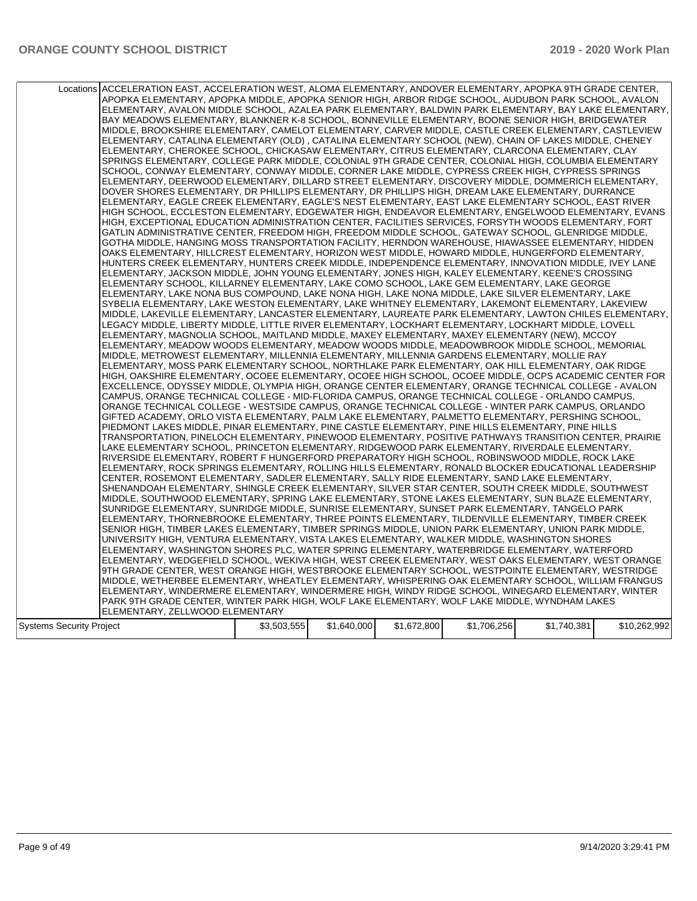| | | | | | | |
|---|---|---|---|---|---|---|
| Locations | ACCELERATION EAST, ACCELERATION WEST, ALOMA ELEMENTARY, ANDOVER ELEMENTARY, APOPKA 9TH GRADE CENTER, APOPKA ELEMENTARY, APOPKA MIDDLE, APOPKA SENIOR HIGH, ARBOR RIDGE SCHOOL, AUDUBON PARK SCHOOL, AVALON ELEMENTARY, AVALON MIDDLE SCHOOL, AZALEA PARK ELEMENTARY, BALDWIN PARK ELEMENTARY, BAY LAKE ELEMENTARY, BAY MEADOWS ELEMENTARY, BLANKNER K-8 SCHOOL, BONNEVILLE ELEMENTARY, BOONE SENIOR HIGH, BRIDGEWATER MIDDLE, BROOKSHIRE ELEMENTARY, CAMELOT ELEMENTARY, CARVER MIDDLE, CASTLE CREEK ELEMENTARY, CASTLEVIEW ELEMENTARY, CATALINA ELEMENTARY (OLD) , CATALINA ELEMENTARY SCHOOL (NEW), CHAIN OF LAKES MIDDLE, CHENEY ELEMENTARY, CHEROKEE SCHOOL, CHICKASAW ELEMENTARY, CITRUS ELEMENTARY, CLARCONA ELEMENTARY, CLAY SPRINGS ELEMENTARY, COLLEGE PARK MIDDLE, COLONIAL 9TH GRADE CENTER, COLONIAL HIGH, COLUMBIA ELEMENTARY SCHOOL, CONWAY ELEMENTARY, CONWAY MIDDLE, CORNER LAKE MIDDLE, CYPRESS CREEK HIGH, CYPRESS SPRINGS ELEMENTARY, DEERWOOD ELEMENTARY, DILLARD STREET ELEMENTARY, DISCOVERY MIDDLE, DOMMERICH ELEMENTARY, DOVER SHORES ELEMENTARY, DR PHILLIPS ELEMENTARY, DR PHILLIPS HIGH, DREAM LAKE ELEMENTARY, DURRANCE ELEMENTARY, EAGLE CREEK ELEMENTARY, EAGLE'S NEST ELEMENTARY, EAST LAKE ELEMENTARY SCHOOL, EAST RIVER HIGH SCHOOL, ECCLESTON ELEMENTARY, EDGEWATER HIGH, ENDEAVOR ELEMENTARY, ENGELWOOD ELEMENTARY, EVANS HIGH, EXCEPTIONAL EDUCATION ADMINISTRATION CENTER, FACILITIES SERVICES, FORSYTH WOODS ELEMENTARY, FORT GATLIN ADMINISTRATIVE CENTER, FREEDOM HIGH, FREEDOM MIDDLE SCHOOL, GATEWAY SCHOOL, GLENRIDGE MIDDLE, GOTHA MIDDLE, HANGING MOSS TRANSPORTATION FACILITY, HERNDON WAREHOUSE, HIAWASSEE ELEMENTARY, HIDDEN OAKS ELEMENTARY, HILLCREST ELEMENTARY, HORIZON WEST MIDDLE, HOWARD MIDDLE, HUNGERFORD ELEMENTARY, HUNTERS CREEK ELEMENTARY, HUNTERS CREEK MIDDLE, INDEPENDENCE ELEMENTARY, INNOVATION MIDDLE, IVEY LANE ELEMENTARY, JACKSON MIDDLE, JOHN YOUNG ELEMENTARY, JONES HIGH, KALEY ELEMENTARY, KEENE'S CROSSING ELEMENTARY SCHOOL, KILLARNEY ELEMENTARY, LAKE COMO SCHOOL, LAKE GEM ELEMENTARY, LAKE GEORGE ELEMENTARY, LAKE NONA BUS COMPOUND, LAKE NONA HIGH, LAKE NONA MIDDLE, LAKE SILVER ELEMENTARY, LAKE SYBELIA ELEMENTARY, LAKE WESTON ELEMENTARY, LAKE WHITNEY ELEMENTARY, LAKEMONT ELEMENTARY, LAKEVIEW MIDDLE, LAKEVILLE ELEMENTARY, LANCASTER ELEMENTARY, LAUREATE PARK ELEMENTARY, LAWTON CHILES ELEMENTARY, LEGACY MIDDLE, LIBERTY MIDDLE, LITTLE RIVER ELEMENTARY, LOCKHART ELEMENTARY, LOCKHART MIDDLE, LOVELL ELEMENTARY, MAGNOLIA SCHOOL, MAITLAND MIDDLE, MAXEY ELEMENTARY, MAXEY ELEMENTARY (NEW), MCCOY ELEMENTARY, MEADOW WOODS ELEMENTARY, MEADOW WOODS MIDDLE, MEADOWBROOK MIDDLE SCHOOL, MEMORIAL MIDDLE, METROWEST ELEMENTARY, MILLENNIA ELEMENTARY, MILLENNIA GARDENS ELEMENTARY, MOLLIE RAY ELEMENTARY, MOSS PARK ELEMENTARY SCHOOL, NORTHLAKE PARK ELEMENTARY, OAK HILL ELEMENTARY, OAK RIDGE HIGH, OAKSHIRE ELEMENTARY, OCOEE ELEMENTARY, OCOEE HIGH SCHOOL, OCOEE MIDDLE, OCPS ACADEMIC CENTER FOR EXCELLENCE, ODYSSEY MIDDLE, OLYMPIA HIGH, ORANGE CENTER ELEMENTARY, ORANGE TECHNICAL COLLEGE - AVALON CAMPUS, ORANGE TECHNICAL COLLEGE - MID-FLORIDA CAMPUS, ORANGE TECHNICAL COLLEGE - ORLANDO CAMPUS, ORANGE TECHNICAL COLLEGE - WESTSIDE CAMPUS, ORANGE TECHNICAL COLLEGE - WINTER PARK CAMPUS, ORLANDO GIFTED ACADEMY, ORLO VISTA ELEMENTARY, PALM LAKE ELEMENTARY, PALMETTO ELEMENTARY, PERSHING SCHOOL, PIEDMONT LAKES MIDDLE, PINAR ELEMENTARY, PINE CASTLE ELEMENTARY, PINE HILLS ELEMENTARY, PINE HILLS TRANSPORTATION, PINELOCH ELEMENTARY, PINEWOOD ELEMENTARY, POSITIVE PATHWAYS TRANSITION CENTER, PRAIRIE LAKE ELEMENTARY SCHOOL, PRINCETON ELEMENTARY, RIDGEWOOD PARK ELEMENTARY, RIVERDALE ELEMENTARY, RIVERSIDE ELEMENTARY, ROBERT F HUNGERFORD PREPARATORY HIGH SCHOOL, ROBINSWOOD MIDDLE, ROCK LAKE ELEMENTARY, ROCK SPRINGS ELEMENTARY, ROLLING HILLS ELEMENTARY, RONALD BLOCKER EDUCATIONAL LEADERSHIP CENTER, ROSEMONT ELEMENTARY, SADLER ELEMENTARY, SALLY RIDE ELEMENTARY, SAND LAKE ELEMENTARY, SHENANDOAH ELEMENTARY, SHINGLE CREEK ELEMENTARY, SILVER STAR CENTER, SOUTH CREEK MIDDLE, SOUTHWEST MIDDLE, SOUTHWOOD ELEMENTARY, SPRING LAKE ELEMENTARY, STONE LAKES ELEMENTARY, SUN BLAZE ELEMENTARY, SUNRIDGE ELEMENTARY, SUNRIDGE MIDDLE, SUNRISE ELEMENTARY, SUNSET PARK ELEMENTARY, TANGELO PARK ELEMENTARY, THORNEBROOKE ELEMENTARY, THREE POINTS ELEMENTARY, TILDENVILLE ELEMENTARY, TIMBER CREEK SENIOR HIGH, TIMBER LAKES ELEMENTARY, TIMBER SPRINGS MIDDLE, UNION PARK ELEMENTARY, UNION PARK MIDDLE, UNIVERSITY HIGH, VENTURA ELEMENTARY, VISTA LAKES ELEMENTARY, WALKER MIDDLE, WASHINGTON SHORES ELEMENTARY, WASHINGTON SHORES PLC, WATER SPRING ELEMENTARY, WATERBRIDGE ELEMENTARY, WATERFORD ELEMENTARY, WEDGEFIELD SCHOOL, WEKIVA HIGH, WEST CREEK ELEMENTARY, WEST OAKS ELEMENTARY, WEST ORANGE 9TH GRADE CENTER, WEST ORANGE HIGH, WESTBROOKE ELEMENTARY SCHOOL, WESTPOINTE ELEMENTARY, WESTRIDGE MIDDLE, WETHERBEE ELEMENTARY, WHEATLEY ELEMENTARY, WHISPERING OAK ELEMENTARY SCHOOL, WILLIAM FRANGUS ELEMENTARY, WINDERMERE ELEMENTARY, WINDERMERE HIGH, WINDY RIDGE SCHOOL, WINEGARD ELEMENTARY, WINTER PARK 9TH GRADE CENTER, WINTER PARK HIGH, WOLF LAKE ELEMENTARY, WOLF LAKE MIDDLE, WYNDHAM LAKES ELEMENTARY, ZELLWOOD ELEMENTARY | | | | | |
| Systems Security Project | $3,503,555 | $1,640,000 | $1,672,800 | $1,706,256 | $1,740,381 | $10,262,992 |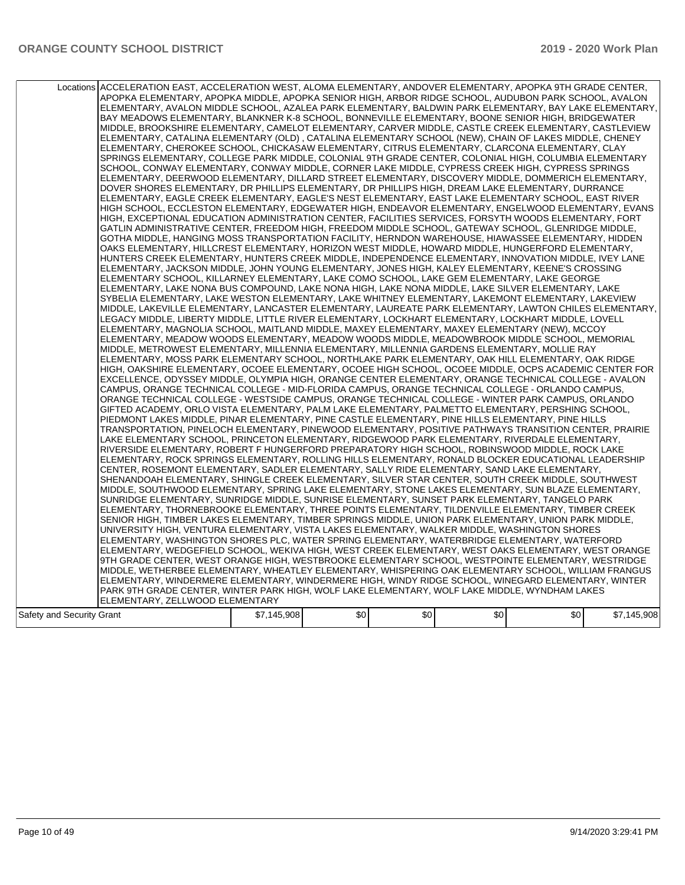| | | | | | | |
|---|---|---|---|---|---|---|
| Locations | ACCELERATION EAST, ACCELERATION WEST, ALOMA ELEMENTARY, ANDOVER ELEMENTARY, APOPKA 9TH GRADE CENTER, APOPKA ELEMENTARY, APOPKA MIDDLE, APOPKA SENIOR HIGH, ARBOR RIDGE SCHOOL, AUDUBON PARK SCHOOL, AVALON ELEMENTARY, AVALON MIDDLE SCHOOL, AZALEA PARK ELEMENTARY, BALDWIN PARK ELEMENTARY, BAY LAKE ELEMENTARY, BAY MEADOWS ELEMENTARY, BLANKNER K-8 SCHOOL, BONNEVILLE ELEMENTARY, BOONE SENIOR HIGH, BRIDGEWATER MIDDLE, BROOKSHIRE ELEMENTARY, CAMELOT ELEMENTARY, CARVER MIDDLE, CASTLE CREEK ELEMENTARY, CASTLEVIEW ELEMENTARY, CATALINA ELEMENTARY (OLD) , CATALINA ELEMENTARY SCHOOL (NEW), CHAIN OF LAKES MIDDLE, CHENEY ELEMENTARY, CHEROKEE SCHOOL, CHICKASAW ELEMENTARY, CITRUS ELEMENTARY, CLARCONA ELEMENTARY, CLAY SPRINGS ELEMENTARY, COLLEGE PARK MIDDLE, COLONIAL 9TH GRADE CENTER, COLONIAL HIGH, COLUMBIA ELEMENTARY SCHOOL, CONWAY ELEMENTARY, CONWAY MIDDLE, CORNER LAKE MIDDLE, CYPRESS CREEK HIGH, CYPRESS SPRINGS ELEMENTARY, DEERWOOD ELEMENTARY, DILLARD STREET ELEMENTARY, DISCOVERY MIDDLE, DOMMERICH ELEMENTARY, DOVER SHORES ELEMENTARY, DR PHILLIPS ELEMENTARY, DR PHILLIPS HIGH, DREAM LAKE ELEMENTARY, DURRANCE ELEMENTARY, EAGLE CREEK ELEMENTARY, EAGLE'S NEST ELEMENTARY, EAST LAKE ELEMENTARY SCHOOL, EAST RIVER HIGH SCHOOL, ECCLESTON ELEMENTARY, EDGEWATER HIGH, ENDEAVOR ELEMENTARY, ENGELWOOD ELEMENTARY, EVANS HIGH, EXCEPTIONAL EDUCATION ADMINISTRATION CENTER, FACILITIES SERVICES, FORSYTH WOODS ELEMENTARY, FORT GATLIN ADMINISTRATIVE CENTER, FREEDOM HIGH, FREEDOM MIDDLE SCHOOL, GATEWAY SCHOOL, GLENRIDGE MIDDLE, GOTHA MIDDLE, HANGING MOSS TRANSPORTATION FACILITY, HERNDON WAREHOUSE, HIAWASSEE ELEMENTARY, HIDDEN OAKS ELEMENTARY, HILLCREST ELEMENTARY, HORIZON WEST MIDDLE, HOWARD MIDDLE, HUNGERFORD ELEMENTARY, HUNTERS CREEK ELEMENTARY, HUNTERS CREEK MIDDLE, INDEPENDENCE ELEMENTARY, INNOVATION MIDDLE, IVEY LANE ELEMENTARY, JACKSON MIDDLE, JOHN YOUNG ELEMENTARY, JONES HIGH, KALEY ELEMENTARY, KEENE'S CROSSING ELEMENTARY SCHOOL, KILLARNEY ELEMENTARY, LAKE COMO SCHOOL, LAKE GEM ELEMENTARY, LAKE GEORGE ELEMENTARY, LAKE NONA BUS COMPOUND, LAKE NONA HIGH, LAKE NONA MIDDLE, LAKE SILVER ELEMENTARY, LAKE SYBELIA ELEMENTARY, LAKE WESTON ELEMENTARY, LAKE WHITNEY ELEMENTARY, LAKEMONT ELEMENTARY, LAKEVIEW MIDDLE, LAKEVILLE ELEMENTARY, LANCASTER ELEMENTARY, LAUREATE PARK ELEMENTARY, LAWTON CHILES ELEMENTARY, LEGACY MIDDLE, LIBERTY MIDDLE, LITTLE RIVER ELEMENTARY, LOCKHART ELEMENTARY, LOCKHART MIDDLE, LOVELL ELEMENTARY, MAGNOLIA SCHOOL, MAITLAND MIDDLE, MAXEY ELEMENTARY, MAXEY ELEMENTARY (NEW), MCCOY ELEMENTARY, MEADOW WOODS ELEMENTARY, MEADOW WOODS MIDDLE, MEADOWBROOK MIDDLE SCHOOL, MEMORIAL MIDDLE, METROWEST ELEMENTARY, MILLENNIA ELEMENTARY, MILLENNIA GARDENS ELEMENTARY, MOLLIE RAY ELEMENTARY, MOSS PARK ELEMENTARY SCHOOL, NORTHLAKE PARK ELEMENTARY, OAK HILL ELEMENTARY, OAK RIDGE HIGH, OAKSHIRE ELEMENTARY, OCOEE ELEMENTARY, OCOEE HIGH SCHOOL, OCOEE MIDDLE, OCPS ACADEMIC CENTER FOR EXCELLENCE, ODYSSEY MIDDLE, OLYMPIA HIGH, ORANGE CENTER ELEMENTARY, ORANGE TECHNICAL COLLEGE - AVALON CAMPUS, ORANGE TECHNICAL COLLEGE - MID-FLORIDA CAMPUS, ORANGE TECHNICAL COLLEGE - ORLANDO CAMPUS, ORANGE TECHNICAL COLLEGE - WESTSIDE CAMPUS, ORANGE TECHNICAL COLLEGE - WINTER PARK CAMPUS, ORLANDO GIFTED ACADEMY, ORLO VISTA ELEMENTARY, PALM LAKE ELEMENTARY, PALMETTO ELEMENTARY, PERSHING SCHOOL, PIEDMONT LAKES MIDDLE, PINAR ELEMENTARY, PINE CASTLE ELEMENTARY, PINE HILLS ELEMENTARY, PINE HILLS TRANSPORTATION, PINELOCH ELEMENTARY, PINEWOOD ELEMENTARY, POSITIVE PATHWAYS TRANSITION CENTER, PRAIRIE LAKE ELEMENTARY SCHOOL, PRINCETON ELEMENTARY, RIDGEWOOD PARK ELEMENTARY, RIVERDALE ELEMENTARY, RIVERSIDE ELEMENTARY, ROBERT F HUNGERFORD PREPARATORY HIGH SCHOOL, ROBINSWOOD MIDDLE, ROCK LAKE ELEMENTARY, ROCK SPRINGS ELEMENTARY, ROLLING HILLS ELEMENTARY, RONALD BLOCKER EDUCATIONAL LEADERSHIP CENTER, ROSEMONT ELEMENTARY, SADLER ELEMENTARY, SALLY RIDE ELEMENTARY, SAND LAKE ELEMENTARY, SHENANDOAH ELEMENTARY, SHINGLE CREEK ELEMENTARY, SILVER STAR CENTER, SOUTH CREEK MIDDLE, SOUTHWEST MIDDLE, SOUTHWOOD ELEMENTARY, SPRING LAKE ELEMENTARY, STONE LAKES ELEMENTARY, SUN BLAZE ELEMENTARY, SUNRIDGE ELEMENTARY, SUNRIDGE MIDDLE, SUNRISE ELEMENTARY, SUNSET PARK ELEMENTARY, TANGELO PARK ELEMENTARY, THORNEBROOKE ELEMENTARY, THREE POINTS ELEMENTARY, TILDENVILLE ELEMENTARY, TIMBER CREEK SENIOR HIGH, TIMBER LAKES ELEMENTARY, TIMBER SPRINGS MIDDLE, UNION PARK ELEMENTARY, UNION PARK MIDDLE, UNIVERSITY HIGH, VENTURA ELEMENTARY, VISTA LAKES ELEMENTARY, WALKER MIDDLE, WASHINGTON SHORES ELEMENTARY, WASHINGTON SHORES PLC, WATER SPRING ELEMENTARY, WATERBRIDGE ELEMENTARY, WATERFORD ELEMENTARY, WEDGEFIELD SCHOOL, WEKIVA HIGH, WEST CREEK ELEMENTARY, WEST OAKS ELEMENTARY, WEST ORANGE 9TH GRADE CENTER, WEST ORANGE HIGH, WESTBROOKE ELEMENTARY SCHOOL, WESTPOINTE ELEMENTARY, WESTRIDGE MIDDLE, WETHERBEE ELEMENTARY, WHEATLEY ELEMENTARY, WHISPERING OAK ELEMENTARY SCHOOL, WILLIAM FRANGUS ELEMENTARY, WINDERMERE ELEMENTARY, WINDERMERE HIGH, WINDY RIDGE SCHOOL, WINEGARD ELEMENTARY, WINTER PARK 9TH GRADE CENTER, WINTER PARK HIGH, WOLF LAKE ELEMENTARY, WOLF LAKE MIDDLE, WYNDHAM LAKES ELEMENTARY, ZELLWOOD ELEMENTARY | | | | | |
| Safety and Security Grant | $7,145,908 | $0 | $0 | $0 | $0 | $7,145,908 |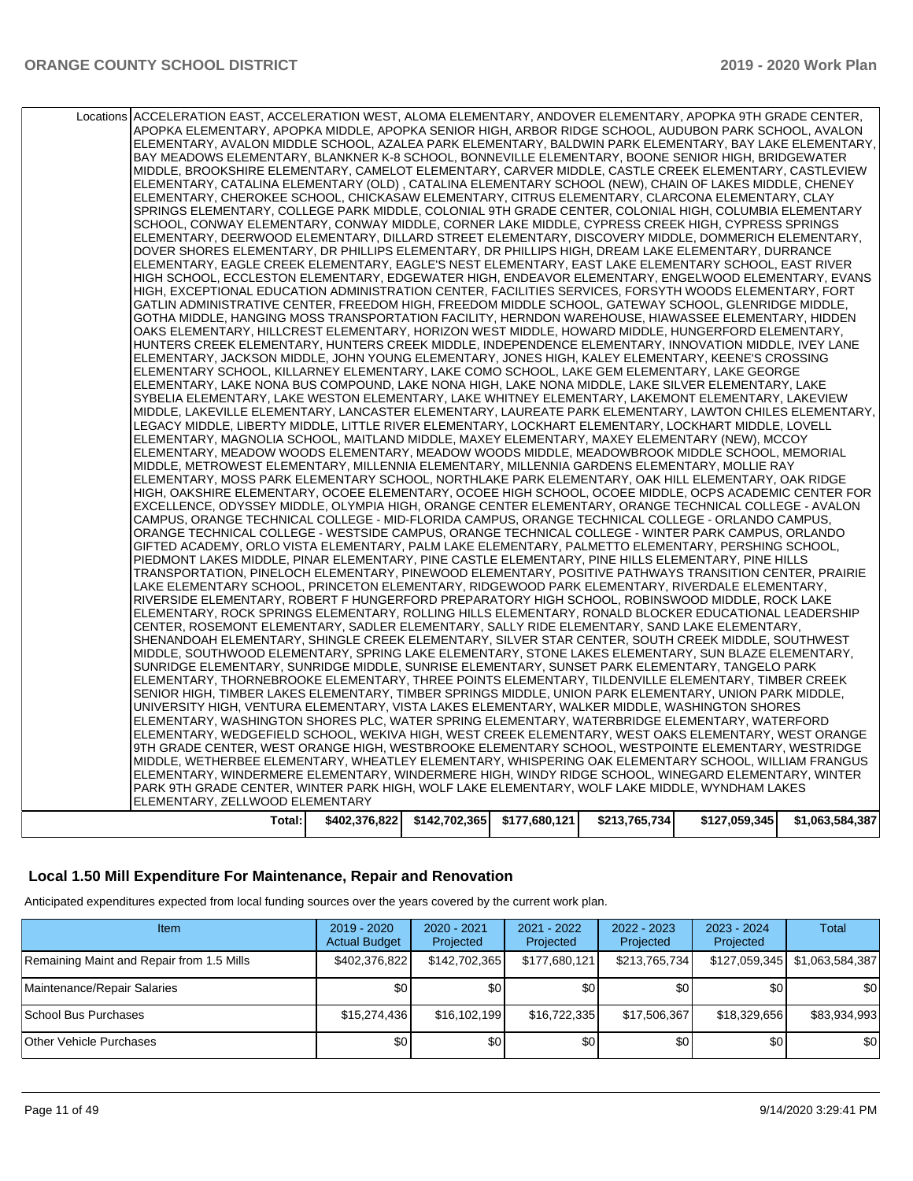| | | | | | | |
|---|---|---|---|---|---|---|
| Locations | ACCELERATION EAST, ACCELERATION WEST, ALOMA ELEMENTARY, ANDOVER ELEMENTARY, APOPKA 9TH GRADE CENTER, APOPKA ELEMENTARY, APOPKA MIDDLE, APOPKA SENIOR HIGH, ARBOR RIDGE SCHOOL, AUDUBON PARK SCHOOL, AVALON ELEMENTARY, AVALON MIDDLE SCHOOL, AZALEA PARK ELEMENTARY, BALDWIN PARK ELEMENTARY, BAY LAKE ELEMENTARY, BAY MEADOWS ELEMENTARY, BLANKNER K-8 SCHOOL, BONNEVILLE ELEMENTARY, BOONE SENIOR HIGH, BRIDGEWATER MIDDLE, BROOKSHIRE ELEMENTARY, CAMELOT ELEMENTARY, CARVER MIDDLE, CASTLE CREEK ELEMENTARY, CASTLEVIEW ELEMENTARY, CATALINA ELEMENTARY (OLD) , CATALINA ELEMENTARY SCHOOL (NEW), CHAIN OF LAKES MIDDLE, CHENEY ELEMENTARY, CHEROKEE SCHOOL, CHICKASAW ELEMENTARY, CITRUS ELEMENTARY, CLARCONA ELEMENTARY, CLAY SPRINGS ELEMENTARY, COLLEGE PARK MIDDLE, COLONIAL 9TH GRADE CENTER, COLONIAL HIGH, COLUMBIA ELEMENTARY SCHOOL, CONWAY ELEMENTARY, CONWAY MIDDLE, CORNER LAKE MIDDLE, CYPRESS CREEK HIGH, CYPRESS SPRINGS ELEMENTARY, DEERWOOD ELEMENTARY, DILLARD STREET ELEMENTARY, DISCOVERY MIDDLE, DOMMERICH ELEMENTARY, DOVER SHORES ELEMENTARY, DR PHILLIPS ELEMENTARY, DR PHILLIPS HIGH, DREAM LAKE ELEMENTARY, DURRANCE ELEMENTARY, EAGLE CREEK ELEMENTARY, EAGLE'S NEST ELEMENTARY, EAST LAKE ELEMENTARY SCHOOL, EAST RIVER HIGH SCHOOL, ECCLESTON ELEMENTARY, EDGEWATER HIGH, ENDEAVOR ELEMENTARY, ENGELWOOD ELEMENTARY, EVANS HIGH, EXCEPTIONAL EDUCATION ADMINISTRATION CENTER, FACILITIES SERVICES, FORSYTH WOODS ELEMENTARY, FORT GATLIN ADMINISTRATIVE CENTER, FREEDOM HIGH, FREEDOM MIDDLE SCHOOL, GATEWAY SCHOOL, GLENRIDGE MIDDLE, GOTHA MIDDLE, HANGING MOSS TRANSPORTATION FACILITY, HERNDON WAREHOUSE, HIAWASSEE ELEMENTARY, HIDDEN OAKS ELEMENTARY, HILLCREST ELEMENTARY, HORIZON WEST MIDDLE, HOWARD MIDDLE, HUNGERFORD ELEMENTARY, HUNTERS CREEK ELEMENTARY, HUNTERS CREEK MIDDLE, INDEPENDENCE ELEMENTARY, INNOVATION MIDDLE, IVEY LANE ELEMENTARY, JACKSON MIDDLE, JOHN YOUNG ELEMENTARY, JONES HIGH, KALEY ELEMENTARY, KEENE'S CROSSING ELEMENTARY SCHOOL, KILLARNEY ELEMENTARY, LAKE COMO SCHOOL, LAKE GEM ELEMENTARY, LAKE GEORGE ELEMENTARY, LAKE NONA BUS COMPOUND, LAKE NONA HIGH, LAKE NONA MIDDLE, LAKE SILVER ELEMENTARY, LAKE SYBELIA ELEMENTARY, LAKE WESTON ELEMENTARY, LAKE WHITNEY ELEMENTARY, LAKEMONT ELEMENTARY, LAKEVIEW MIDDLE, LAKEVILLE ELEMENTARY, LANCASTER ELEMENTARY, LAUREATE PARK ELEMENTARY, LAWTON CHILES ELEMENTARY, LEGACY MIDDLE, LIBERTY MIDDLE, LITTLE RIVER ELEMENTARY, LOCKHART ELEMENTARY, LOCKHART MIDDLE, LOVELL ELEMENTARY, MAGNOLIA SCHOOL, MAITLAND MIDDLE, MAXEY ELEMENTARY, MAXEY ELEMENTARY (NEW), MCCOY ELEMENTARY, MEADOW WOODS ELEMENTARY, MEADOW WOODS MIDDLE, MEADOWBROOK MIDDLE SCHOOL, MEMORIAL MIDDLE, METROWEST ELEMENTARY, MILLENNIA ELEMENTARY, MILLENNIA GARDENS ELEMENTARY, MOLLIE RAY ELEMENTARY, MOSS PARK ELEMENTARY SCHOOL, NORTHLAKE PARK ELEMENTARY, OAK HILL ELEMENTARY, OAK RIDGE HIGH, OAKSHIRE ELEMENTARY, OCOEE ELEMENTARY, OCOEE HIGH SCHOOL, OCOEE MIDDLE, OCPS ACADEMIC CENTER FOR EXCELLENCE, ODYSSEY MIDDLE, OLYMPIA HIGH, ORANGE CENTER ELEMENTARY, ORANGE TECHNICAL COLLEGE - AVALON CAMPUS, ORANGE TECHNICAL COLLEGE - MID-FLORIDA CAMPUS, ORANGE TECHNICAL COLLEGE - ORLANDO CAMPUS, ORANGE TECHNICAL COLLEGE - WESTSIDE CAMPUS, ORANGE TECHNICAL COLLEGE - WINTER PARK CAMPUS, ORLANDO GIFTED ACADEMY, ORLO VISTA ELEMENTARY, PALM LAKE ELEMENTARY, PALMETTO ELEMENTARY, PERSHING SCHOOL, PIEDMONT LAKES MIDDLE, PINAR ELEMENTARY, PINE CASTLE ELEMENTARY, PINE HILLS ELEMENTARY, PINE HILLS TRANSPORTATION, PINELOCH ELEMENTARY, PINEWOOD ELEMENTARY, POSITIVE PATHWAYS TRANSITION CENTER, PRAIRIE LAKE ELEMENTARY SCHOOL, PRINCETON ELEMENTARY, RIDGEWOOD PARK ELEMENTARY, RIVERDALE ELEMENTARY, RIVERSIDE ELEMENTARY, ROBERT F HUNGERFORD PREPARATORY HIGH SCHOOL, ROBINSWOOD MIDDLE, ROCK LAKE ELEMENTARY, ROCK SPRINGS ELEMENTARY, ROLLING HILLS ELEMENTARY, RONALD BLOCKER EDUCATIONAL LEADERSHIP CENTER, ROSEMONT ELEMENTARY, SADLER ELEMENTARY, SALLY RIDE ELEMENTARY, SAND LAKE ELEMENTARY, SHENANDOAH ELEMENTARY, SHINGLE CREEK ELEMENTARY, SILVER STAR CENTER, SOUTH CREEK MIDDLE, SOUTHWEST MIDDLE, SOUTHWOOD ELEMENTARY, SPRING LAKE ELEMENTARY, STONE LAKES ELEMENTARY, SUN BLAZE ELEMENTARY, SUNRIDGE ELEMENTARY, SUNRIDGE MIDDLE, SUNRISE ELEMENTARY, SUNSET PARK ELEMENTARY, TANGELO PARK ELEMENTARY, THORNEBROOKE ELEMENTARY, THREE POINTS ELEMENTARY, TILDENVILLE ELEMENTARY, TIMBER CREEK SENIOR HIGH, TIMBER LAKES ELEMENTARY, TIMBER SPRINGS MIDDLE, UNION PARK ELEMENTARY, UNION PARK MIDDLE, UNIVERSITY HIGH, VENTURA ELEMENTARY, VISTA LAKES ELEMENTARY, WALKER MIDDLE, WASHINGTON SHORES ELEMENTARY, WASHINGTON SHORES PLC, WATER SPRING ELEMENTARY, WATERBRIDGE ELEMENTARY, WATERFORD ELEMENTARY, WEDGEFIELD SCHOOL, WEKIVA HIGH, WEST CREEK ELEMENTARY, WEST OAKS ELEMENTARY, WEST ORANGE 9TH GRADE CENTER, WEST ORANGE HIGH, WESTBROOKE ELEMENTARY SCHOOL, WESTPOINTE ELEMENTARY, WESTRIDGE MIDDLE, WETHERBEE ELEMENTARY, WHEATLEY ELEMENTARY, WHISPERING OAK ELEMENTARY SCHOOL, WILLIAM FRANGUS ELEMENTARY, WINDERMERE ELEMENTARY, WINDERMERE HIGH, WINDY RIDGE SCHOOL, WINEGARD ELEMENTARY, WINTER PARK 9TH GRADE CENTER, WINTER PARK HIGH, WOLF LAKE ELEMENTARY, WOLF LAKE MIDDLE, WYNDHAM LAKES ELEMENTARY, ZELLWOOD ELEMENTARY | | | | | |
| **Total:** | **$402,376,822** | **$142,702,365** | **$177,680,121** | **$213,765,734** | **$127,059,345** | **$1,063,584,387** |

## Local 1.50 Mill Expenditure For Maintenance, Repair and Renovation

Anticipated expenditures expected from local funding sources over the years covered by the current work plan.

| Item | 2019 - 2020 Actual Budget | 2020 - 2021 Projected | 2021 - 2022 Projected | 2022 - 2023 Projected | 2023 - 2024 Projected | Total |
|---|---|---|---|---|---|---|
| Remaining Maint and Repair from 1.5 Mills | $402,376,822 | $142,702,365 | $177,680,121 | $213,765,734 | $127,059,345 | $1,063,584,387 |
| Maintenance/Repair Salaries | $0 | $0 | $0 | $0 | $0 | $0 |
| School Bus Purchases | $15,274,436 | $16,102,199 | $16,722,335 | $17,506,367 | $18,329,656 | $83,934,993 |
| Other Vehicle Purchases | $0 | $0 | $0 | $0 | $0 | $0 |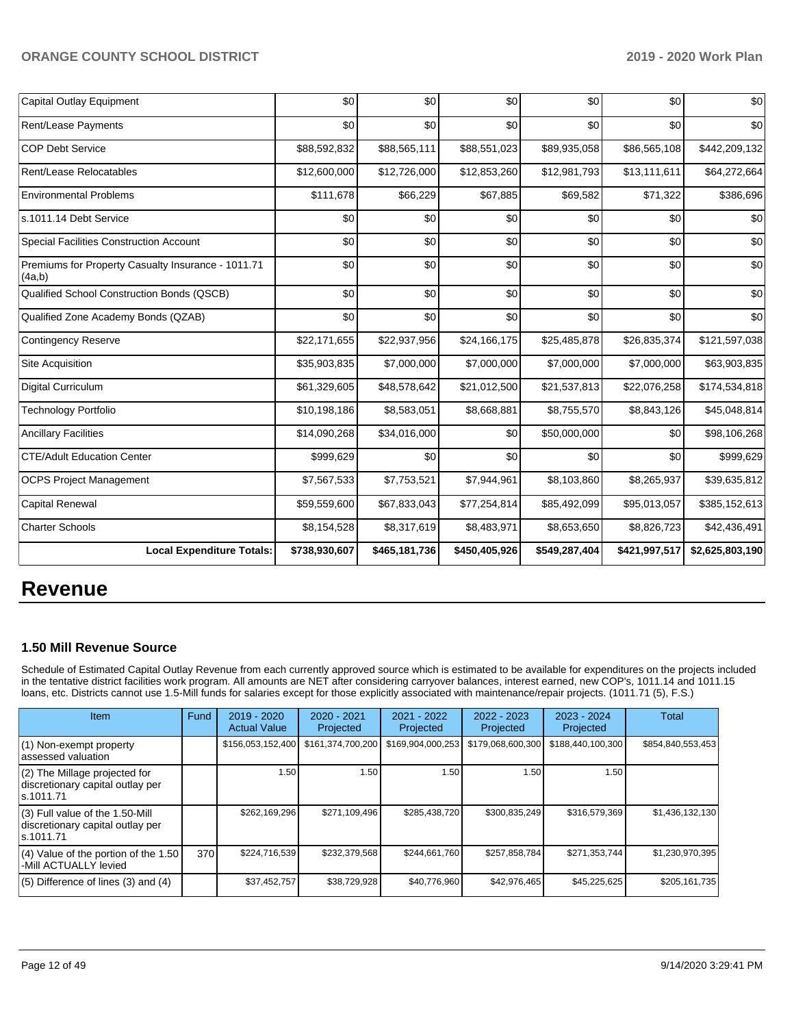| | | | | | | |
|---|---|---|---|---|---|---|
| Capital Outlay Equipment | $0 | $0 | $0 | $0 | $0 | $0 |
| Rent/Lease Payments | $0 | $0 | $0 | $0 | $0 | $0 |
| COP Debt Service | $88,592,832 | $88,565,111 | $88,551,023 | $89,935,058 | $86,565,108 | $442,209,132 |
| Rent/Lease Relocatables | $12,600,000 | $12,726,000 | $12,853,260 | $12,981,793 | $13,111,611 | $64,272,664 |
| Environmental Problems | $111,678 | $66,229 | $67,885 | $69,582 | $71,322 | $386,696 |
| s.1011.14 Debt Service | $0 | $0 | $0 | $0 | $0 | $0 |
| Special Facilities Construction Account | $0 | $0 | $0 | $0 | $0 | $0 |
| Premiums for Property Casualty Insurance - 1011.71 (4a,b) | $0 | $0 | $0 | $0 | $0 | $0 |
| Qualified School Construction Bonds (QSCB) | $0 | $0 | $0 | $0 | $0 | $0 |
| Qualified Zone Academy Bonds (QZAB) | $0 | $0 | $0 | $0 | $0 | $0 |
| Contingency Reserve | $22,171,655 | $22,937,956 | $24,166,175 | $25,485,878 | $26,835,374 | $121,597,038 |
| Site Acquisition | $35,903,835 | $7,000,000 | $7,000,000 | $7,000,000 | $7,000,000 | $63,903,835 |
| Digital Curriculum | $61,329,605 | $48,578,642 | $21,012,500 | $21,537,813 | $22,076,258 | $174,534,818 |
| Technology Portfolio | $10,198,186 | $8,583,051 | $8,668,881 | $8,755,570 | $8,843,126 | $45,048,814 |
| Ancillary Facilities | $14,090,268 | $34,016,000 | $0 | $50,000,000 | $0 | $98,106,268 |
| CTE/Adult Education Center | $999,629 | $0 | $0 | $0 | $0 | $999,629 |
| OCPS Project Management | $7,567,533 | $7,753,521 | $7,944,961 | $8,103,860 | $8,265,937 | $39,635,812 |
| Capital Renewal | $59,559,600 | $67,833,043 | $77,254,814 | $85,492,099 | $95,013,057 | $385,152,613 |
| Charter Schools | $8,154,528 | $8,317,619 | $8,483,971 | $8,653,650 | $8,826,723 | $42,436,491 |
| **Local Expenditure Totals:** | **$738,930,607** | **$465,181,736** | **$450,405,926** | **$549,287,404** | **$421,997,517** | **$2,625,803,190** |

# Revenue

### 1.50 Mill Revenue Source

Schedule of Estimated Capital Outlay Revenue from each currently approved source which is estimated to be available for expenditures on the projects included in the tentative district facilities work program. All amounts are NET after considering carryover balances, interest earned, new COP's, 1011.14 and 1011.15 loans, etc. Districts cannot use 1.5-Mill funds for salaries except for those explicitly associated with maintenance/repair projects. (1011.71 (5), F.S.)

| Item | Fund | 2019 - 2020 Actual Value | 2020 - 2021 Projected | 2021 - 2022 Projected | 2022 - 2023 Projected | 2023 - 2024 Projected | Total |
|---|---|---|---|---|---|---|---|
| (1) Non-exempt property assessed valuation | | $156,053,152,400 | $161,374,700,200 | $169,904,000,253 | $179,068,600,300 | $188,440,100,300 | $854,840,553,453 |
| (2) The Millage projected for discretionary capital outlay per s.1011.71 | | 1.50 | 1.50 | 1.50 | 1.50 | 1.50 | |
| (3) Full value of the 1.50-Mill discretionary capital outlay per s.1011.71 | | $262,169,296 | $271,109,496 | $285,438,720 | $300,835,249 | $316,579,369 | $1,436,132,130 |
| (4) Value of the portion of the 1.50 -Mill ACTUALLY levied | 370 | $224,716,539 | $232,379,568 | $244,661,760 | $257,858,784 | $271,353,744 | $1,230,970,395 |
| (5) Difference of lines (3) and (4) | | $37,452,757 | $38,729,928 | $40,776,960 | $42,976,465 | $45,225,625 | $205,161,735 |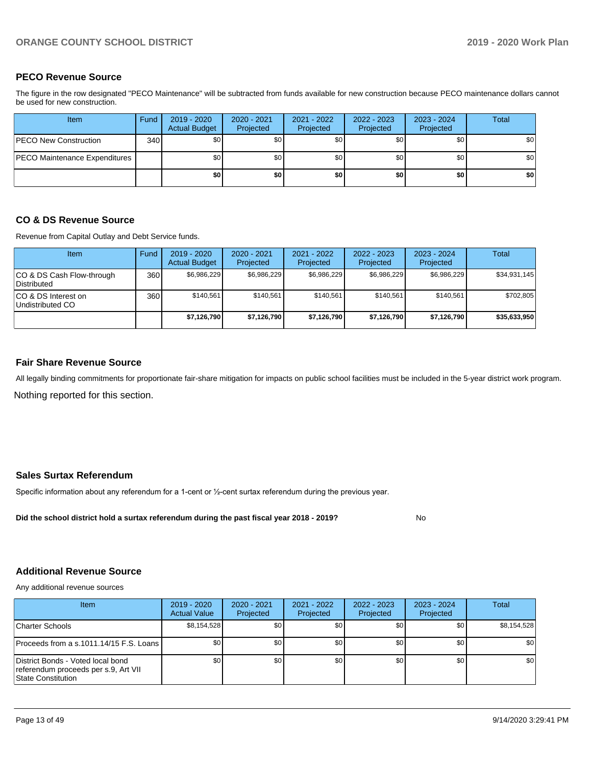## PECO Revenue Source

The figure in the row designated "PECO Maintenance" will be subtracted from funds available for new construction because PECO maintenance dollars cannot be used for new construction.

| Item | Fund | 2019 - 2020 Actual Budget | 2020 - 2021 Projected | 2021 - 2022 Projected | 2022 - 2023 Projected | 2023 - 2024 Projected | Total |
|---|---|---|---|---|---|---|---|
| PECO New Construction | 340 | $0 | $0 | $0 | $0 | $0 | $0 |
| PECO Maintenance Expenditures | | $0 | $0 | $0 | $0 | $0 | $0 |
| | | **$0** | **$0** | **$0** | **$0** | **$0** | **$0** |

## CO & DS Revenue Source

Revenue from Capital Outlay and Debt Service funds.

| Item | Fund | 2019 - 2020 Actual Budget | 2020 - 2021 Projected | 2021 - 2022 Projected | 2022 - 2023 Projected | 2023 - 2024 Projected | Total |
|---|---|---|---|---|---|---|---|
| CO & DS Cash Flow-through Distributed | 360 | $6,986,229 | $6,986,229 | $6,986,229 | $6,986,229 | $6,986,229 | $34,931,145 |
| CO & DS Interest on Undistributed CO | 360 | $140,561 | $140,561 | $140,561 | $140,561 | $140,561 | $702,805 |
| | | **$7,126,790** | **$7,126,790** | **$7,126,790** | **$7,126,790** | **$7,126,790** | **$35,633,950** |

## Fair Share Revenue Source

All legally binding commitments for proportionate fair-share mitigation for impacts on public school facilities must be included in the 5-year district work program.

Nothing reported for this section.

## Sales Surtax Referendum

Specific information about any referendum for a 1-cent or ½-cent surtax referendum during the previous year.

**Did the school district hold a surtax referendum during the past fiscal year 2018 - 2019?** No

## Additional Revenue Source

Any additional revenue sources

| Item | 2019 - 2020 Actual Value | 2020 - 2021 Projected | 2021 - 2022 Projected | 2022 - 2023 Projected | 2023 - 2024 Projected | Total |
|---|---|---|---|---|---|---|
| Charter Schools | $8,154,528 | $0 | $0 | $0 | $0 | $8,154,528 |
| Proceeds from a s.1011.14/15 F.S. Loans | $0 | $0 | $0 | $0 | $0 | $0 |
| District Bonds - Voted local bond referendum proceeds per s.9, Art VII State Constitution | $0 | $0 | $0 | $0 | $0 | $0 |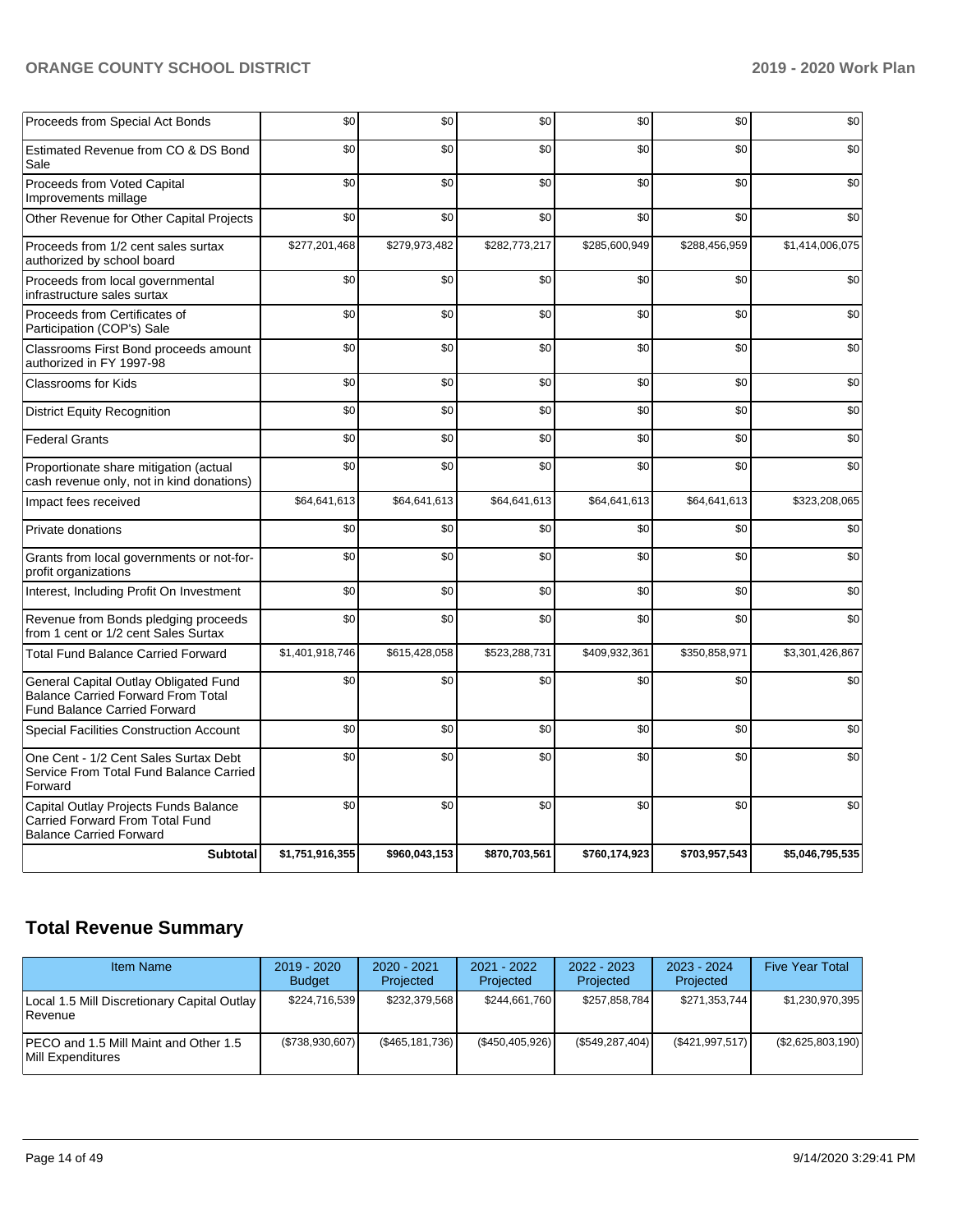| | | | | | | |
|---|---|---|---|---|---|---|
| Proceeds from Special Act Bonds | $0 | $0 | $0 | $0 | $0 | $0 |
| Estimated Revenue from CO & DS Bond Sale | $0 | $0 | $0 | $0 | $0 | $0 |
| Proceeds from Voted Capital Improvements millage | $0 | $0 | $0 | $0 | $0 | $0 |
| Other Revenue for Other Capital Projects | $0 | $0 | $0 | $0 | $0 | $0 |
| Proceeds from 1/2 cent sales surtax authorized by school board | $277,201,468 | $279,973,482 | $282,773,217 | $285,600,949 | $288,456,959 | $1,414,006,075 |
| Proceeds from local governmental infrastructure sales surtax | $0 | $0 | $0 | $0 | $0 | $0 |
| Proceeds from Certificates of Participation (COP's) Sale | $0 | $0 | $0 | $0 | $0 | $0 |
| Classrooms First Bond proceeds amount authorized in FY 1997-98 | $0 | $0 | $0 | $0 | $0 | $0 |
| Classrooms for Kids | $0 | $0 | $0 | $0 | $0 | $0 |
| District Equity Recognition | $0 | $0 | $0 | $0 | $0 | $0 |
| Federal Grants | $0 | $0 | $0 | $0 | $0 | $0 |
| Proportionate share mitigation (actual cash revenue only, not in kind donations) | $0 | $0 | $0 | $0 | $0 | $0 |
| Impact fees received | $64,641,613 | $64,641,613 | $64,641,613 | $64,641,613 | $64,641,613 | $323,208,065 |
| Private donations | $0 | $0 | $0 | $0 | $0 | $0 |
| Grants from local governments or not-for-profit organizations | $0 | $0 | $0 | $0 | $0 | $0 |
| Interest, Including Profit On Investment | $0 | $0 | $0 | $0 | $0 | $0 |
| Revenue from Bonds pledging proceeds from 1 cent or 1/2 cent Sales Surtax | $0 | $0 | $0 | $0 | $0 | $0 |
| Total Fund Balance Carried Forward | $1,401,918,746 | $615,428,058 | $523,288,731 | $409,932,361 | $350,858,971 | $3,301,426,867 |
| General Capital Outlay Obligated Fund Balance Carried Forward From Total Fund Balance Carried Forward | $0 | $0 | $0 | $0 | $0 | $0 |
| Special Facilities Construction Account | $0 | $0 | $0 | $0 | $0 | $0 |
| One Cent - 1/2 Cent Sales Surtax Debt Service From Total Fund Balance Carried Forward | $0 | $0 | $0 | $0 | $0 | $0 |
| Capital Outlay Projects Funds Balance Carried Forward From Total Fund Balance Carried Forward | $0 | $0 | $0 | $0 | $0 | $0 |
| **Subtotal** | **$1,751,916,355** | **$960,043,153** | **$870,703,561** | **$760,174,923** | **$703,957,543** | **$5,046,795,535** |

## Total Revenue Summary

| Item Name | 2019 - 2020 Budget | 2020 - 2021 Projected | 2021 - 2022 Projected | 2022 - 2023 Projected | 2023 - 2024 Projected | Five Year Total |
|---|---|---|---|---|---|---|
| Local 1.5 Mill Discretionary Capital Outlay Revenue | $224,716,539 | $232,379,568 | $244,661,760 | $257,858,784 | $271,353,744 | $1,230,970,395 |
| PECO and 1.5 Mill Maint and Other 1.5 Mill Expenditures | ($738,930,607) | ($465,181,736) | ($450,405,926) | ($549,287,404) | ($421,997,517) | ($2,625,803,190) |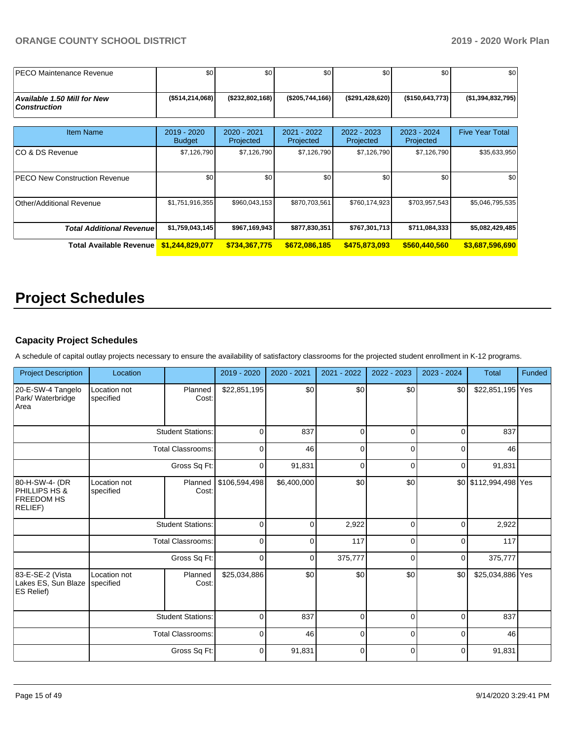| | | | | | | |
|---|---|---|---|---|---|---|
| PECO Maintenance Revenue | $0 | $0 | $0 | $0 | $0 | $0 |
| ***Available 1.50 Mill for New Construction*** | **($514,214,068)** | **($232,802,168)** | **($205,744,166)** | **($291,428,620)** | **($150,643,773)** | **($1,394,832,795)** |

| Item Name | 2019 - 2020 Budget | 2020 - 2021 Projected | 2021 - 2022 Projected | 2022 - 2023 Projected | 2023 - 2024 Projected | Five Year Total |
|---|---|---|---|---|---|---|
| CO & DS Revenue | $7,126,790 | $7,126,790 | $7,126,790 | $7,126,790 | $7,126,790 | $35,633,950 |
| PECO New Construction Revenue | $0 | $0 | $0 | $0 | $0 | $0 |
| Other/Additional Revenue | $1,751,916,355 | $960,043,153 | $870,703,561 | $760,174,923 | $703,957,543 | $5,046,795,535 |
| ***Total Additional Revenue*** | **$1,759,043,145** | **$967,169,943** | **$877,830,351** | **$767,301,713** | **$711,084,333** | **$5,082,429,485** |
| **Total Available Revenue** | **$1,244,829,077** | **$734,367,775** | **$672,086,185** | **$475,873,093** | **$560,440,560** | **$3,687,596,690** |

# Project Schedules

### Capacity Project Schedules

A schedule of capital outlay projects necessary to ensure the availability of satisfactory classrooms for the projected student enrollment in K-12 programs.

| Project Description | Location | | 2019 - 2020 | 2020 - 2021 | 2021 - 2022 | 2022 - 2023 | 2023 - 2024 | Total | Funded |
|---|---|---|---|---|---|---|---|---|---|
| 20-E-SW-4 Tangelo Park/ Waterbridge Area | Location not specified | Planned Cost: | $22,851,195 | $0 | $0 | $0 | $0 | $22,851,195 | Yes |
| | | Student Stations: | 0 | 837 | 0 | 0 | 0 | 837 | |
| | | Total Classrooms: | 0 | 46 | 0 | 0 | 0 | 46 | |
| | | Gross Sq Ft: | 0 | 91,831 | 0 | 0 | 0 | 91,831 | |
| 80-H-SW-4- (DR PHILLIPS HS & FREEDOM HS RELIEF) | Location not specified | Planned Cost: | $106,594,498 | $6,400,000 | $0 | $0 | $0 | $112,994,498 | Yes |
| | | Student Stations: | 0 | 0 | 2,922 | 0 | 0 | 2,922 | |
| | | Total Classrooms: | 0 | 0 | 117 | 0 | 0 | 117 | |
| | | Gross Sq Ft: | 0 | 0 | 375,777 | 0 | 0 | 375,777 | |
| 83-E-SE-2 (Vista Lakes ES, Sun Blaze ES Relief) | Location not specified | Planned Cost: | $25,034,886 | $0 | $0 | $0 | $0 | $25,034,886 | Yes |
| | | Student Stations: | 0 | 837 | 0 | 0 | 0 | 837 | |
| | | Total Classrooms: | 0 | 46 | 0 | 0 | 0 | 46 | |
| | | Gross Sq Ft: | 0 | 91,831 | 0 | 0 | 0 | 91,831 | |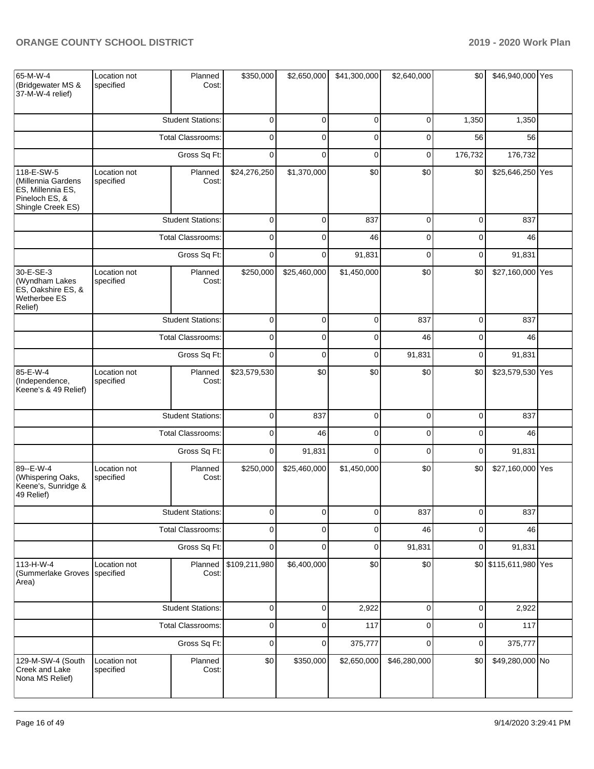| | | | | | | | | | |
|---|---|---|---|---|---|---|---|---|---|
| 65-M-W-4 (Bridgewater MS & 37-M-W-4 relief) | Location not specified | Planned Cost: | $350,000 | $2,650,000 | $41,300,000 | $2,640,000 | $0 | $46,940,000 | Yes |
| | | Student Stations: | 0 | 0 | 0 | 0 | 1,350 | 1,350 | |
| | | Total Classrooms: | 0 | 0 | 0 | 0 | 56 | 56 | |
| | | Gross Sq Ft: | 0 | 0 | 0 | 0 | 176,732 | 176,732 | |
| 118-E-SW-5 (Millennia Gardens ES, Millennia ES, Pineloch ES, & Shingle Creek ES) | Location not specified | Planned Cost: | $24,276,250 | $1,370,000 | $0 | $0 | $0 | $25,646,250 | Yes |
| | | Student Stations: | 0 | 0 | 837 | 0 | 0 | 837 | |
| | | Total Classrooms: | 0 | 0 | 46 | 0 | 0 | 46 | |
| | | Gross Sq Ft: | 0 | 0 | 91,831 | 0 | 0 | 91,831 | |
| 30-E-SE-3 (Wyndham Lakes ES, Oakshire ES, & Wetherbee ES Relief) | Location not specified | Planned Cost: | $250,000 | $25,460,000 | $1,450,000 | $0 | $0 | $27,160,000 | Yes |
| | | Student Stations: | 0 | 0 | 0 | 837 | 0 | 837 | |
| | | Total Classrooms: | 0 | 0 | 0 | 46 | 0 | 46 | |
| | | Gross Sq Ft: | 0 | 0 | 0 | 91,831 | 0 | 91,831 | |
| 85-E-W-4 (Independence, Keene's & 49 Relief) | Location not specified | Planned Cost: | $23,579,530 | $0 | $0 | $0 | $0 | $23,579,530 | Yes |
| | | Student Stations: | 0 | 837 | 0 | 0 | 0 | 837 | |
| | | Total Classrooms: | 0 | 46 | 0 | 0 | 0 | 46 | |
| | | Gross Sq Ft: | 0 | 91,831 | 0 | 0 | 0 | 91,831 | |
| 89--E-W-4 (Whispering Oaks, Keene's, Sunridge & 49 Relief) | Location not specified | Planned Cost: | $250,000 | $25,460,000 | $1,450,000 | $0 | $0 | $27,160,000 | Yes |
| | | Student Stations: | 0 | 0 | 0 | 837 | 0 | 837 | |
| | | Total Classrooms: | 0 | 0 | 0 | 46 | 0 | 46 | |
| | | Gross Sq Ft: | 0 | 0 | 0 | 91,831 | 0 | 91,831 | |
| 113-H-W-4 (Summerlake Groves Area) | Location not specified | Planned Cost: | $109,211,980 | $6,400,000 | $0 | $0 | $0 | $115,611,980 | Yes |
| | | Student Stations: | 0 | 0 | 2,922 | 0 | 0 | 2,922 | |
| | | Total Classrooms: | 0 | 0 | 117 | 0 | 0 | 117 | |
| | | Gross Sq Ft: | 0 | 0 | 375,777 | 0 | 0 | 375,777 | |
| 129-M-SW-4 (South Creek and Lake Nona MS Relief) | Location not specified | Planned Cost: | $0 | $350,000 | $2,650,000 | $46,280,000 | $0 | $49,280,000 | No |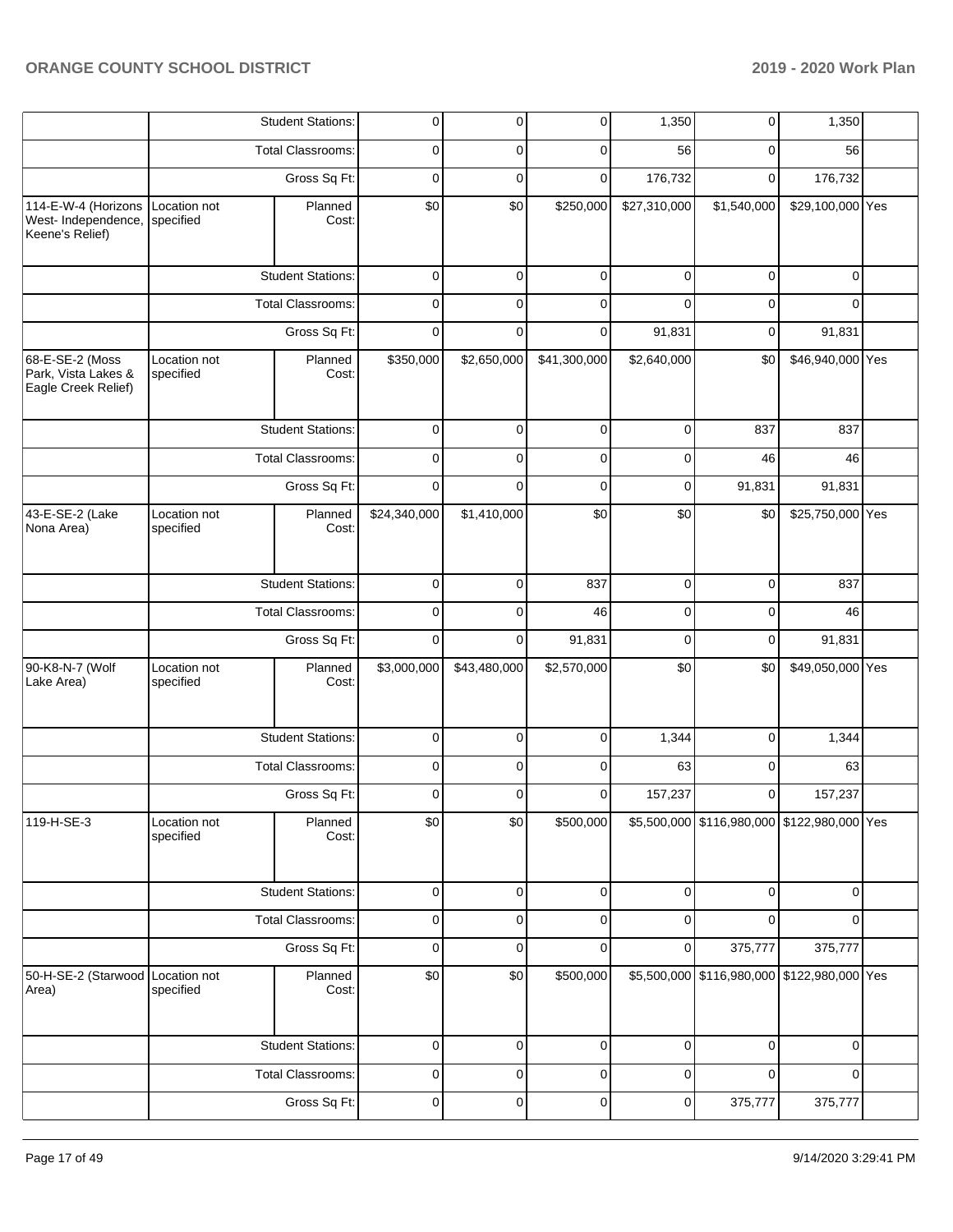| | | | | | | | | | |
|---|---|---|---|---|---|---|---|---|---|
| | | Student Stations: | 0 | 0 | 0 | 1,350 | 0 | 1,350 | |
| | | Total Classrooms: | 0 | 0 | 0 | 56 | 0 | 56 | |
| | | Gross Sq Ft: | 0 | 0 | 0 | 176,732 | 0 | 176,732 | |
| 114-E-W-4 (Horizons West- Independence, Keene's Relief) | Location not specified | Planned Cost: | $0 | $0 | $250,000 | $27,310,000 | $1,540,000 | $29,100,000 | Yes |
| | | Student Stations: | 0 | 0 | 0 | 0 | 0 | 0 | |
| | | Total Classrooms: | 0 | 0 | 0 | 0 | 0 | 0 | |
| | | Gross Sq Ft: | 0 | 0 | 0 | 91,831 | 0 | 91,831 | |
| 68-E-SE-2 (Moss Park, Vista Lakes & Eagle Creek Relief) | Location not specified | Planned Cost: | $350,000 | $2,650,000 | $41,300,000 | $2,640,000 | $0 | $46,940,000 | Yes |
| | | Student Stations: | 0 | 0 | 0 | 0 | 837 | 837 | |
| | | Total Classrooms: | 0 | 0 | 0 | 0 | 46 | 46 | |
| | | Gross Sq Ft: | 0 | 0 | 0 | 0 | 91,831 | 91,831 | |
| 43-E-SE-2 (Lake Nona Area) | Location not specified | Planned Cost: | $24,340,000 | $1,410,000 | $0 | $0 | $0 | $25,750,000 | Yes |
| | | Student Stations: | 0 | 0 | 837 | 0 | 0 | 837 | |
| | | Total Classrooms: | 0 | 0 | 46 | 0 | 0 | 46 | |
| | | Gross Sq Ft: | 0 | 0 | 91,831 | 0 | 0 | 91,831 | |
| 90-K8-N-7 (Wolf Lake Area) | Location not specified | Planned Cost: | $3,000,000 | $43,480,000 | $2,570,000 | $0 | $0 | $49,050,000 | Yes |
| | | Student Stations: | 0 | 0 | 0 | 1,344 | 0 | 1,344 | |
| | | Total Classrooms: | 0 | 0 | 0 | 63 | 0 | 63 | |
| | | Gross Sq Ft: | 0 | 0 | 0 | 157,237 | 0 | 157,237 | |
| 119-H-SE-3 | Location not specified | Planned Cost: | $0 | $0 | $500,000 | $5,500,000 | $116,980,000 | $122,980,000 | Yes |
| | | Student Stations: | 0 | 0 | 0 | 0 | 0 | 0 | |
| | | Total Classrooms: | 0 | 0 | 0 | 0 | 0 | 0 | |
| | | Gross Sq Ft: | 0 | 0 | 0 | 0 | 375,777 | 375,777 | |
| 50-H-SE-2 (Starwood Area) | Location not specified | Planned Cost: | $0 | $0 | $500,000 | $5,500,000 | $116,980,000 | $122,980,000 | Yes |
| | | Student Stations: | 0 | 0 | 0 | 0 | 0 | 0 | |
| | | Total Classrooms: | 0 | 0 | 0 | 0 | 0 | 0 | |
| | | Gross Sq Ft: | 0 | 0 | 0 | 0 | 375,777 | 375,777 | |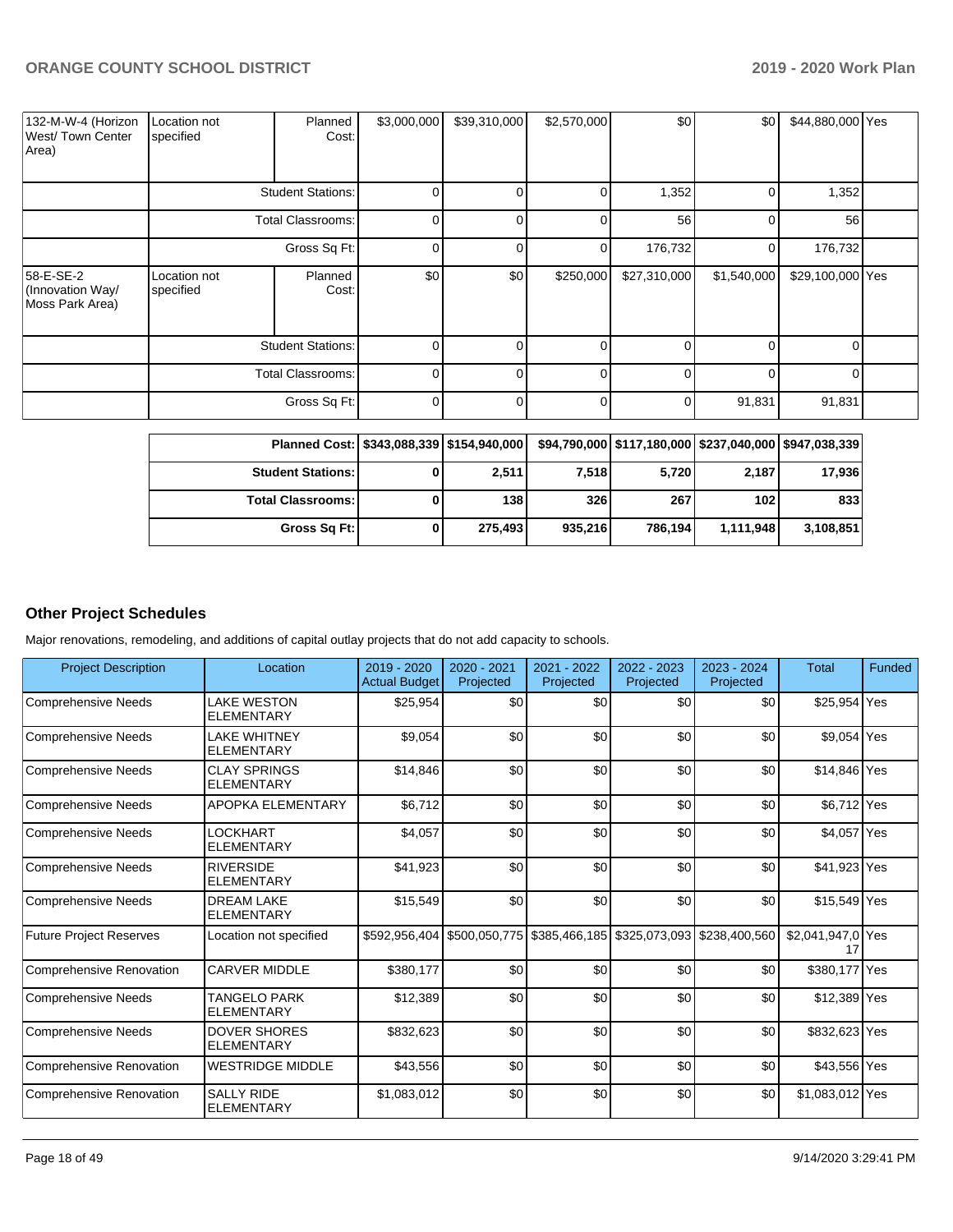| | | | | | | | | | |
|---|---|---|---|---|---|---|---|---|---|
| 132-M-W-4 (Horizon West/ Town Center Area) | Location not specified | Planned Cost: | $3,000,000 | $39,310,000 | $2,570,000 | $0 | $0 | $44,880,000 | Yes |
| | Student Stations: | | 0 | 0 | 0 | 1,352 | 0 | 1,352 | |
| | Total Classrooms: | | 0 | 0 | 0 | 56 | 0 | 56 | |
| | Gross Sq Ft: | | 0 | 0 | 0 | 176,732 | 0 | 176,732 | |
| 58-E-SE-2 (Innovation Way/ Moss Park Area) | Location not specified | Planned Cost: | $0 | $0 | $250,000 | $27,310,000 | $1,540,000 | $29,100,000 | Yes |
| | Student Stations: | | 0 | 0 | 0 | 0 | 0 | 0 | |
| | Total Classrooms: | | 0 | 0 | 0 | 0 | 0 | 0 | |
| | Gross Sq Ft: | | 0 | 0 | 0 | 0 | 91,831 | 91,831 | |

| | | | | | | |
|---|---|---|---|---|---|---|
| **Planned Cost:** | **$343,088,339** | **$154,940,000** | **$94,790,000** | **$117,180,000** | **$237,040,000** | **$947,038,339** |
| **Student Stations:** | **0** | **2,511** | **7,518** | **5,720** | **2,187** | **17,936** |
| **Total Classrooms:** | **0** | **138** | **326** | **267** | **102** | **833** |
| **Gross Sq Ft:** | **0** | **275,493** | **935,216** | **786,194** | **1,111,948** | **3,108,851** |

## Other Project Schedules

Major renovations, remodeling, and additions of capital outlay projects that do not add capacity to schools.

| Project Description | Location | 2019 - 2020 Actual Budget | 2020 - 2021 Projected | 2021 - 2022 Projected | 2022 - 2023 Projected | 2023 - 2024 Projected | Total | Funded |
|---|---|---|---|---|---|---|---|---|
| Comprehensive Needs | LAKE WESTON ELEMENTARY | $25,954 | $0 | $0 | $0 | $0 | $25,954 | Yes |
| Comprehensive Needs | LAKE WHITNEY ELEMENTARY | $9,054 | $0 | $0 | $0 | $0 | $9,054 | Yes |
| Comprehensive Needs | CLAY SPRINGS ELEMENTARY | $14,846 | $0 | $0 | $0 | $0 | $14,846 | Yes |
| Comprehensive Needs | APOPKA ELEMENTARY | $6,712 | $0 | $0 | $0 | $0 | $6,712 | Yes |
| Comprehensive Needs | LOCKHART ELEMENTARY | $4,057 | $0 | $0 | $0 | $0 | $4,057 | Yes |
| Comprehensive Needs | RIVERSIDE ELEMENTARY | $41,923 | $0 | $0 | $0 | $0 | $41,923 | Yes |
| Comprehensive Needs | DREAM LAKE ELEMENTARY | $15,549 | $0 | $0 | $0 | $0 | $15,549 | Yes |
| Future Project Reserves | Location not specified | $592,956,404 | $500,050,775 | $385,466,185 | $325,073,093 | $238,400,560 | $2,041,947,017 | Yes |
| Comprehensive Renovation | CARVER MIDDLE | $380,177 | $0 | $0 | $0 | $0 | $380,177 | Yes |
| Comprehensive Needs | TANGELO PARK ELEMENTARY | $12,389 | $0 | $0 | $0 | $0 | $12,389 | Yes |
| Comprehensive Needs | DOVER SHORES ELEMENTARY | $832,623 | $0 | $0 | $0 | $0 | $832,623 | Yes |
| Comprehensive Renovation | WESTRIDGE MIDDLE | $43,556 | $0 | $0 | $0 | $0 | $43,556 | Yes |
| Comprehensive Renovation | SALLY RIDE ELEMENTARY | $1,083,012 | $0 | $0 | $0 | $0 | $1,083,012 | Yes |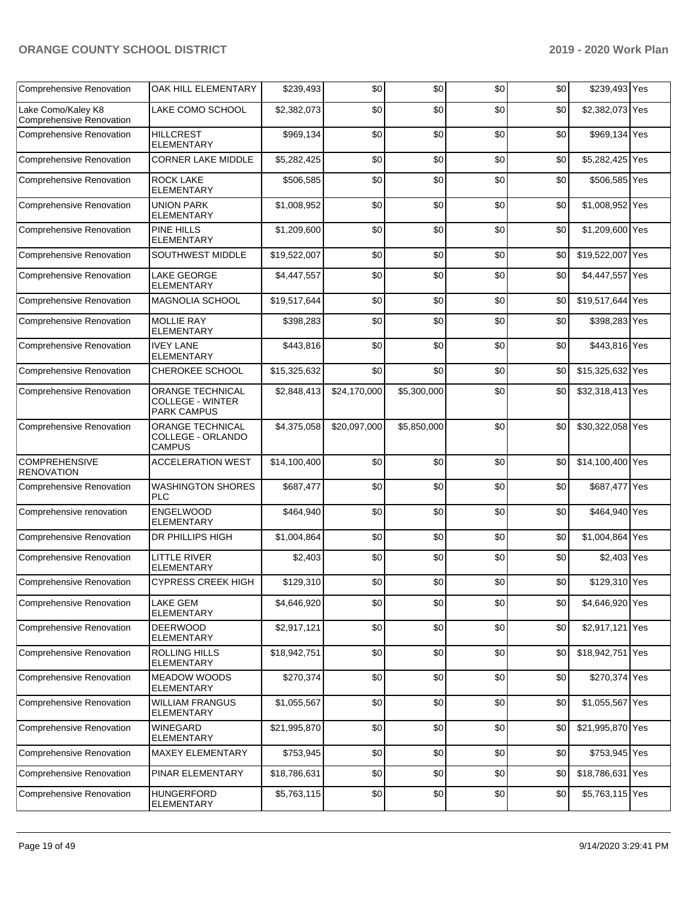| Comprehensive Renovation | OAK HILL ELEMENTARY | $239,493 | $0 | $0 | $0 | $0 | $239,493 | Yes |
|---|---|---|---|---|---|---|---|---|
| Lake Como/Kaley K8 Comprehensive Renovation | LAKE COMO SCHOOL | $2,382,073 | $0 | $0 | $0 | $0 | $2,382,073 | Yes |
| Comprehensive Renovation | HILLCREST ELEMENTARY | $969,134 | $0 | $0 | $0 | $0 | $969,134 | Yes |
| Comprehensive Renovation | CORNER LAKE MIDDLE | $5,282,425 | $0 | $0 | $0 | $0 | $5,282,425 | Yes |
| Comprehensive Renovation | ROCK LAKE ELEMENTARY | $506,585 | $0 | $0 | $0 | $0 | $506,585 | Yes |
| Comprehensive Renovation | UNION PARK ELEMENTARY | $1,008,952 | $0 | $0 | $0 | $0 | $1,008,952 | Yes |
| Comprehensive Renovation | PINE HILLS ELEMENTARY | $1,209,600 | $0 | $0 | $0 | $0 | $1,209,600 | Yes |
| Comprehensive Renovation | SOUTHWEST MIDDLE | $19,522,007 | $0 | $0 | $0 | $0 | $19,522,007 | Yes |
| Comprehensive Renovation | LAKE GEORGE ELEMENTARY | $4,447,557 | $0 | $0 | $0 | $0 | $4,447,557 | Yes |
| Comprehensive Renovation | MAGNOLIA SCHOOL | $19,517,644 | $0 | $0 | $0 | $0 | $19,517,644 | Yes |
| Comprehensive Renovation | MOLLIE RAY ELEMENTARY | $398,283 | $0 | $0 | $0 | $0 | $398,283 | Yes |
| Comprehensive Renovation | IVEY LANE ELEMENTARY | $443,816 | $0 | $0 | $0 | $0 | $443,816 | Yes |
| Comprehensive Renovation | CHEROKEE SCHOOL | $15,325,632 | $0 | $0 | $0 | $0 | $15,325,632 | Yes |
| Comprehensive Renovation | ORANGE TECHNICAL COLLEGE - WINTER PARK CAMPUS | $2,848,413 | $24,170,000 | $5,300,000 | $0 | $0 | $32,318,413 | Yes |
| Comprehensive Renovation | ORANGE TECHNICAL COLLEGE - ORLANDO CAMPUS | $4,375,058 | $20,097,000 | $5,850,000 | $0 | $0 | $30,322,058 | Yes |
| COMPREHENSIVE RENOVATION | ACCELERATION WEST | $14,100,400 | $0 | $0 | $0 | $0 | $14,100,400 | Yes |
| Comprehensive Renovation | WASHINGTON SHORES PLC | $687,477 | $0 | $0 | $0 | $0 | $687,477 | Yes |
| Comprehensive renovation | ENGELWOOD ELEMENTARY | $464,940 | $0 | $0 | $0 | $0 | $464,940 | Yes |
| Comprehensive Renovation | DR PHILLIPS HIGH | $1,004,864 | $0 | $0 | $0 | $0 | $1,004,864 | Yes |
| Comprehensive Renovation | LITTLE RIVER ELEMENTARY | $2,403 | $0 | $0 | $0 | $0 | $2,403 | Yes |
| Comprehensive Renovation | CYPRESS CREEK HIGH | $129,310 | $0 | $0 | $0 | $0 | $129,310 | Yes |
| Comprehensive Renovation | LAKE GEM ELEMENTARY | $4,646,920 | $0 | $0 | $0 | $0 | $4,646,920 | Yes |
| Comprehensive Renovation | DEERWOOD ELEMENTARY | $2,917,121 | $0 | $0 | $0 | $0 | $2,917,121 | Yes |
| Comprehensive Renovation | ROLLING HILLS ELEMENTARY | $18,942,751 | $0 | $0 | $0 | $0 | $18,942,751 | Yes |
| Comprehensive Renovation | MEADOW WOODS ELEMENTARY | $270,374 | $0 | $0 | $0 | $0 | $270,374 | Yes |
| Comprehensive Renovation | WILLIAM FRANGUS ELEMENTARY | $1,055,567 | $0 | $0 | $0 | $0 | $1,055,567 | Yes |
| Comprehensive Renovation | WINEGARD ELEMENTARY | $21,995,870 | $0 | $0 | $0 | $0 | $21,995,870 | Yes |
| Comprehensive Renovation | MAXEY ELEMENTARY | $753,945 | $0 | $0 | $0 | $0 | $753,945 | Yes |
| Comprehensive Renovation | PINAR ELEMENTARY | $18,786,631 | $0 | $0 | $0 | $0 | $18,786,631 | Yes |
| Comprehensive Renovation | HUNGERFORD ELEMENTARY | $5,763,115 | $0 | $0 | $0 | $0 | $5,763,115 | Yes |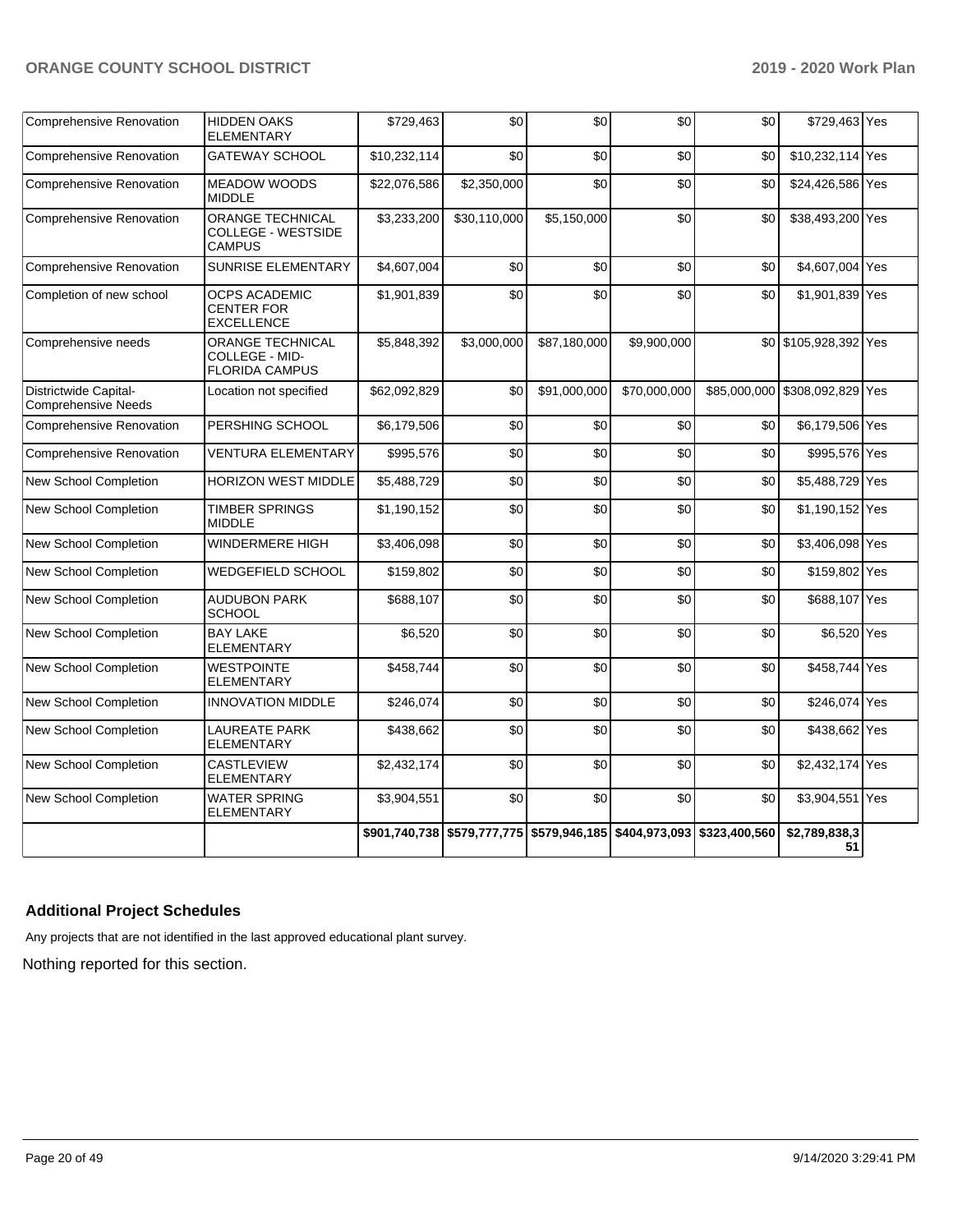| | | | | | | | | |
|---|---|---|---|---|---|---|---|---|
| Comprehensive Renovation | HIDDEN OAKS ELEMENTARY | $729,463 | $0 | $0 | $0 | $0 | $729,463 | Yes |
| Comprehensive Renovation | GATEWAY SCHOOL | $10,232,114 | $0 | $0 | $0 | $0 | $10,232,114 | Yes |
| Comprehensive Renovation | MEADOW WOODS MIDDLE | $22,076,586 | $2,350,000 | $0 | $0 | $0 | $24,426,586 | Yes |
| Comprehensive Renovation | ORANGE TECHNICAL COLLEGE - WESTSIDE CAMPUS | $3,233,200 | $30,110,000 | $5,150,000 | $0 | $0 | $38,493,200 | Yes |
| Comprehensive Renovation | SUNRISE ELEMENTARY | $4,607,004 | $0 | $0 | $0 | $0 | $4,607,004 | Yes |
| Completion of new school | OCPS ACADEMIC CENTER FOR EXCELLENCE | $1,901,839 | $0 | $0 | $0 | $0 | $1,901,839 | Yes |
| Comprehensive needs | ORANGE TECHNICAL COLLEGE - MID-FLORIDA CAMPUS | $5,848,392 | $3,000,000 | $87,180,000 | $9,900,000 | $0 | $105,928,392 | Yes |
| Districtwide Capital-Comprehensive Needs | Location not specified | $62,092,829 | $0 | $91,000,000 | $70,000,000 | $85,000,000 | $308,092,829 | Yes |
| Comprehensive Renovation | PERSHING SCHOOL | $6,179,506 | $0 | $0 | $0 | $0 | $6,179,506 | Yes |
| Comprehensive Renovation | VENTURA ELEMENTARY | $995,576 | $0 | $0 | $0 | $0 | $995,576 | Yes |
| New School Completion | HORIZON WEST MIDDLE | $5,488,729 | $0 | $0 | $0 | $0 | $5,488,729 | Yes |
| New School Completion | TIMBER SPRINGS MIDDLE | $1,190,152 | $0 | $0 | $0 | $0 | $1,190,152 | Yes |
| New School Completion | WINDERMERE HIGH | $3,406,098 | $0 | $0 | $0 | $0 | $3,406,098 | Yes |
| New School Completion | WEDGEFIELD SCHOOL | $159,802 | $0 | $0 | $0 | $0 | $159,802 | Yes |
| New School Completion | AUDUBON PARK SCHOOL | $688,107 | $0 | $0 | $0 | $0 | $688,107 | Yes |
| New School Completion | BAY LAKE ELEMENTARY | $6,520 | $0 | $0 | $0 | $0 | $6,520 | Yes |
| New School Completion | WESTPOINTE ELEMENTARY | $458,744 | $0 | $0 | $0 | $0 | $458,744 | Yes |
| New School Completion | INNOVATION MIDDLE | $246,074 | $0 | $0 | $0 | $0 | $246,074 | Yes |
| New School Completion | LAUREATE PARK ELEMENTARY | $438,662 | $0 | $0 | $0 | $0 | $438,662 | Yes |
| New School Completion | CASTLEVIEW ELEMENTARY | $2,432,174 | $0 | $0 | $0 | $0 | $2,432,174 | Yes |
| New School Completion | WATER SPRING ELEMENTARY | $3,904,551 | $0 | $0 | $0 | $0 | $3,904,551 | Yes |
| | | **$901,740,738** | **$579,777,775** | **$579,946,185** | **$404,973,093** | **$323,400,560** | **$2,789,838,351** | |

### Additional Project Schedules

Any projects that are not identified in the last approved educational plant survey.

Nothing reported for this section.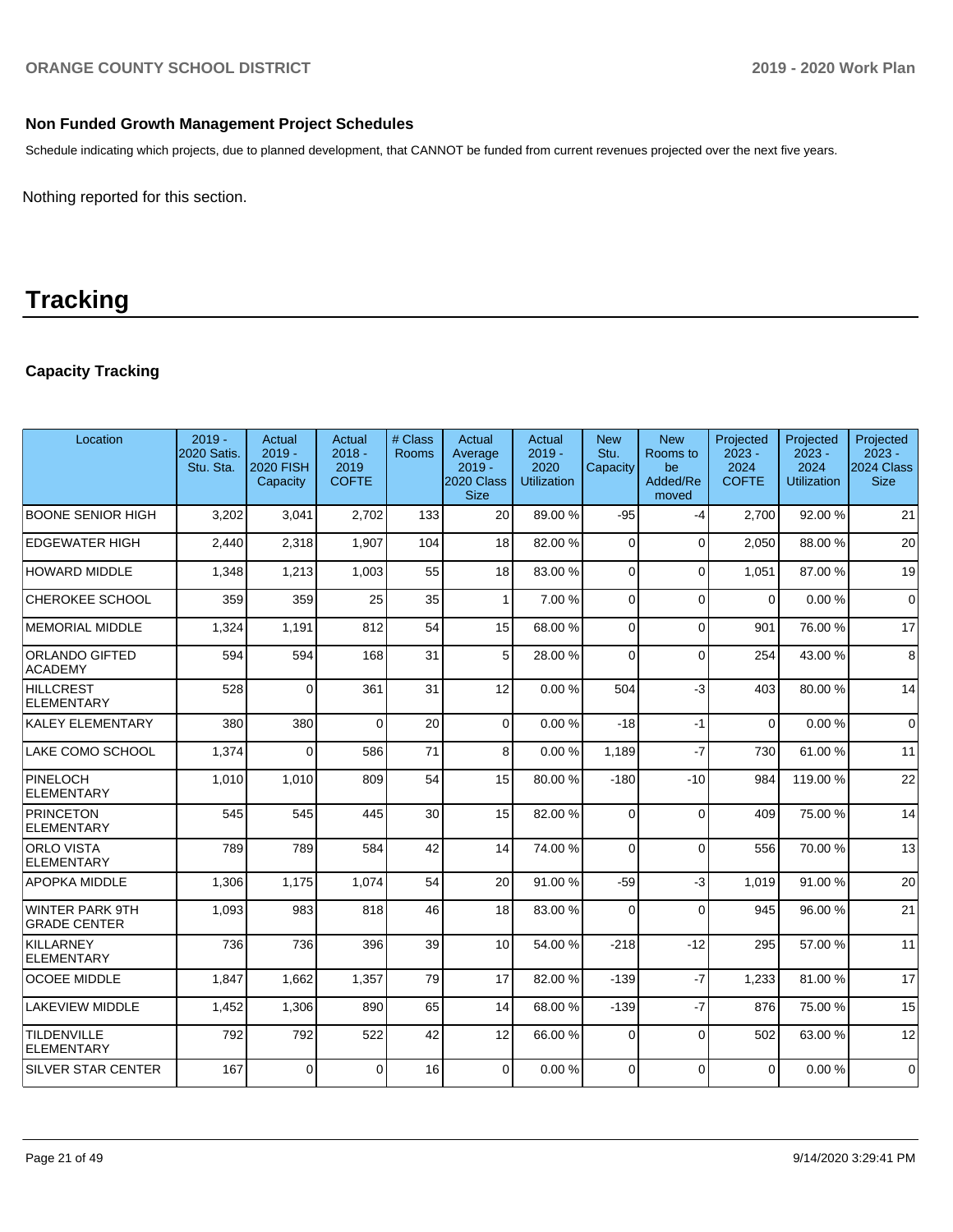## Non Funded Growth Management Project Schedules

Schedule indicating which projects, due to planned development, that CANNOT be funded from current revenues projected over the next five years.

Nothing reported for this section.

# Tracking

## Capacity Tracking

| Location | 2019 - 2020 Satis. Stu. Sta. | Actual 2019 - 2020 FISH Capacity | Actual 2018 - 2019 COFTE | # Class Rooms | Actual Average 2019 - 2020 Class Size | Actual 2019 - 2020 Utilization | New Stu. Capacity | New Rooms to be Added/Removed | Projected 2023 - 2024 COFTE | Projected 2023 - 2024 Utilization | Projected 2023 - 2024 Class Size |
|---|---|---|---|---|---|---|---|---|---|---|---|
| BOONE SENIOR HIGH | 3,202 | 3,041 | 2,702 | 133 | 20 | 89.00 % | -95 | -4 | 2,700 | 92.00 % | 21 |
| EDGEWATER HIGH | 2,440 | 2,318 | 1,907 | 104 | 18 | 82.00 % | 0 | 0 | 2,050 | 88.00 % | 20 |
| HOWARD MIDDLE | 1,348 | 1,213 | 1,003 | 55 | 18 | 83.00 % | 0 | 0 | 1,051 | 87.00 % | 19 |
| CHEROKEE SCHOOL | 359 | 359 | 25 | 35 | 1 | 7.00 % | 0 | 0 | 0 | 0.00 % | 0 |
| MEMORIAL MIDDLE | 1,324 | 1,191 | 812 | 54 | 15 | 68.00 % | 0 | 0 | 901 | 76.00 % | 17 |
| ORLANDO GIFTED ACADEMY | 594 | 594 | 168 | 31 | 5 | 28.00 % | 0 | 0 | 254 | 43.00 % | 8 |
| HILLCREST ELEMENTARY | 528 | 0 | 361 | 31 | 12 | 0.00 % | 504 | -3 | 403 | 80.00 % | 14 |
| KALEY ELEMENTARY | 380 | 380 | 0 | 20 | 0 | 0.00 % | -18 | -1 | 0 | 0.00 % | 0 |
| LAKE COMO SCHOOL | 1,374 | 0 | 586 | 71 | 8 | 0.00 % | 1,189 | -7 | 730 | 61.00 % | 11 |
| PINELOCH ELEMENTARY | 1,010 | 1,010 | 809 | 54 | 15 | 80.00 % | -180 | -10 | 984 | 119.00 % | 22 |
| PRINCETON ELEMENTARY | 545 | 545 | 445 | 30 | 15 | 82.00 % | 0 | 0 | 409 | 75.00 % | 14 |
| ORLO VISTA ELEMENTARY | 789 | 789 | 584 | 42 | 14 | 74.00 % | 0 | 0 | 556 | 70.00 % | 13 |
| APOPKA MIDDLE | 1,306 | 1,175 | 1,074 | 54 | 20 | 91.00 % | -59 | -3 | 1,019 | 91.00 % | 20 |
| WINTER PARK 9TH GRADE CENTER | 1,093 | 983 | 818 | 46 | 18 | 83.00 % | 0 | 0 | 945 | 96.00 % | 21 |
| KILLARNEY ELEMENTARY | 736 | 736 | 396 | 39 | 10 | 54.00 % | -218 | -12 | 295 | 57.00 % | 11 |
| OCOEE MIDDLE | 1,847 | 1,662 | 1,357 | 79 | 17 | 82.00 % | -139 | -7 | 1,233 | 81.00 % | 17 |
| LAKEVIEW MIDDLE | 1,452 | 1,306 | 890 | 65 | 14 | 68.00 % | -139 | -7 | 876 | 75.00 % | 15 |
| TILDENVILLE ELEMENTARY | 792 | 792 | 522 | 42 | 12 | 66.00 % | 0 | 0 | 502 | 63.00 % | 12 |
| SILVER STAR CENTER | 167 | 0 | 0 | 16 | 0 | 0.00 % | 0 | 0 | 0 | 0.00 % | 0 |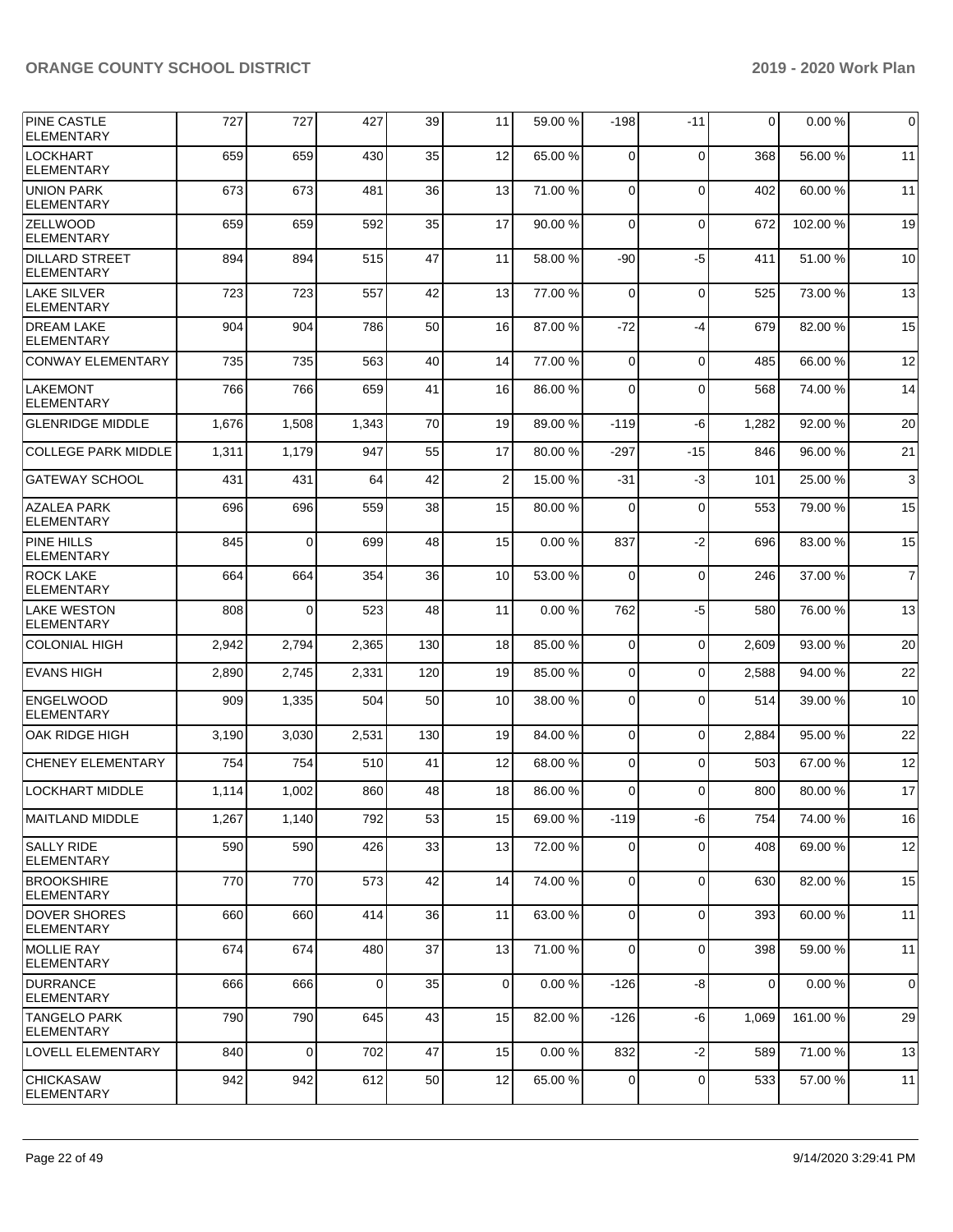| PINE CASTLE ELEMENTARY | 727 | 727 | 427 | 39 | 11 | 59.00 % | -198 | -11 | 0 | 0.00 % | 0 |
|---|---|---|---|---|---|---|---|---|---|---|---|
| LOCKHART ELEMENTARY | 659 | 659 | 430 | 35 | 12 | 65.00 % | 0 | 0 | 368 | 56.00 % | 11 |
| UNION PARK ELEMENTARY | 673 | 673 | 481 | 36 | 13 | 71.00 % | 0 | 0 | 402 | 60.00 % | 11 |
| ZELLWOOD ELEMENTARY | 659 | 659 | 592 | 35 | 17 | 90.00 % | 0 | 0 | 672 | 102.00 % | 19 |
| DILLARD STREET ELEMENTARY | 894 | 894 | 515 | 47 | 11 | 58.00 % | -90 | -5 | 411 | 51.00 % | 10 |
| LAKE SILVER ELEMENTARY | 723 | 723 | 557 | 42 | 13 | 77.00 % | 0 | 0 | 525 | 73.00 % | 13 |
| DREAM LAKE ELEMENTARY | 904 | 904 | 786 | 50 | 16 | 87.00 % | -72 | -4 | 679 | 82.00 % | 15 |
| CONWAY ELEMENTARY | 735 | 735 | 563 | 40 | 14 | 77.00 % | 0 | 0 | 485 | 66.00 % | 12 |
| LAKEMONT ELEMENTARY | 766 | 766 | 659 | 41 | 16 | 86.00 % | 0 | 0 | 568 | 74.00 % | 14 |
| GLENRIDGE MIDDLE | 1,676 | 1,508 | 1,343 | 70 | 19 | 89.00 % | -119 | -6 | 1,282 | 92.00 % | 20 |
| COLLEGE PARK MIDDLE | 1,311 | 1,179 | 947 | 55 | 17 | 80.00 % | -297 | -15 | 846 | 96.00 % | 21 |
| GATEWAY SCHOOL | 431 | 431 | 64 | 42 | 2 | 15.00 % | -31 | -3 | 101 | 25.00 % | 3 |
| AZALEA PARK ELEMENTARY | 696 | 696 | 559 | 38 | 15 | 80.00 % | 0 | 0 | 553 | 79.00 % | 15 |
| PINE HILLS ELEMENTARY | 845 | 0 | 699 | 48 | 15 | 0.00 % | 837 | -2 | 696 | 83.00 % | 15 |
| ROCK LAKE ELEMENTARY | 664 | 664 | 354 | 36 | 10 | 53.00 % | 0 | 0 | 246 | 37.00 % | 7 |
| LAKE WESTON ELEMENTARY | 808 | 0 | 523 | 48 | 11 | 0.00 % | 762 | -5 | 580 | 76.00 % | 13 |
| COLONIAL HIGH | 2,942 | 2,794 | 2,365 | 130 | 18 | 85.00 % | 0 | 0 | 2,609 | 93.00 % | 20 |
| EVANS HIGH | 2,890 | 2,745 | 2,331 | 120 | 19 | 85.00 % | 0 | 0 | 2,588 | 94.00 % | 22 |
| ENGELWOOD ELEMENTARY | 909 | 1,335 | 504 | 50 | 10 | 38.00 % | 0 | 0 | 514 | 39.00 % | 10 |
| OAK RIDGE HIGH | 3,190 | 3,030 | 2,531 | 130 | 19 | 84.00 % | 0 | 0 | 2,884 | 95.00 % | 22 |
| CHENEY ELEMENTARY | 754 | 754 | 510 | 41 | 12 | 68.00 % | 0 | 0 | 503 | 67.00 % | 12 |
| LOCKHART MIDDLE | 1,114 | 1,002 | 860 | 48 | 18 | 86.00 % | 0 | 0 | 800 | 80.00 % | 17 |
| MAITLAND MIDDLE | 1,267 | 1,140 | 792 | 53 | 15 | 69.00 % | -119 | -6 | 754 | 74.00 % | 16 |
| SALLY RIDE ELEMENTARY | 590 | 590 | 426 | 33 | 13 | 72.00 % | 0 | 0 | 408 | 69.00 % | 12 |
| BROOKSHIRE ELEMENTARY | 770 | 770 | 573 | 42 | 14 | 74.00 % | 0 | 0 | 630 | 82.00 % | 15 |
| DOVER SHORES ELEMENTARY | 660 | 660 | 414 | 36 | 11 | 63.00 % | 0 | 0 | 393 | 60.00 % | 11 |
| MOLLIE RAY ELEMENTARY | 674 | 674 | 480 | 37 | 13 | 71.00 % | 0 | 0 | 398 | 59.00 % | 11 |
| DURRANCE ELEMENTARY | 666 | 666 | 0 | 35 | 0 | 0.00 % | -126 | -8 | 0 | 0.00 % | 0 |
| TANGELO PARK ELEMENTARY | 790 | 790 | 645 | 43 | 15 | 82.00 % | -126 | -6 | 1,069 | 161.00 % | 29 |
| LOVELL ELEMENTARY | 840 | 0 | 702 | 47 | 15 | 0.00 % | 832 | -2 | 589 | 71.00 % | 13 |
| CHICKASAW ELEMENTARY | 942 | 942 | 612 | 50 | 12 | 65.00 % | 0 | 0 | 533 | 57.00 % | 11 |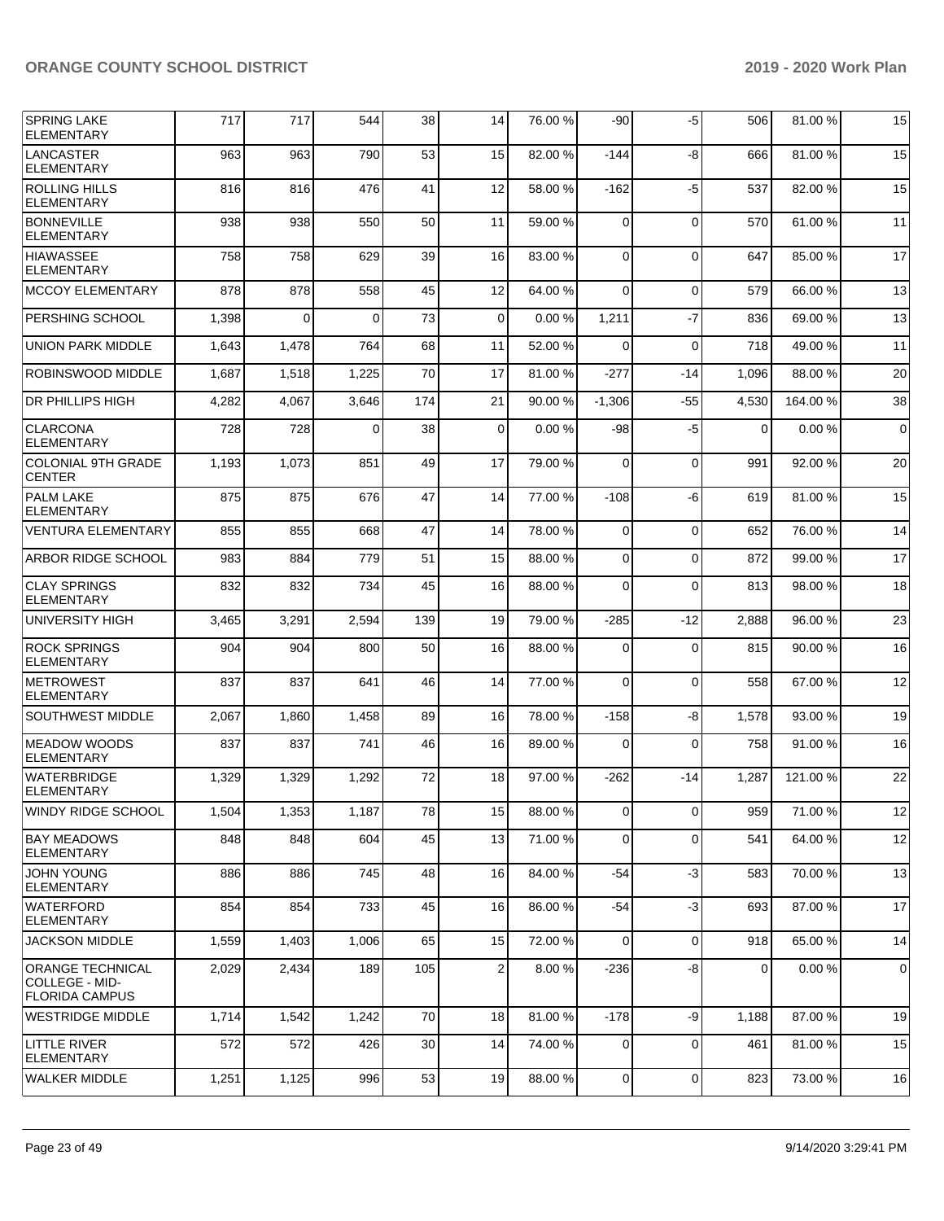| SPRING LAKE ELEMENTARY | 717 | 717 | 544 | 38 | 14 | 76.00 % | -90 | -5 | 506 | 81.00 % | 15 |
|---|---|---|---|---|---|---|---|---|---|---|---|
| LANCASTER ELEMENTARY | 963 | 963 | 790 | 53 | 15 | 82.00 % | -144 | -8 | 666 | 81.00 % | 15 |
| ROLLING HILLS ELEMENTARY | 816 | 816 | 476 | 41 | 12 | 58.00 % | -162 | -5 | 537 | 82.00 % | 15 |
| BONNEVILLE ELEMENTARY | 938 | 938 | 550 | 50 | 11 | 59.00 % | 0 | 0 | 570 | 61.00 % | 11 |
| HIAWASSEE ELEMENTARY | 758 | 758 | 629 | 39 | 16 | 83.00 % | 0 | 0 | 647 | 85.00 % | 17 |
| MCCOY ELEMENTARY | 878 | 878 | 558 | 45 | 12 | 64.00 % | 0 | 0 | 579 | 66.00 % | 13 |
| PERSHING SCHOOL | 1,398 | 0 | 0 | 73 | 0 | 0.00 % | 1,211 | -7 | 836 | 69.00 % | 13 |
| UNION PARK MIDDLE | 1,643 | 1,478 | 764 | 68 | 11 | 52.00 % | 0 | 0 | 718 | 49.00 % | 11 |
| ROBINSWOOD MIDDLE | 1,687 | 1,518 | 1,225 | 70 | 17 | 81.00 % | -277 | -14 | 1,096 | 88.00 % | 20 |
| DR PHILLIPS HIGH | 4,282 | 4,067 | 3,646 | 174 | 21 | 90.00 % | -1,306 | -55 | 4,530 | 164.00 % | 38 |
| CLARCONA ELEMENTARY | 728 | 728 | 0 | 38 | 0 | 0.00 % | -98 | -5 | 0 | 0.00 % | 0 |
| COLONIAL 9TH GRADE CENTER | 1,193 | 1,073 | 851 | 49 | 17 | 79.00 % | 0 | 0 | 991 | 92.00 % | 20 |
| PALM LAKE ELEMENTARY | 875 | 875 | 676 | 47 | 14 | 77.00 % | -108 | -6 | 619 | 81.00 % | 15 |
| VENTURA ELEMENTARY | 855 | 855 | 668 | 47 | 14 | 78.00 % | 0 | 0 | 652 | 76.00 % | 14 |
| ARBOR RIDGE SCHOOL | 983 | 884 | 779 | 51 | 15 | 88.00 % | 0 | 0 | 872 | 99.00 % | 17 |
| CLAY SPRINGS ELEMENTARY | 832 | 832 | 734 | 45 | 16 | 88.00 % | 0 | 0 | 813 | 98.00 % | 18 |
| UNIVERSITY HIGH | 3,465 | 3,291 | 2,594 | 139 | 19 | 79.00 % | -285 | -12 | 2,888 | 96.00 % | 23 |
| ROCK SPRINGS ELEMENTARY | 904 | 904 | 800 | 50 | 16 | 88.00 % | 0 | 0 | 815 | 90.00 % | 16 |
| METROWEST ELEMENTARY | 837 | 837 | 641 | 46 | 14 | 77.00 % | 0 | 0 | 558 | 67.00 % | 12 |
| SOUTHWEST MIDDLE | 2,067 | 1,860 | 1,458 | 89 | 16 | 78.00 % | -158 | -8 | 1,578 | 93.00 % | 19 |
| MEADOW WOODS ELEMENTARY | 837 | 837 | 741 | 46 | 16 | 89.00 % | 0 | 0 | 758 | 91.00 % | 16 |
| WATERBRIDGE ELEMENTARY | 1,329 | 1,329 | 1,292 | 72 | 18 | 97.00 % | -262 | -14 | 1,287 | 121.00 % | 22 |
| WINDY RIDGE SCHOOL | 1,504 | 1,353 | 1,187 | 78 | 15 | 88.00 % | 0 | 0 | 959 | 71.00 % | 12 |
| BAY MEADOWS ELEMENTARY | 848 | 848 | 604 | 45 | 13 | 71.00 % | 0 | 0 | 541 | 64.00 % | 12 |
| JOHN YOUNG ELEMENTARY | 886 | 886 | 745 | 48 | 16 | 84.00 % | -54 | -3 | 583 | 70.00 % | 13 |
| WATERFORD ELEMENTARY | 854 | 854 | 733 | 45 | 16 | 86.00 % | -54 | -3 | 693 | 87.00 % | 17 |
| JACKSON MIDDLE | 1,559 | 1,403 | 1,006 | 65 | 15 | 72.00 % | 0 | 0 | 918 | 65.00 % | 14 |
| ORANGE TECHNICAL COLLEGE - MID-FLORIDA CAMPUS | 2,029 | 2,434 | 189 | 105 | 2 | 8.00 % | -236 | -8 | 0 | 0.00 % | 0 |
| WESTRIDGE MIDDLE | 1,714 | 1,542 | 1,242 | 70 | 18 | 81.00 % | -178 | -9 | 1,188 | 87.00 % | 19 |
| LITTLE RIVER ELEMENTARY | 572 | 572 | 426 | 30 | 14 | 74.00 % | 0 | 0 | 461 | 81.00 % | 15 |
| WALKER MIDDLE | 1,251 | 1,125 | 996 | 53 | 19 | 88.00 % | 0 | 0 | 823 | 73.00 % | 16 |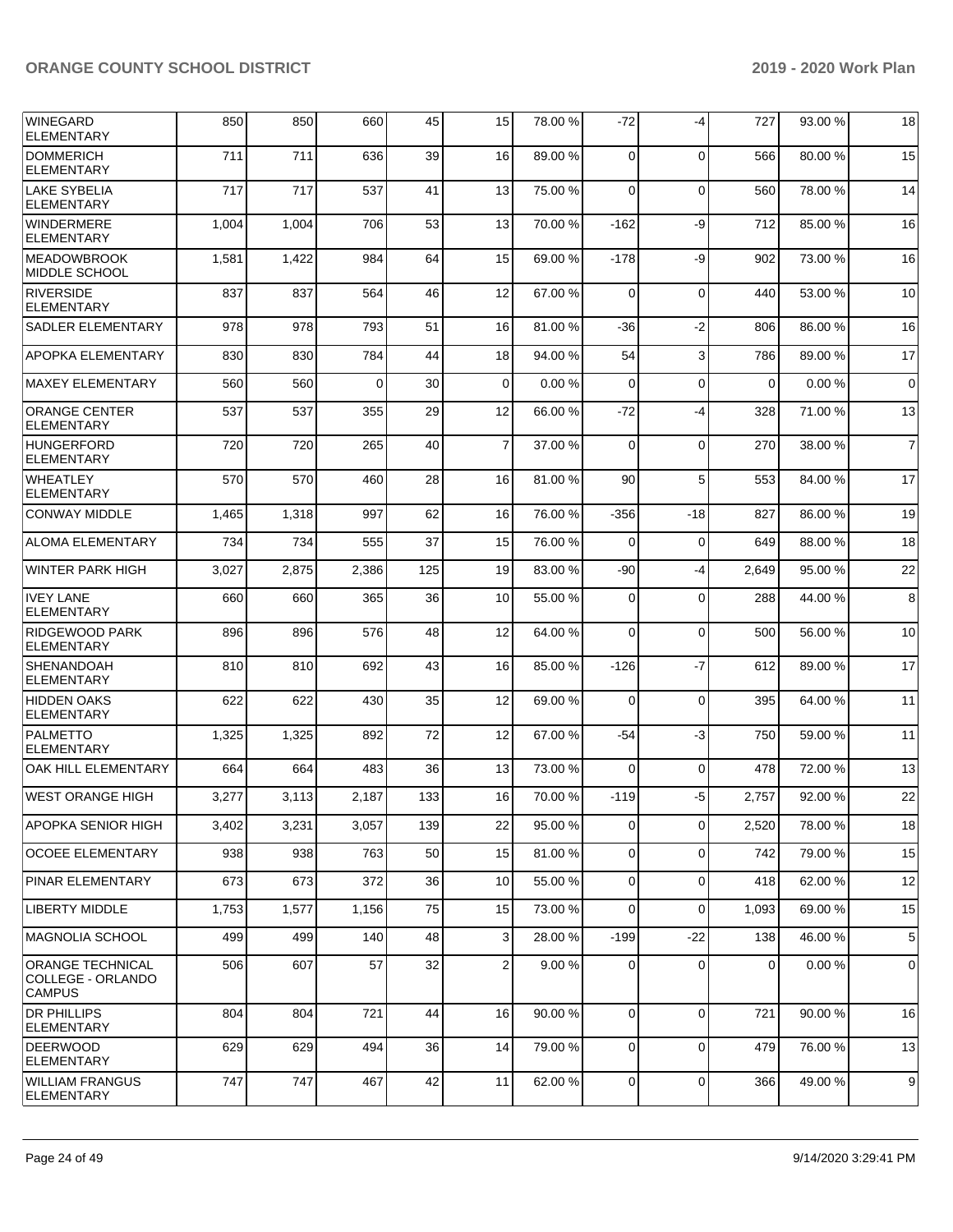| | | | | | | | | | | | |
|---|---|---|---|---|---|---|---|---|---|---|---|
| WINEGARD ELEMENTARY | 850 | 850 | 660 | 45 | 15 | 78.00 % | -72 | -4 | 727 | 93.00 % | 18 |
| DOMMERICH ELEMENTARY | 711 | 711 | 636 | 39 | 16 | 89.00 % | 0 | 0 | 566 | 80.00 % | 15 |
| LAKE SYBELIA ELEMENTARY | 717 | 717 | 537 | 41 | 13 | 75.00 % | 0 | 0 | 560 | 78.00 % | 14 |
| WINDERMERE ELEMENTARY | 1,004 | 1,004 | 706 | 53 | 13 | 70.00 % | -162 | -9 | 712 | 85.00 % | 16 |
| MEADOWBROOK MIDDLE SCHOOL | 1,581 | 1,422 | 984 | 64 | 15 | 69.00 % | -178 | -9 | 902 | 73.00 % | 16 |
| RIVERSIDE ELEMENTARY | 837 | 837 | 564 | 46 | 12 | 67.00 % | 0 | 0 | 440 | 53.00 % | 10 |
| SADLER ELEMENTARY | 978 | 978 | 793 | 51 | 16 | 81.00 % | -36 | -2 | 806 | 86.00 % | 16 |
| APOPKA ELEMENTARY | 830 | 830 | 784 | 44 | 18 | 94.00 % | 54 | 3 | 786 | 89.00 % | 17 |
| MAXEY ELEMENTARY | 560 | 560 | 0 | 30 | 0 | 0.00 % | 0 | 0 | 0 | 0.00 % | 0 |
| ORANGE CENTER ELEMENTARY | 537 | 537 | 355 | 29 | 12 | 66.00 % | -72 | -4 | 328 | 71.00 % | 13 |
| HUNGERFORD ELEMENTARY | 720 | 720 | 265 | 40 | 7 | 37.00 % | 0 | 0 | 270 | 38.00 % | 7 |
| WHEATLEY ELEMENTARY | 570 | 570 | 460 | 28 | 16 | 81.00 % | 90 | 5 | 553 | 84.00 % | 17 |
| CONWAY MIDDLE | 1,465 | 1,318 | 997 | 62 | 16 | 76.00 % | -356 | -18 | 827 | 86.00 % | 19 |
| ALOMA ELEMENTARY | 734 | 734 | 555 | 37 | 15 | 76.00 % | 0 | 0 | 649 | 88.00 % | 18 |
| WINTER PARK HIGH | 3,027 | 2,875 | 2,386 | 125 | 19 | 83.00 % | -90 | -4 | 2,649 | 95.00 % | 22 |
| IVEY LANE ELEMENTARY | 660 | 660 | 365 | 36 | 10 | 55.00 % | 0 | 0 | 288 | 44.00 % | 8 |
| RIDGEWOOD PARK ELEMENTARY | 896 | 896 | 576 | 48 | 12 | 64.00 % | 0 | 0 | 500 | 56.00 % | 10 |
| SHENANDOAH ELEMENTARY | 810 | 810 | 692 | 43 | 16 | 85.00 % | -126 | -7 | 612 | 89.00 % | 17 |
| HIDDEN OAKS ELEMENTARY | 622 | 622 | 430 | 35 | 12 | 69.00 % | 0 | 0 | 395 | 64.00 % | 11 |
| PALMETTO ELEMENTARY | 1,325 | 1,325 | 892 | 72 | 12 | 67.00 % | -54 | -3 | 750 | 59.00 % | 11 |
| OAK HILL ELEMENTARY | 664 | 664 | 483 | 36 | 13 | 73.00 % | 0 | 0 | 478 | 72.00 % | 13 |
| WEST ORANGE HIGH | 3,277 | 3,113 | 2,187 | 133 | 16 | 70.00 % | -119 | -5 | 2,757 | 92.00 % | 22 |
| APOPKA SENIOR HIGH | 3,402 | 3,231 | 3,057 | 139 | 22 | 95.00 % | 0 | 0 | 2,520 | 78.00 % | 18 |
| OCOEE ELEMENTARY | 938 | 938 | 763 | 50 | 15 | 81.00 % | 0 | 0 | 742 | 79.00 % | 15 |
| PINAR ELEMENTARY | 673 | 673 | 372 | 36 | 10 | 55.00 % | 0 | 0 | 418 | 62.00 % | 12 |
| LIBERTY MIDDLE | 1,753 | 1,577 | 1,156 | 75 | 15 | 73.00 % | 0 | 0 | 1,093 | 69.00 % | 15 |
| MAGNOLIA SCHOOL | 499 | 499 | 140 | 48 | 3 | 28.00 % | -199 | -22 | 138 | 46.00 % | 5 |
| ORANGE TECHNICAL COLLEGE - ORLANDO CAMPUS | 506 | 607 | 57 | 32 | 2 | 9.00 % | 0 | 0 | 0 | 0.00 % | 0 |
| DR PHILLIPS ELEMENTARY | 804 | 804 | 721 | 44 | 16 | 90.00 % | 0 | 0 | 721 | 90.00 % | 16 |
| DEERWOOD ELEMENTARY | 629 | 629 | 494 | 36 | 14 | 79.00 % | 0 | 0 | 479 | 76.00 % | 13 |
| WILLIAM FRANGUS ELEMENTARY | 747 | 747 | 467 | 42 | 11 | 62.00 % | 0 | 0 | 366 | 49.00 % | 9 |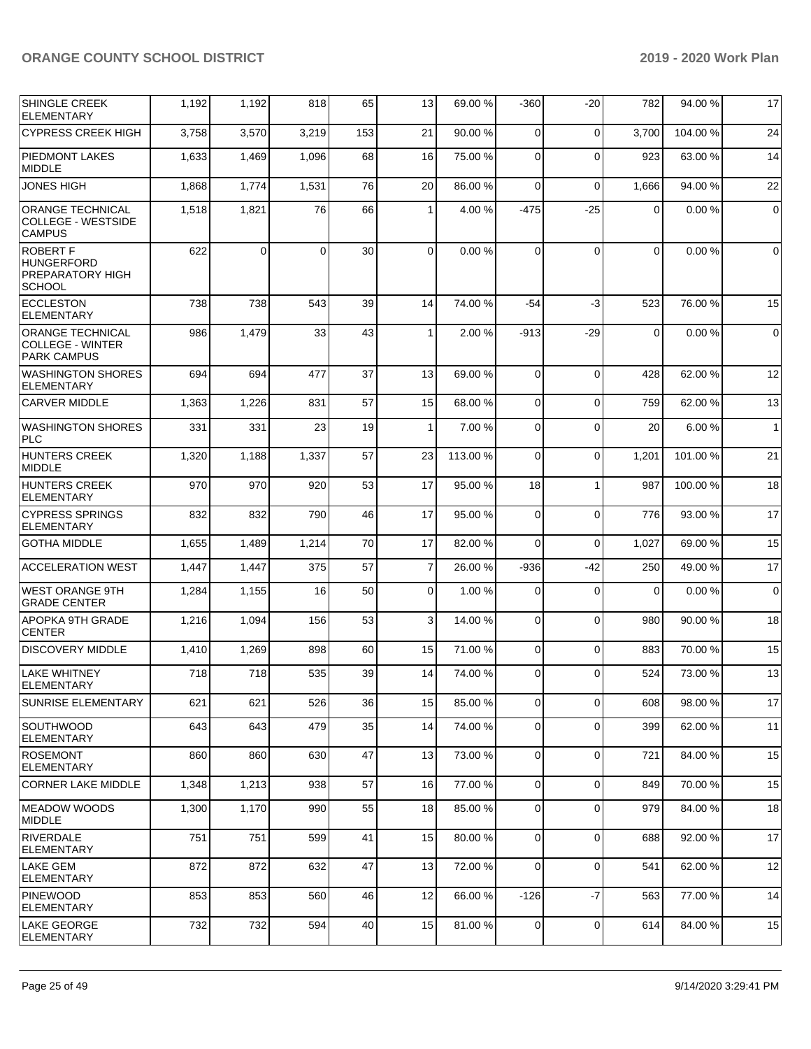| SHINGLE CREEK ELEMENTARY | 1,192 | 1,192 | 818 | 65 | 13 | 69.00 % | -360 | -20 | 782 | 94.00 % | 17 |
|---|---|---|---|---|---|---|---|---|---|---|---|
| CYPRESS CREEK HIGH | 3,758 | 3,570 | 3,219 | 153 | 21 | 90.00 % | 0 | 0 | 3,700 | 104.00 % | 24 |
| PIEDMONT LAKES MIDDLE | 1,633 | 1,469 | 1,096 | 68 | 16 | 75.00 % | 0 | 0 | 923 | 63.00 % | 14 |
| JONES HIGH | 1,868 | 1,774 | 1,531 | 76 | 20 | 86.00 % | 0 | 0 | 1,666 | 94.00 % | 22 |
| ORANGE TECHNICAL COLLEGE - WESTSIDE CAMPUS | 1,518 | 1,821 | 76 | 66 | 1 | 4.00 % | -475 | -25 | 0 | 0.00 % | 0 |
| ROBERT F HUNGERFORD PREPARATORY HIGH SCHOOL | 622 | 0 | 0 | 30 | 0 | 0.00 % | 0 | 0 | 0 | 0.00 % | 0 |
| ECCLESTON ELEMENTARY | 738 | 738 | 543 | 39 | 14 | 74.00 % | -54 | -3 | 523 | 76.00 % | 15 |
| ORANGE TECHNICAL COLLEGE - WINTER PARK CAMPUS | 986 | 1,479 | 33 | 43 | 1 | 2.00 % | -913 | -29 | 0 | 0.00 % | 0 |
| WASHINGTON SHORES ELEMENTARY | 694 | 694 | 477 | 37 | 13 | 69.00 % | 0 | 0 | 428 | 62.00 % | 12 |
| CARVER MIDDLE | 1,363 | 1,226 | 831 | 57 | 15 | 68.00 % | 0 | 0 | 759 | 62.00 % | 13 |
| WASHINGTON SHORES PLC | 331 | 331 | 23 | 19 | 1 | 7.00 % | 0 | 0 | 20 | 6.00 % | 1 |
| HUNTERS CREEK MIDDLE | 1,320 | 1,188 | 1,337 | 57 | 23 | 113.00 % | 0 | 0 | 1,201 | 101.00 % | 21 |
| HUNTERS CREEK ELEMENTARY | 970 | 970 | 920 | 53 | 17 | 95.00 % | 18 | 1 | 987 | 100.00 % | 18 |
| CYPRESS SPRINGS ELEMENTARY | 832 | 832 | 790 | 46 | 17 | 95.00 % | 0 | 0 | 776 | 93.00 % | 17 |
| GOTHA MIDDLE | 1,655 | 1,489 | 1,214 | 70 | 17 | 82.00 % | 0 | 0 | 1,027 | 69.00 % | 15 |
| ACCELERATION WEST | 1,447 | 1,447 | 375 | 57 | 7 | 26.00 % | -936 | -42 | 250 | 49.00 % | 17 |
| WEST ORANGE 9TH GRADE CENTER | 1,284 | 1,155 | 16 | 50 | 0 | 1.00 % | 0 | 0 | 0 | 0.00 % | 0 |
| APOPKA 9TH GRADE CENTER | 1,216 | 1,094 | 156 | 53 | 3 | 14.00 % | 0 | 0 | 980 | 90.00 % | 18 |
| DISCOVERY MIDDLE | 1,410 | 1,269 | 898 | 60 | 15 | 71.00 % | 0 | 0 | 883 | 70.00 % | 15 |
| LAKE WHITNEY ELEMENTARY | 718 | 718 | 535 | 39 | 14 | 74.00 % | 0 | 0 | 524 | 73.00 % | 13 |
| SUNRISE ELEMENTARY | 621 | 621 | 526 | 36 | 15 | 85.00 % | 0 | 0 | 608 | 98.00 % | 17 |
| SOUTHWOOD ELEMENTARY | 643 | 643 | 479 | 35 | 14 | 74.00 % | 0 | 0 | 399 | 62.00 % | 11 |
| ROSEMONT ELEMENTARY | 860 | 860 | 630 | 47 | 13 | 73.00 % | 0 | 0 | 721 | 84.00 % | 15 |
| CORNER LAKE MIDDLE | 1,348 | 1,213 | 938 | 57 | 16 | 77.00 % | 0 | 0 | 849 | 70.00 % | 15 |
| MEADOW WOODS MIDDLE | 1,300 | 1,170 | 990 | 55 | 18 | 85.00 % | 0 | 0 | 979 | 84.00 % | 18 |
| RIVERDALE ELEMENTARY | 751 | 751 | 599 | 41 | 15 | 80.00 % | 0 | 0 | 688 | 92.00 % | 17 |
| LAKE GEM ELEMENTARY | 872 | 872 | 632 | 47 | 13 | 72.00 % | 0 | 0 | 541 | 62.00 % | 12 |
| PINEWOOD ELEMENTARY | 853 | 853 | 560 | 46 | 12 | 66.00 % | -126 | -7 | 563 | 77.00 % | 14 |
| LAKE GEORGE ELEMENTARY | 732 | 732 | 594 | 40 | 15 | 81.00 % | 0 | 0 | 614 | 84.00 % | 15 |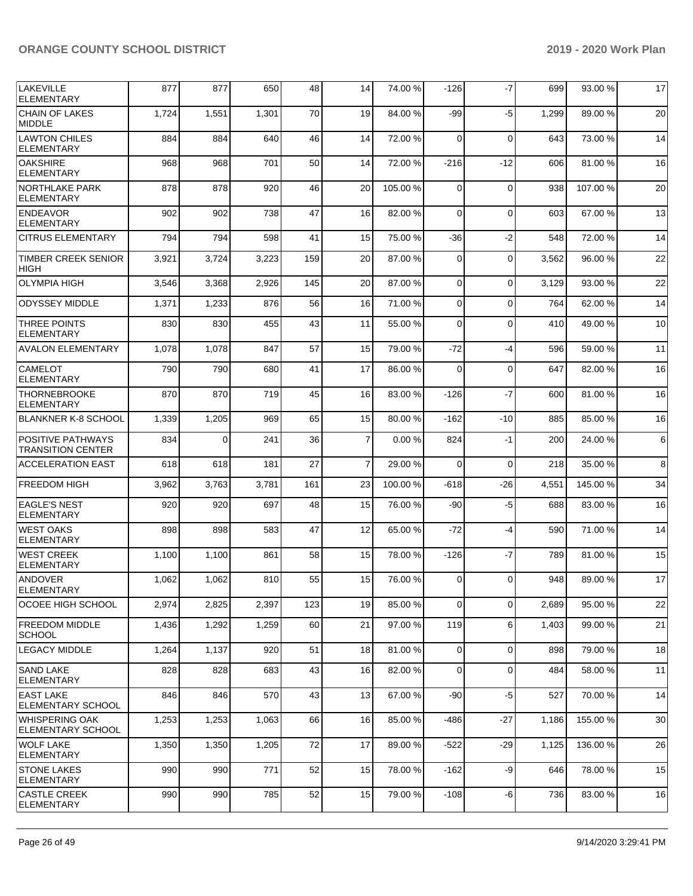| | | | | | | | | | | |
|---|---|---|---|---|---|---|---|---|---|---|
| LAKEVILLE ELEMENTARY | 877 | 877 | 650 | 48 | 14 | 74.00 % | -126 | -7 | 699 | 93.00 % | 17 |
| CHAIN OF LAKES MIDDLE | 1,724 | 1,551 | 1,301 | 70 | 19 | 84.00 % | -99 | -5 | 1,299 | 89.00 % | 20 |
| LAWTON CHILES ELEMENTARY | 884 | 884 | 640 | 46 | 14 | 72.00 % | 0 | 0 | 643 | 73.00 % | 14 |
| OAKSHIRE ELEMENTARY | 968 | 968 | 701 | 50 | 14 | 72.00 % | -216 | -12 | 606 | 81.00 % | 16 |
| NORTHLAKE PARK ELEMENTARY | 878 | 878 | 920 | 46 | 20 | 105.00 % | 0 | 0 | 938 | 107.00 % | 20 |
| ENDEAVOR ELEMENTARY | 902 | 902 | 738 | 47 | 16 | 82.00 % | 0 | 0 | 603 | 67.00 % | 13 |
| CITRUS ELEMENTARY | 794 | 794 | 598 | 41 | 15 | 75.00 % | -36 | -2 | 548 | 72.00 % | 14 |
| TIMBER CREEK SENIOR HIGH | 3,921 | 3,724 | 3,223 | 159 | 20 | 87.00 % | 0 | 0 | 3,562 | 96.00 % | 22 |
| OLYMPIA HIGH | 3,546 | 3,368 | 2,926 | 145 | 20 | 87.00 % | 0 | 0 | 3,129 | 93.00 % | 22 |
| ODYSSEY MIDDLE | 1,371 | 1,233 | 876 | 56 | 16 | 71.00 % | 0 | 0 | 764 | 62.00 % | 14 |
| THREE POINTS ELEMENTARY | 830 | 830 | 455 | 43 | 11 | 55.00 % | 0 | 0 | 410 | 49.00 % | 10 |
| AVALON ELEMENTARY | 1,078 | 1,078 | 847 | 57 | 15 | 79.00 % | -72 | -4 | 596 | 59.00 % | 11 |
| CAMELOT ELEMENTARY | 790 | 790 | 680 | 41 | 17 | 86.00 % | 0 | 0 | 647 | 82.00 % | 16 |
| THORNEBROOKE ELEMENTARY | 870 | 870 | 719 | 45 | 16 | 83.00 % | -126 | -7 | 600 | 81.00 % | 16 |
| BLANKNER K-8 SCHOOL | 1,339 | 1,205 | 969 | 65 | 15 | 80.00 % | -162 | -10 | 885 | 85.00 % | 16 |
| POSITIVE PATHWAYS TRANSITION CENTER | 834 | 0 | 241 | 36 | 7 | 0.00 % | 824 | -1 | 200 | 24.00 % | 6 |
| ACCELERATION EAST | 618 | 618 | 181 | 27 | 7 | 29.00 % | 0 | 0 | 218 | 35.00 % | 8 |
| FREEDOM HIGH | 3,962 | 3,763 | 3,781 | 161 | 23 | 100.00 % | -618 | -26 | 4,551 | 145.00 % | 34 |
| EAGLE'S NEST ELEMENTARY | 920 | 920 | 697 | 48 | 15 | 76.00 % | -90 | -5 | 688 | 83.00 % | 16 |
| WEST OAKS ELEMENTARY | 898 | 898 | 583 | 47 | 12 | 65.00 % | -72 | -4 | 590 | 71.00 % | 14 |
| WEST CREEK ELEMENTARY | 1,100 | 1,100 | 861 | 58 | 15 | 78.00 % | -126 | -7 | 789 | 81.00 % | 15 |
| ANDOVER ELEMENTARY | 1,062 | 1,062 | 810 | 55 | 15 | 76.00 % | 0 | 0 | 948 | 89.00 % | 17 |
| OCOEE HIGH SCHOOL | 2,974 | 2,825 | 2,397 | 123 | 19 | 85.00 % | 0 | 0 | 2,689 | 95.00 % | 22 |
| FREEDOM MIDDLE SCHOOL | 1,436 | 1,292 | 1,259 | 60 | 21 | 97.00 % | 119 | 6 | 1,403 | 99.00 % | 21 |
| LEGACY MIDDLE | 1,264 | 1,137 | 920 | 51 | 18 | 81.00 % | 0 | 0 | 898 | 79.00 % | 18 |
| SAND LAKE ELEMENTARY | 828 | 828 | 683 | 43 | 16 | 82.00 % | 0 | 0 | 484 | 58.00 % | 11 |
| EAST LAKE ELEMENTARY SCHOOL | 846 | 846 | 570 | 43 | 13 | 67.00 % | -90 | -5 | 527 | 70.00 % | 14 |
| WHISPERING OAK ELEMENTARY SCHOOL | 1,253 | 1,253 | 1,063 | 66 | 16 | 85.00 % | -486 | -27 | 1,186 | 155.00 % | 30 |
| WOLF LAKE ELEMENTARY | 1,350 | 1,350 | 1,205 | 72 | 17 | 89.00 % | -522 | -29 | 1,125 | 136.00 % | 26 |
| STONE LAKES ELEMENTARY | 990 | 990 | 771 | 52 | 15 | 78.00 % | -162 | -9 | 646 | 78.00 % | 15 |
| CASTLE CREEK ELEMENTARY | 990 | 990 | 785 | 52 | 15 | 79.00 % | -108 | -6 | 736 | 83.00 % | 16 |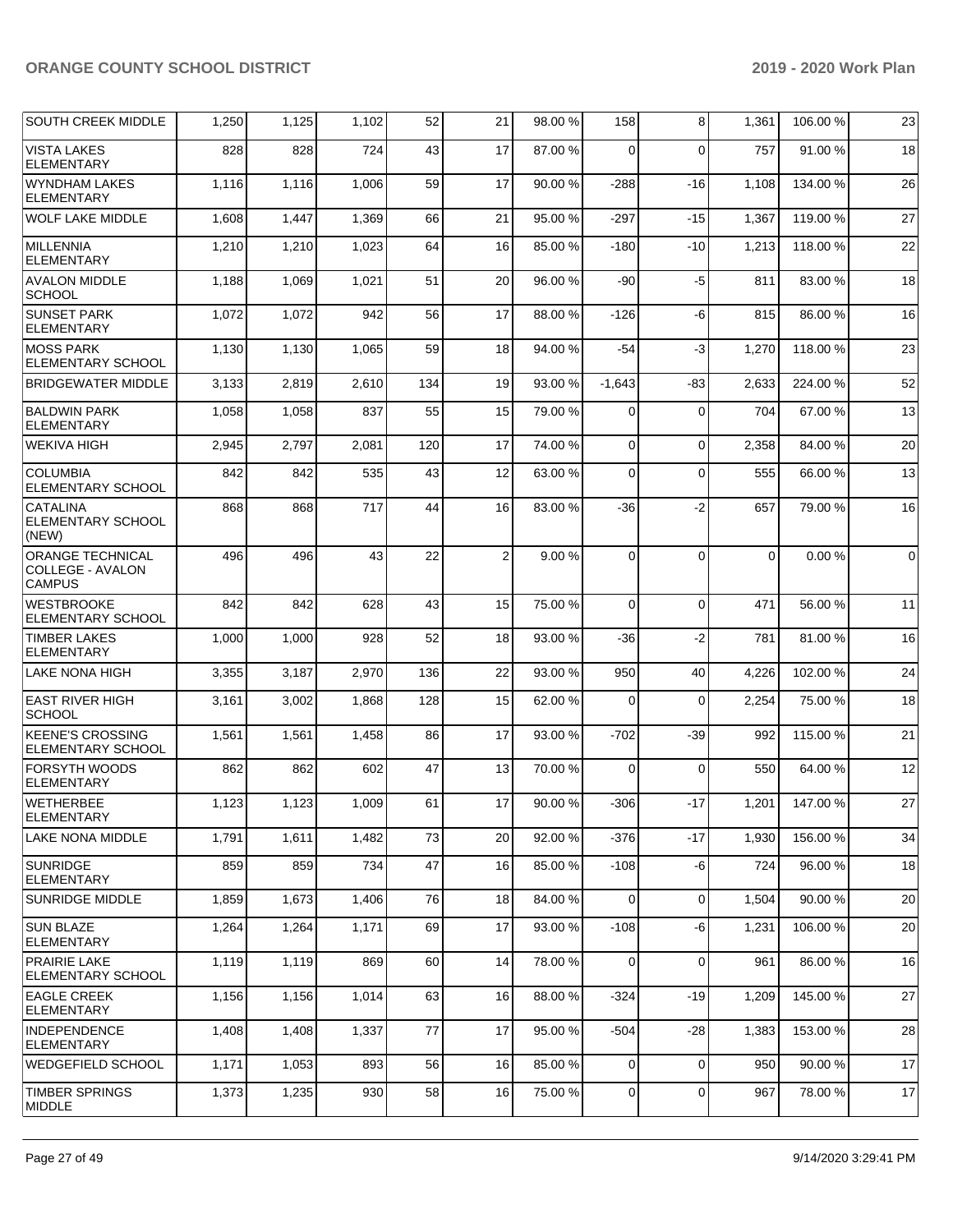| SOUTH CREEK MIDDLE | 1,250 | 1,125 | 1,102 | 52 | 21 | 98.00 % | 158 | 8 | 1,361 | 106.00 % | 23 |
|---|---|---|---|---|---|---|---|---|---|---|---|
| VISTA LAKES ELEMENTARY | 828 | 828 | 724 | 43 | 17 | 87.00 % | 0 | 0 | 757 | 91.00 % | 18 |
| WYNDHAM LAKES ELEMENTARY | 1,116 | 1,116 | 1,006 | 59 | 17 | 90.00 % | -288 | -16 | 1,108 | 134.00 % | 26 |
| WOLF LAKE MIDDLE | 1,608 | 1,447 | 1,369 | 66 | 21 | 95.00 % | -297 | -15 | 1,367 | 119.00 % | 27 |
| MILLENNIA ELEMENTARY | 1,210 | 1,210 | 1,023 | 64 | 16 | 85.00 % | -180 | -10 | 1,213 | 118.00 % | 22 |
| AVALON MIDDLE SCHOOL | 1,188 | 1,069 | 1,021 | 51 | 20 | 96.00 % | -90 | -5 | 811 | 83.00 % | 18 |
| SUNSET PARK ELEMENTARY | 1,072 | 1,072 | 942 | 56 | 17 | 88.00 % | -126 | -6 | 815 | 86.00 % | 16 |
| MOSS PARK ELEMENTARY SCHOOL | 1,130 | 1,130 | 1,065 | 59 | 18 | 94.00 % | -54 | -3 | 1,270 | 118.00 % | 23 |
| BRIDGEWATER MIDDLE | 3,133 | 2,819 | 2,610 | 134 | 19 | 93.00 % | -1,643 | -83 | 2,633 | 224.00 % | 52 |
| BALDWIN PARK ELEMENTARY | 1,058 | 1,058 | 837 | 55 | 15 | 79.00 % | 0 | 0 | 704 | 67.00 % | 13 |
| WEKIVA HIGH | 2,945 | 2,797 | 2,081 | 120 | 17 | 74.00 % | 0 | 0 | 2,358 | 84.00 % | 20 |
| COLUMBIA ELEMENTARY SCHOOL | 842 | 842 | 535 | 43 | 12 | 63.00 % | 0 | 0 | 555 | 66.00 % | 13 |
| CATALINA ELEMENTARY SCHOOL (NEW) | 868 | 868 | 717 | 44 | 16 | 83.00 % | -36 | -2 | 657 | 79.00 % | 16 |
| ORANGE TECHNICAL COLLEGE - AVALON CAMPUS | 496 | 496 | 43 | 22 | 2 | 9.00 % | 0 | 0 | 0 | 0.00 % | 0 |
| WESTBROOKE ELEMENTARY SCHOOL | 842 | 842 | 628 | 43 | 15 | 75.00 % | 0 | 0 | 471 | 56.00 % | 11 |
| TIMBER LAKES ELEMENTARY | 1,000 | 1,000 | 928 | 52 | 18 | 93.00 % | -36 | -2 | 781 | 81.00 % | 16 |
| LAKE NONA HIGH | 3,355 | 3,187 | 2,970 | 136 | 22 | 93.00 % | 950 | 40 | 4,226 | 102.00 % | 24 |
| EAST RIVER HIGH SCHOOL | 3,161 | 3,002 | 1,868 | 128 | 15 | 62.00 % | 0 | 0 | 2,254 | 75.00 % | 18 |
| KEENE'S CROSSING ELEMENTARY SCHOOL | 1,561 | 1,561 | 1,458 | 86 | 17 | 93.00 % | -702 | -39 | 992 | 115.00 % | 21 |
| FORSYTH WOODS ELEMENTARY | 862 | 862 | 602 | 47 | 13 | 70.00 % | 0 | 0 | 550 | 64.00 % | 12 |
| WETHERBEE ELEMENTARY | 1,123 | 1,123 | 1,009 | 61 | 17 | 90.00 % | -306 | -17 | 1,201 | 147.00 % | 27 |
| LAKE NONA MIDDLE | 1,791 | 1,611 | 1,482 | 73 | 20 | 92.00 % | -376 | -17 | 1,930 | 156.00 % | 34 |
| SUNRIDGE ELEMENTARY | 859 | 859 | 734 | 47 | 16 | 85.00 % | -108 | -6 | 724 | 96.00 % | 18 |
| SUNRIDGE MIDDLE | 1,859 | 1,673 | 1,406 | 76 | 18 | 84.00 % | 0 | 0 | 1,504 | 90.00 % | 20 |
| SUN BLAZE ELEMENTARY | 1,264 | 1,264 | 1,171 | 69 | 17 | 93.00 % | -108 | -6 | 1,231 | 106.00 % | 20 |
| PRAIRIE LAKE ELEMENTARY SCHOOL | 1,119 | 1,119 | 869 | 60 | 14 | 78.00 % | 0 | 0 | 961 | 86.00 % | 16 |
| EAGLE CREEK ELEMENTARY | 1,156 | 1,156 | 1,014 | 63 | 16 | 88.00 % | -324 | -19 | 1,209 | 145.00 % | 27 |
| INDEPENDENCE ELEMENTARY | 1,408 | 1,408 | 1,337 | 77 | 17 | 95.00 % | -504 | -28 | 1,383 | 153.00 % | 28 |
| WEDGEFIELD SCHOOL | 1,171 | 1,053 | 893 | 56 | 16 | 85.00 % | 0 | 0 | 950 | 90.00 % | 17 |
| TIMBER SPRINGS MIDDLE | 1,373 | 1,235 | 930 | 58 | 16 | 75.00 % | 0 | 0 | 967 | 78.00 % | 17 |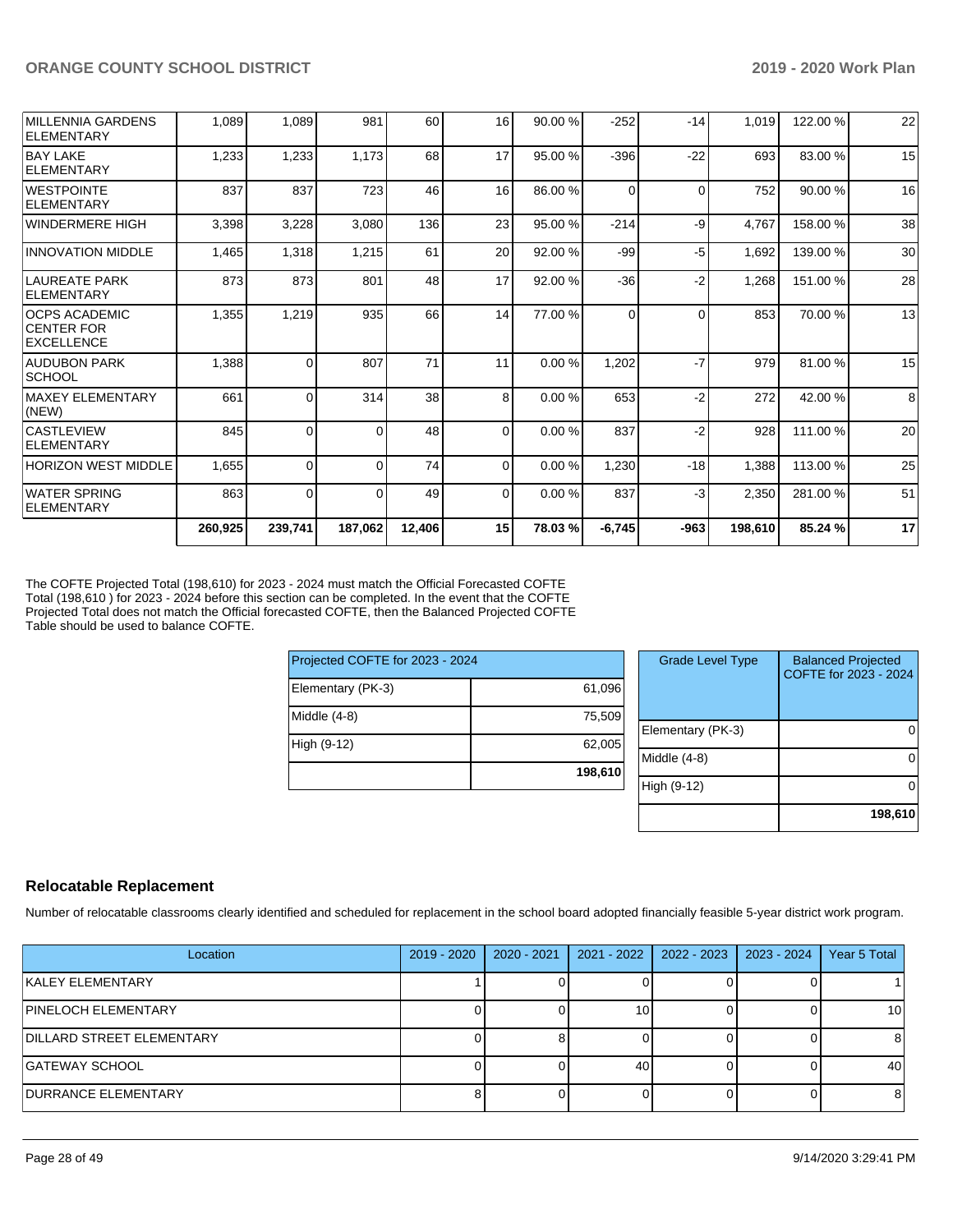| | | | | | | | | | | |
|---|---|---|---|---|---|---|---|---|---|---|
| MILLENNIA GARDENS ELEMENTARY | 1,089 | 1,089 | 981 | 60 | 16 | 90.00 % | -252 | -14 | 1,019 | 122.00 % | 22 |
| BAY LAKE ELEMENTARY | 1,233 | 1,233 | 1,173 | 68 | 17 | 95.00 % | -396 | -22 | 693 | 83.00 % | 15 |
| WESTPOINTE ELEMENTARY | 837 | 837 | 723 | 46 | 16 | 86.00 % | 0 | 0 | 752 | 90.00 % | 16 |
| WINDERMERE HIGH | 3,398 | 3,228 | 3,080 | 136 | 23 | 95.00 % | -214 | -9 | 4,767 | 158.00 % | 38 |
| INNOVATION MIDDLE | 1,465 | 1,318 | 1,215 | 61 | 20 | 92.00 % | -99 | -5 | 1,692 | 139.00 % | 30 |
| LAUREATE PARK ELEMENTARY | 873 | 873 | 801 | 48 | 17 | 92.00 % | -36 | -2 | 1,268 | 151.00 % | 28 |
| OCPS ACADEMIC CENTER FOR EXCELLENCE | 1,355 | 1,219 | 935 | 66 | 14 | 77.00 % | 0 | 0 | 853 | 70.00 % | 13 |
| AUDUBON PARK SCHOOL | 1,388 | 0 | 807 | 71 | 11 | 0.00 % | 1,202 | -7 | 979 | 81.00 % | 15 |
| MAXEY ELEMENTARY (NEW) | 661 | 0 | 314 | 38 | 8 | 0.00 % | 653 | -2 | 272 | 42.00 % | 8 |
| CASTLEVIEW ELEMENTARY | 845 | 0 | 0 | 48 | 0 | 0.00 % | 837 | -2 | 928 | 111.00 % | 20 |
| HORIZON WEST MIDDLE | 1,655 | 0 | 0 | 74 | 0 | 0.00 % | 1,230 | -18 | 1,388 | 113.00 % | 25 |
| WATER SPRING ELEMENTARY | 863 | 0 | 0 | 49 | 0 | 0.00 % | 837 | -3 | 2,350 | 281.00 % | 51 |
| | **260,925** | **239,741** | **187,062** | **12,406** | **15** | **78.03 %** | **-6,745** | **-963** | **198,610** | **85.24 %** | **17** |

The COFTE Projected Total (198,610) for 2023 - 2024 must match the Official Forecasted COFTE Total (198,610 ) for 2023 - 2024 before this section can be completed. In the event that the COFTE Projected Total does not match the Official forecasted COFTE, then the Balanced Projected COFTE Table should be used to balance COFTE.

| Projected COFTE for 2023 - 2024 | |
|---|---|
| Elementary (PK-3) | 61,096 |
| Middle (4-8) | 75,509 |
| High (9-12) | 62,005 |
| | **198,610** |

| Grade Level Type | Balanced Projected COFTE for 2023 - 2024 |
|---|---|
| Elementary (PK-3) | 0 |
| Middle (4-8) | 0 |
| High (9-12) | 0 |
| | **198,610** |

## Relocatable Replacement

Number of relocatable classrooms clearly identified and scheduled for replacement in the school board adopted financially feasible 5-year district work program.

| Location | 2019 - 2020 | 2020 - 2021 | 2021 - 2022 | 2022 - 2023 | 2023 - 2024 | Year 5 Total |
|---|---|---|---|---|---|---|
| KALEY ELEMENTARY | 1 | 0 | 0 | 0 | 0 | 1 |
| PINELOCH ELEMENTARY | 0 | 0 | 10 | 0 | 0 | 10 |
| DILLARD STREET ELEMENTARY | 0 | 8 | 0 | 0 | 0 | 8 |
| GATEWAY SCHOOL | 0 | 0 | 40 | 0 | 0 | 40 |
| DURRANCE ELEMENTARY | 8 | 0 | 0 | 0 | 0 | 8 |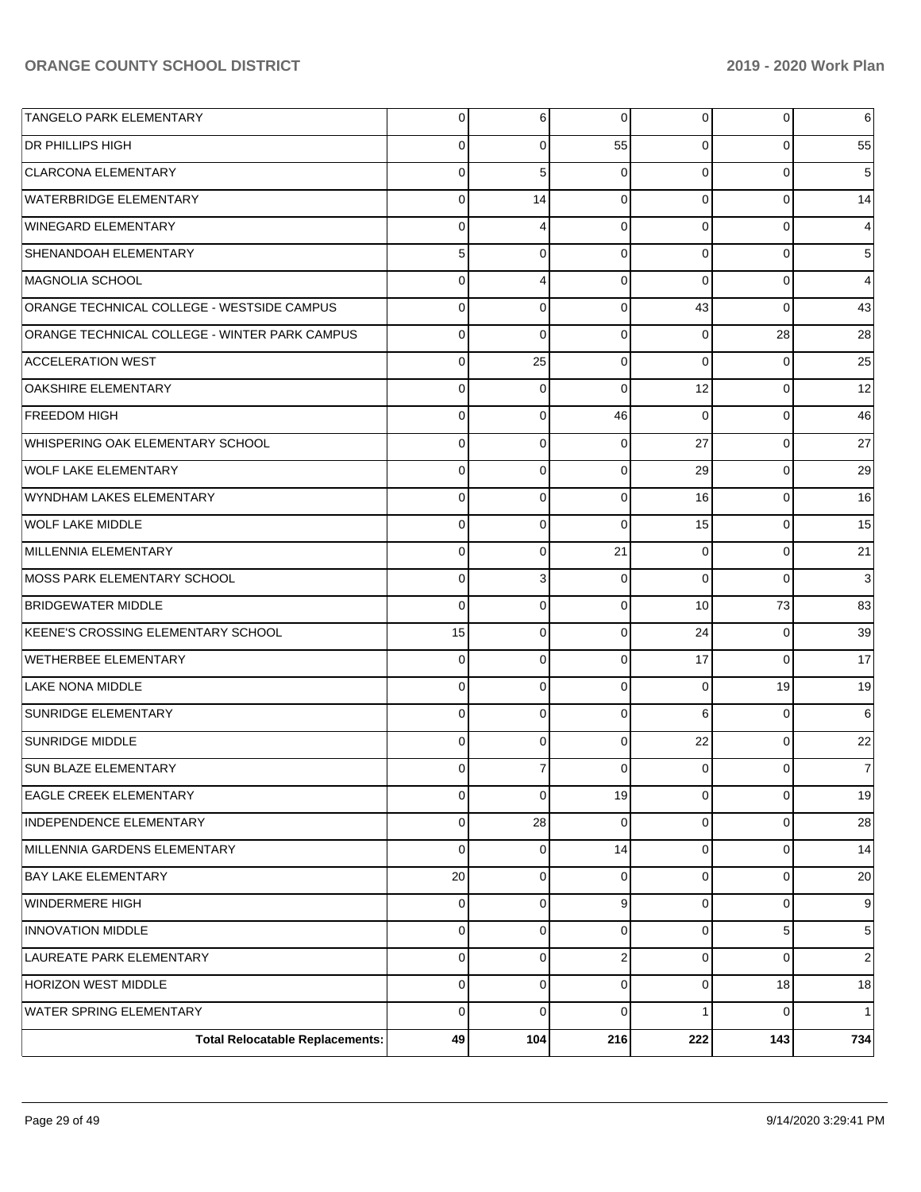| | | | | | | |
|---|---|---|---|---|---|---|
| TANGELO PARK ELEMENTARY | 0 | 6 | 0 | 0 | 0 | 6 |
| DR PHILLIPS HIGH | 0 | 0 | 55 | 0 | 0 | 55 |
| CLARCONA ELEMENTARY | 0 | 5 | 0 | 0 | 0 | 5 |
| WATERBRIDGE ELEMENTARY | 0 | 14 | 0 | 0 | 0 | 14 |
| WINEGARD ELEMENTARY | 0 | 4 | 0 | 0 | 0 | 4 |
| SHENANDOAH ELEMENTARY | 5 | 0 | 0 | 0 | 0 | 5 |
| MAGNOLIA SCHOOL | 0 | 4 | 0 | 0 | 0 | 4 |
| ORANGE TECHNICAL COLLEGE - WESTSIDE CAMPUS | 0 | 0 | 0 | 43 | 0 | 43 |
| ORANGE TECHNICAL COLLEGE - WINTER PARK CAMPUS | 0 | 0 | 0 | 0 | 28 | 28 |
| ACCELERATION WEST | 0 | 25 | 0 | 0 | 0 | 25 |
| OAKSHIRE ELEMENTARY | 0 | 0 | 0 | 12 | 0 | 12 |
| FREEDOM HIGH | 0 | 0 | 46 | 0 | 0 | 46 |
| WHISPERING OAK ELEMENTARY SCHOOL | 0 | 0 | 0 | 27 | 0 | 27 |
| WOLF LAKE ELEMENTARY | 0 | 0 | 0 | 29 | 0 | 29 |
| WYNDHAM LAKES ELEMENTARY | 0 | 0 | 0 | 16 | 0 | 16 |
| WOLF LAKE MIDDLE | 0 | 0 | 0 | 15 | 0 | 15 |
| MILLENNIA ELEMENTARY | 0 | 0 | 21 | 0 | 0 | 21 |
| MOSS PARK ELEMENTARY SCHOOL | 0 | 3 | 0 | 0 | 0 | 3 |
| BRIDGEWATER MIDDLE | 0 | 0 | 0 | 10 | 73 | 83 |
| KEENE'S CROSSING ELEMENTARY SCHOOL | 15 | 0 | 0 | 24 | 0 | 39 |
| WETHERBEE ELEMENTARY | 0 | 0 | 0 | 17 | 0 | 17 |
| LAKE NONA MIDDLE | 0 | 0 | 0 | 0 | 19 | 19 |
| SUNRIDGE ELEMENTARY | 0 | 0 | 0 | 6 | 0 | 6 |
| SUNRIDGE MIDDLE | 0 | 0 | 0 | 22 | 0 | 22 |
| SUN BLAZE ELEMENTARY | 0 | 7 | 0 | 0 | 0 | 7 |
| EAGLE CREEK ELEMENTARY | 0 | 0 | 19 | 0 | 0 | 19 |
| INDEPENDENCE ELEMENTARY | 0 | 28 | 0 | 0 | 0 | 28 |
| MILLENNIA GARDENS ELEMENTARY | 0 | 0 | 14 | 0 | 0 | 14 |
| BAY LAKE ELEMENTARY | 20 | 0 | 0 | 0 | 0 | 20 |
| WINDERMERE HIGH | 0 | 0 | 9 | 0 | 0 | 9 |
| INNOVATION MIDDLE | 0 | 0 | 0 | 0 | 5 | 5 |
| LAUREATE PARK ELEMENTARY | 0 | 0 | 2 | 0 | 0 | 2 |
| HORIZON WEST MIDDLE | 0 | 0 | 0 | 0 | 18 | 18 |
| WATER SPRING ELEMENTARY | 0 | 0 | 0 | 1 | 0 | 1 |
| **Total Relocatable Replacements:** | **49** | **104** | **216** | **222** | **143** | **734** |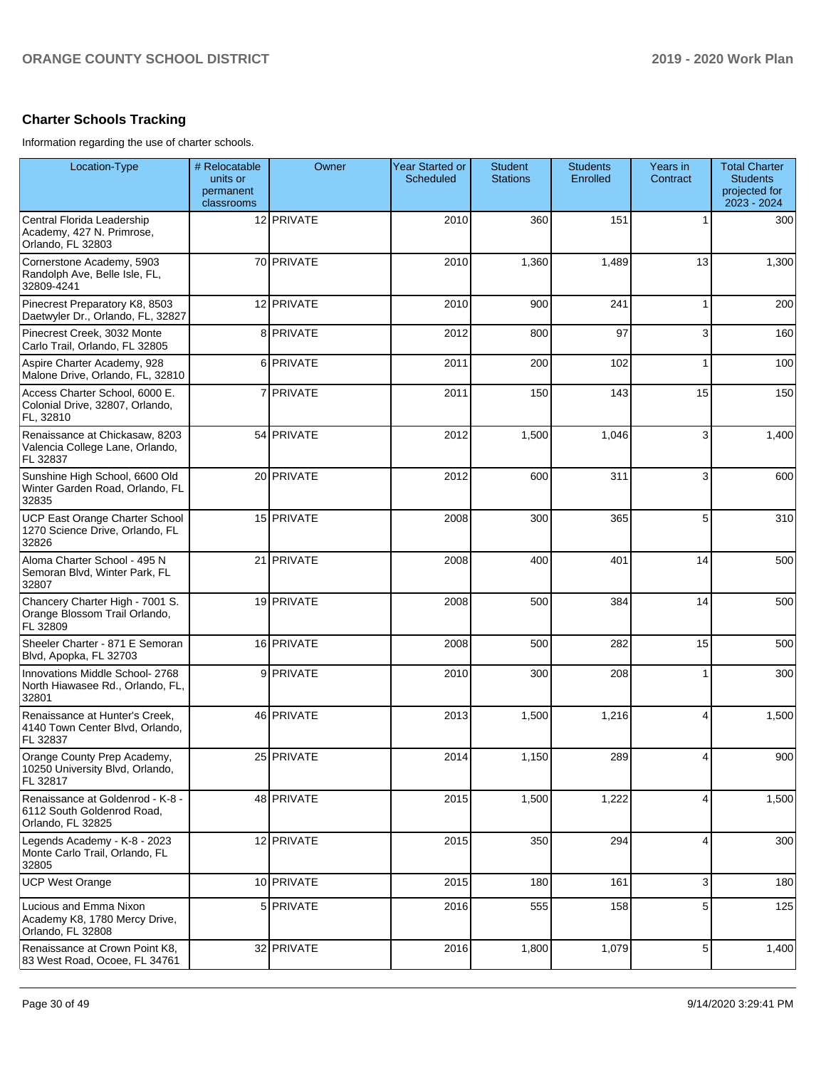## Charter Schools Tracking

Information regarding the use of charter schools.

| Location-Type | # Relocatable units or permanent classrooms | Owner | Year Started or Scheduled | Student Stations | Students Enrolled | Years in Contract | Total Charter Students projected for 2023 - 2024 |
|---|---|---|---|---|---|---|---|
| Central Florida Leadership Academy, 427 N. Primrose, Orlando, FL 32803 | 12 | PRIVATE | 2010 | 360 | 151 | 1 | 300 |
| Cornerstone Academy, 5903 Randolph Ave, Belle Isle, FL, 32809-4241 | 70 | PRIVATE | 2010 | 1,360 | 1,489 | 13 | 1,300 |
| Pinecrest Preparatory K8, 8503 Daetwyler Dr., Orlando, FL, 32827 | 12 | PRIVATE | 2010 | 900 | 241 | 1 | 200 |
| Pinecrest Creek, 3032 Monte Carlo Trail, Orlando, FL 32805 | 8 | PRIVATE | 2012 | 800 | 97 | 3 | 160 |
| Aspire Charter Academy, 928 Malone Drive, Orlando, FL, 32810 | 6 | PRIVATE | 2011 | 200 | 102 | 1 | 100 |
| Access Charter School, 6000 E. Colonial Drive, 32807, Orlando, FL, 32810 | 7 | PRIVATE | 2011 | 150 | 143 | 15 | 150 |
| Renaissance at Chickasaw, 8203 Valencia College Lane, Orlando, FL 32837 | 54 | PRIVATE | 2012 | 1,500 | 1,046 | 3 | 1,400 |
| Sunshine High School, 6600 Old Winter Garden Road, Orlando, FL 32835 | 20 | PRIVATE | 2012 | 600 | 311 | 3 | 600 |
| UCP East Orange Charter School 1270 Science Drive, Orlando, FL 32826 | 15 | PRIVATE | 2008 | 300 | 365 | 5 | 310 |
| Aloma Charter School - 495 N Semoran Blvd, Winter Park, FL 32807 | 21 | PRIVATE | 2008 | 400 | 401 | 14 | 500 |
| Chancery Charter High - 7001 S. Orange Blossom Trail Orlando, FL 32809 | 19 | PRIVATE | 2008 | 500 | 384 | 14 | 500 |
| Sheeler Charter - 871 E Semoran Blvd, Apopka, FL 32703 | 16 | PRIVATE | 2008 | 500 | 282 | 15 | 500 |
| Innovations Middle School- 2768 North Hiawasee Rd., Orlando, FL, 32801 | 9 | PRIVATE | 2010 | 300 | 208 | 1 | 300 |
| Renaissance at Hunter's Creek, 4140 Town Center Blvd, Orlando, FL 32837 | 46 | PRIVATE | 2013 | 1,500 | 1,216 | 4 | 1,500 |
| Orange County Prep Academy, 10250 University Blvd, Orlando, FL 32817 | 25 | PRIVATE | 2014 | 1,150 | 289 | 4 | 900 |
| Renaissance at Goldenrod - K-8 - 6112 South Goldenrod Road, Orlando, FL 32825 | 48 | PRIVATE | 2015 | 1,500 | 1,222 | 4 | 1,500 |
| Legends Academy - K-8 - 2023 Monte Carlo Trail, Orlando, FL 32805 | 12 | PRIVATE | 2015 | 350 | 294 | 4 | 300 |
| UCP West Orange | 10 | PRIVATE | 2015 | 180 | 161 | 3 | 180 |
| Lucious and Emma Nixon Academy K8, 1780 Mercy Drive, Orlando, FL 32808 | 5 | PRIVATE | 2016 | 555 | 158 | 5 | 125 |
| Renaissance at Crown Point K8, 83 West Road, Ocoee, FL 34761 | 32 | PRIVATE | 2016 | 1,800 | 1,079 | 5 | 1,400 |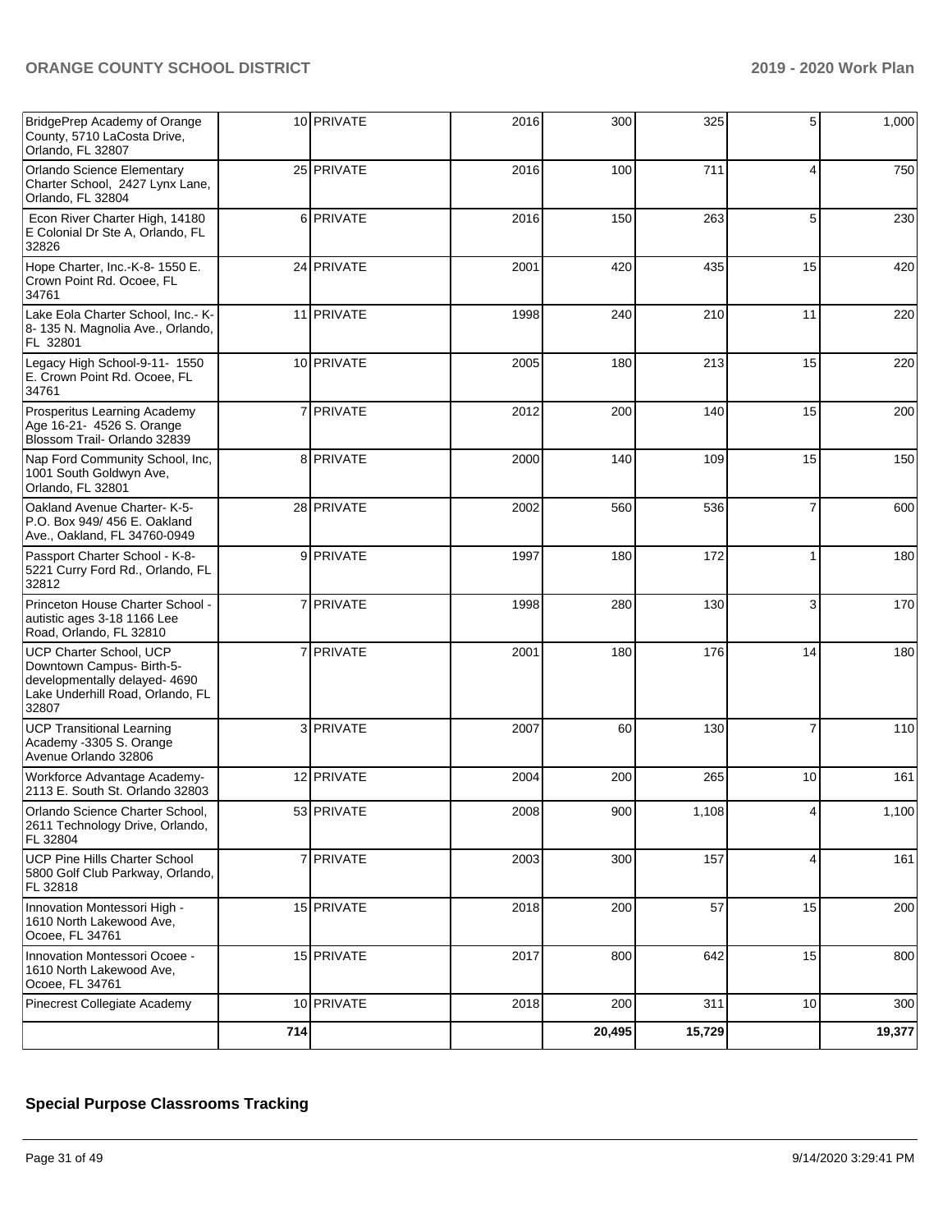| | | | | | | | |
|---|---|---|---|---|---|---|---|
| BridgePrep Academy of Orange County, 5710 LaCosta Drive, Orlando, FL 32807 | 10 | PRIVATE | 2016 | 300 | 325 | 5 | 1,000 |
| Orlando Science Elementary Charter School, 2427 Lynx Lane, Orlando, FL 32804 | 25 | PRIVATE | 2016 | 100 | 711 | 4 | 750 |
| Econ River Charter High, 14180 E Colonial Dr Ste A, Orlando, FL 32826 | 6 | PRIVATE | 2016 | 150 | 263 | 5 | 230 |
| Hope Charter, Inc.-K-8- 1550 E. Crown Point Rd. Ocoee, FL 34761 | 24 | PRIVATE | 2001 | 420 | 435 | 15 | 420 |
| Lake Eola Charter School, Inc.- K-8- 135 N. Magnolia Ave., Orlando, FL 32801 | 11 | PRIVATE | 1998 | 240 | 210 | 11 | 220 |
| Legacy High School-9-11- 1550 E. Crown Point Rd. Ocoee, FL 34761 | 10 | PRIVATE | 2005 | 180 | 213 | 15 | 220 |
| Prosperitus Learning Academy Age 16-21- 4526 S. Orange Blossom Trail- Orlando 32839 | 7 | PRIVATE | 2012 | 200 | 140 | 15 | 200 |
| Nap Ford Community School, Inc, 1001 South Goldwyn Ave, Orlando, FL 32801 | 8 | PRIVATE | 2000 | 140 | 109 | 15 | 150 |
| Oakland Avenue Charter- K-5- P.O. Box 949/ 456 E. Oakland Ave., Oakland, FL 34760-0949 | 28 | PRIVATE | 2002 | 560 | 536 | 7 | 600 |
| Passport Charter School - K-8- 5221 Curry Ford Rd., Orlando, FL 32812 | 9 | PRIVATE | 1997 | 180 | 172 | 1 | 180 |
| Princeton House Charter School - autistic ages 3-18 1166 Lee Road, Orlando, FL 32810 | 7 | PRIVATE | 1998 | 280 | 130 | 3 | 170 |
| UCP Charter School, UCP Downtown Campus- Birth-5- developmentally delayed- 4690 Lake Underhill Road, Orlando, FL 32807 | 7 | PRIVATE | 2001 | 180 | 176 | 14 | 180 |
| UCP Transitional Learning Academy -3305 S. Orange Avenue Orlando 32806 | 3 | PRIVATE | 2007 | 60 | 130 | 7 | 110 |
| Workforce Advantage Academy- 2113 E. South St. Orlando 32803 | 12 | PRIVATE | 2004 | 200 | 265 | 10 | 161 |
| Orlando Science Charter School, 2611 Technology Drive, Orlando, FL 32804 | 53 | PRIVATE | 2008 | 900 | 1,108 | 4 | 1,100 |
| UCP Pine Hills Charter School 5800 Golf Club Parkway, Orlando, FL 32818 | 7 | PRIVATE | 2003 | 300 | 157 | 4 | 161 |
| Innovation Montessori High - 1610 North Lakewood Ave, Ocoee, FL 34761 | 15 | PRIVATE | 2018 | 200 | 57 | 15 | 200 |
| Innovation Montessori Ocoee - 1610 North Lakewood Ave, Ocoee, FL 34761 | 15 | PRIVATE | 2017 | 800 | 642 | 15 | 800 |
| Pinecrest Collegiate Academy | 10 | PRIVATE | 2018 | 200 | 311 | 10 | 300 |
| | **714** | | | **20,495** | **15,729** | | **19,377** |

## Special Purpose Classrooms Tracking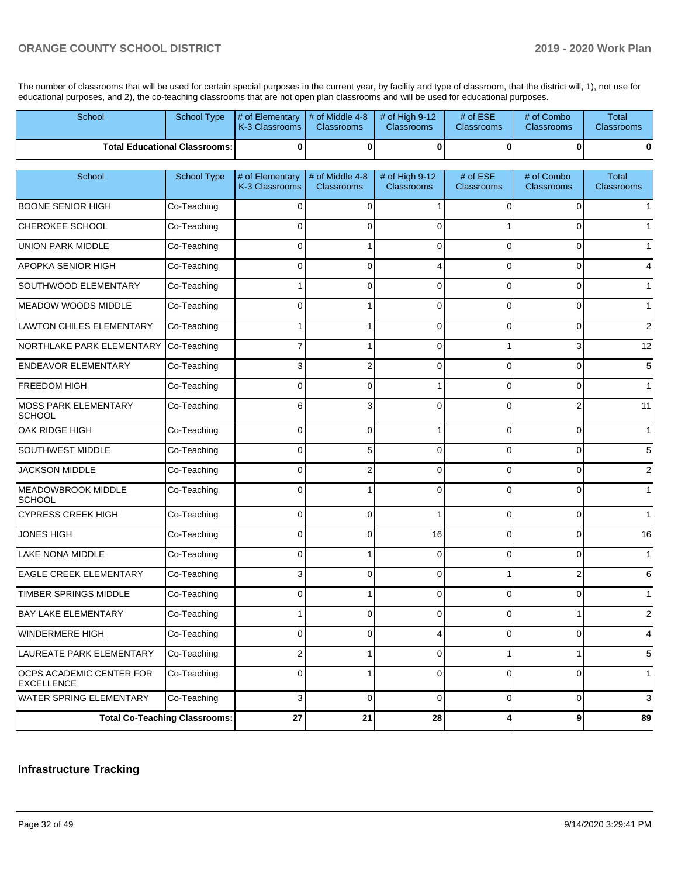The number of classrooms that will be used for certain special purposes in the current year, by facility and type of classroom, that the district will, 1), not use for educational purposes, and 2), the co-teaching classrooms that are not open plan classrooms and will be used for educational purposes.

| School | School Type | # of Elementary K-3 Classrooms | # of Middle 4-8 Classrooms | # of High 9-12 Classrooms | # of ESE Classrooms | # of Combo Classrooms | Total Classrooms |
|---|---|---|---|---|---|---|---|
| **Total Educational Classrooms:** | | **0** | **0** | **0** | **0** | **0** | **0** |

| School | School Type | # of Elementary K-3 Classrooms | # of Middle 4-8 Classrooms | # of High 9-12 Classrooms | # of ESE Classrooms | # of Combo Classrooms | Total Classrooms |
|---|---|---|---|---|---|---|---|
| BOONE SENIOR HIGH | Co-Teaching | 0 | 0 | 1 | 0 | 0 | 1 |
| CHEROKEE SCHOOL | Co-Teaching | 0 | 0 | 0 | 1 | 0 | 1 |
| UNION PARK MIDDLE | Co-Teaching | 0 | 1 | 0 | 0 | 0 | 1 |
| APOPKA SENIOR HIGH | Co-Teaching | 0 | 0 | 4 | 0 | 0 | 4 |
| SOUTHWOOD ELEMENTARY | Co-Teaching | 1 | 0 | 0 | 0 | 0 | 1 |
| MEADOW WOODS MIDDLE | Co-Teaching | 0 | 1 | 0 | 0 | 0 | 1 |
| LAWTON CHILES ELEMENTARY | Co-Teaching | 1 | 1 | 0 | 0 | 0 | 2 |
| NORTHLAKE PARK ELEMENTARY | Co-Teaching | 7 | 1 | 0 | 1 | 3 | 12 |
| ENDEAVOR ELEMENTARY | Co-Teaching | 3 | 2 | 0 | 0 | 0 | 5 |
| FREEDOM HIGH | Co-Teaching | 0 | 0 | 1 | 0 | 0 | 1 |
| MOSS PARK ELEMENTARY SCHOOL | Co-Teaching | 6 | 3 | 0 | 0 | 2 | 11 |
| OAK RIDGE HIGH | Co-Teaching | 0 | 0 | 1 | 0 | 0 | 1 |
| SOUTHWEST MIDDLE | Co-Teaching | 0 | 5 | 0 | 0 | 0 | 5 |
| JACKSON MIDDLE | Co-Teaching | 0 | 2 | 0 | 0 | 0 | 2 |
| MEADOWBROOK MIDDLE SCHOOL | Co-Teaching | 0 | 1 | 0 | 0 | 0 | 1 |
| CYPRESS CREEK HIGH | Co-Teaching | 0 | 0 | 1 | 0 | 0 | 1 |
| JONES HIGH | Co-Teaching | 0 | 0 | 16 | 0 | 0 | 16 |
| LAKE NONA MIDDLE | Co-Teaching | 0 | 1 | 0 | 0 | 0 | 1 |
| EAGLE CREEK ELEMENTARY | Co-Teaching | 3 | 0 | 0 | 1 | 2 | 6 |
| TIMBER SPRINGS MIDDLE | Co-Teaching | 0 | 1 | 0 | 0 | 0 | 1 |
| BAY LAKE ELEMENTARY | Co-Teaching | 1 | 0 | 0 | 0 | 1 | 2 |
| WINDERMERE HIGH | Co-Teaching | 0 | 0 | 4 | 0 | 0 | 4 |
| LAUREATE PARK ELEMENTARY | Co-Teaching | 2 | 1 | 0 | 1 | 1 | 5 |
| OCPS ACADEMIC CENTER FOR EXCELLENCE | Co-Teaching | 0 | 1 | 0 | 0 | 0 | 1 |
| WATER SPRING ELEMENTARY | Co-Teaching | 3 | 0 | 0 | 0 | 0 | 3 |
| **Total Co-Teaching Classrooms:** | | **27** | **21** | **28** | **4** | **9** | **89** |

## Infrastructure Tracking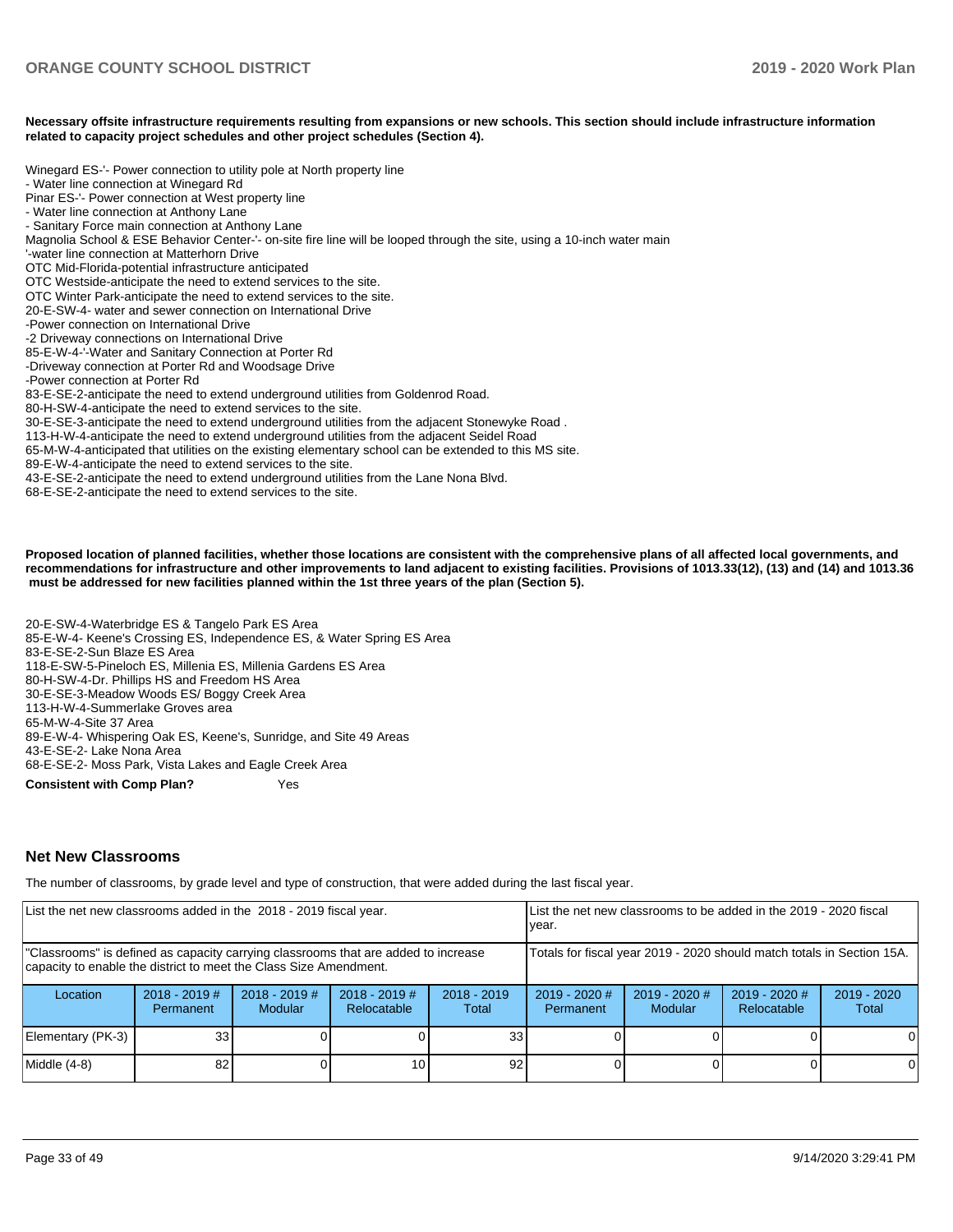**Necessary offsite infrastructure requirements resulting from expansions or new schools. This section should include infrastructure information related to capacity project schedules and other project schedules (Section 4).**

Winegard ES-'- Power connection to utility pole at North property line
- Water line connection at Winegard Rd
Pinar ES-'- Power connection at West property line
- Water line connection at Anthony Lane
- Sanitary Force main connection at Anthony Lane
Magnolia School & ESE Behavior Center-'- on-site fire line will be looped through the site, using a 10-inch water main
'-water line connection at Matterhorn Drive
OTC Mid-Florida-potential infrastructure anticipated
OTC Westside-anticipate the need to extend services to the site.
OTC Winter Park-anticipate the need to extend services to the site.
20-E-SW-4- water and sewer connection on International Drive
-Power connection on International Drive
-2 Driveway connections on International Drive
85-E-W-4-'-Water and Sanitary Connection at Porter Rd
-Driveway connection at Porter Rd and Woodsage Drive
-Power connection at Porter Rd
83-E-SE-2-anticipate the need to extend underground utilities from Goldenrod Road.
80-H-SW-4-anticipate the need to extend services to the site.
30-E-SE-3-anticipate the need to extend underground utilities from the adjacent Stonewyke Road .
113-H-W-4-anticipate the need to extend underground utilities from the adjacent Seidel Road
65-M-W-4-anticipated that utilities on the existing elementary school can be extended to this MS site.
89-E-W-4-anticipate the need to extend services to the site.
43-E-SE-2-anticipate the need to extend underground utilities from the Lane Nona Blvd.
68-E-SE-2-anticipate the need to extend services to the site.

**Proposed location of planned facilities, whether those locations are consistent with the comprehensive plans of all affected local governments, and recommendations for infrastructure and other improvements to land adjacent to existing facilities. Provisions of 1013.33(12), (13) and (14) and 1013.36 must be addressed for new facilities planned within the 1st three years of the plan (Section 5).**

20-E-SW-4-Waterbridge ES & Tangelo Park ES Area
85-E-W-4- Keene's Crossing ES, Independence ES, & Water Spring ES Area
83-E-SE-2-Sun Blaze ES Area
118-E-SW-5-Pineloch ES, Millenia ES, Millenia Gardens ES Area
80-H-SW-4-Dr. Phillips HS and Freedom HS Area
30-E-SE-3-Meadow Woods ES/ Boggy Creek Area
113-H-W-4-Summerlake Groves area
65-M-W-4-Site 37 Area
89-E-W-4- Whispering Oak ES, Keene's, Sunridge, and Site 49 Areas
43-E-SE-2- Lake Nona Area
68-E-SE-2- Moss Park, Vista Lakes and Eagle Creek Area

**Consistent with Comp Plan?** Yes

## Net New Classrooms

The number of classrooms, by grade level and type of construction, that were added during the last fiscal year.

| List the net new classrooms added in the 2018 - 2019 fiscal year. | | | | | List the net new classrooms to be added in the 2019 - 2020 fiscal year. | | | |
|---|---|---|---|---|---|---|---|---|
| "Classrooms" is defined as capacity carrying classrooms that are added to increase capacity to enable the district to meet the Class Size Amendment. | | | | | Totals for fiscal year 2019 - 2020 should match totals in Section 15A. | | | |
| Location | 2018 - 2019 # Permanent | 2018 - 2019 # Modular | 2018 - 2019 # Relocatable | 2018 - 2019 Total | 2019 - 2020 # Permanent | 2019 - 2020 # Modular | 2019 - 2020 # Relocatable | 2019 - 2020 Total |
| Elementary (PK-3) | 33 | 0 | 0 | 33 | 0 | 0 | 0 | 0 |
| Middle (4-8) | 82 | 0 | 10 | 92 | 0 | 0 | 0 | 0 |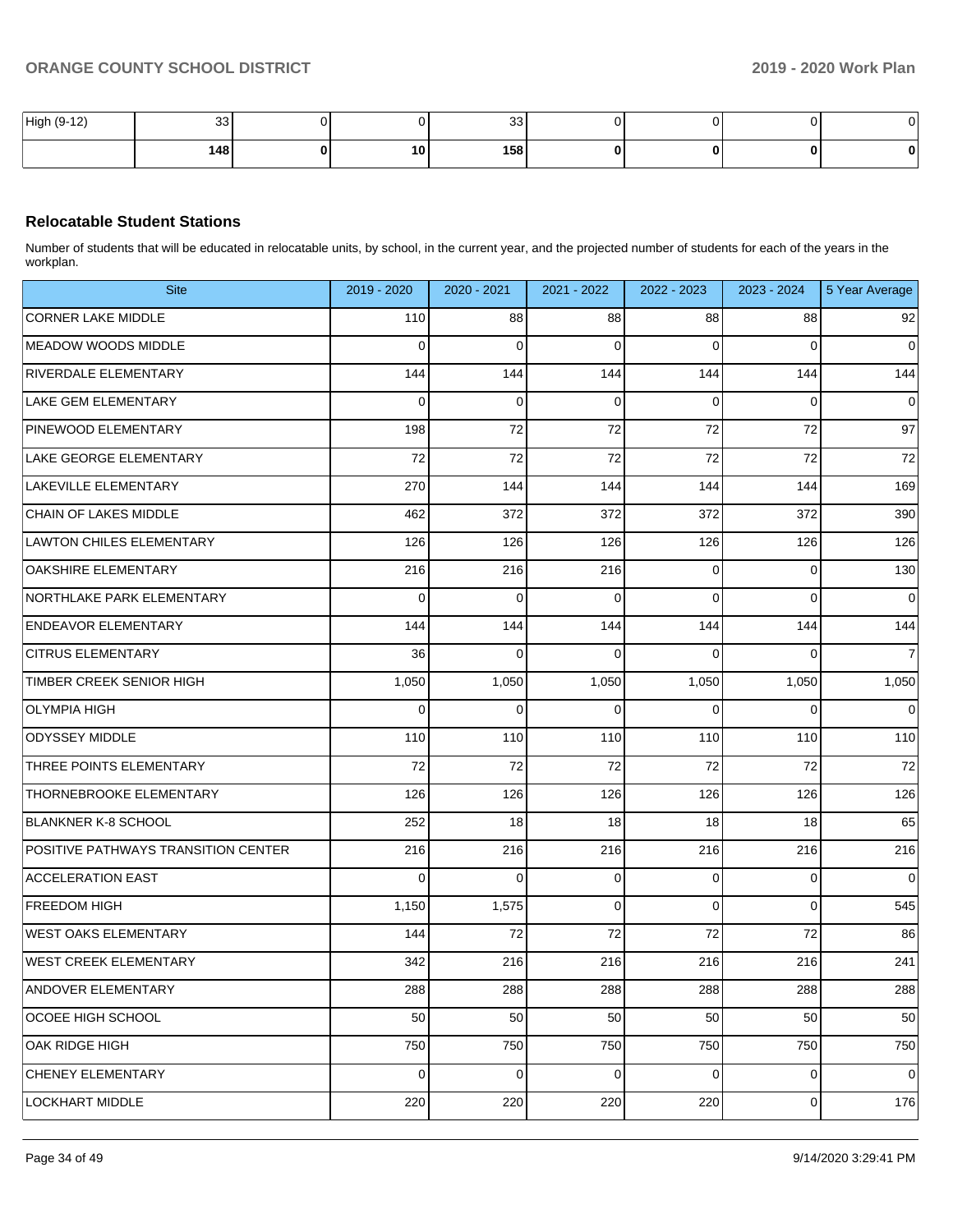| High (9-12) | 33 | 0 | 0 | 33 | 0 | 0 | 0 | 0 |
|---|---|---|---|---|---|---|---|---|
| | **148** | **0** | **10** | **158** | **0** | **0** | **0** | **0** |

### Relocatable Student Stations

Number of students that will be educated in relocatable units, by school, in the current year, and the projected number of students for each of the years in the workplan.

| Site | 2019 - 2020 | 2020 - 2021 | 2021 - 2022 | 2022 - 2023 | 2023 - 2024 | 5 Year Average |
|---|---|---|---|---|---|---|
| CORNER LAKE MIDDLE | 110 | 88 | 88 | 88 | 88 | 92 |
| MEADOW WOODS MIDDLE | 0 | 0 | 0 | 0 | 0 | 0 |
| RIVERDALE ELEMENTARY | 144 | 144 | 144 | 144 | 144 | 144 |
| LAKE GEM ELEMENTARY | 0 | 0 | 0 | 0 | 0 | 0 |
| PINEWOOD ELEMENTARY | 198 | 72 | 72 | 72 | 72 | 97 |
| LAKE GEORGE ELEMENTARY | 72 | 72 | 72 | 72 | 72 | 72 |
| LAKEVILLE ELEMENTARY | 270 | 144 | 144 | 144 | 144 | 169 |
| CHAIN OF LAKES MIDDLE | 462 | 372 | 372 | 372 | 372 | 390 |
| LAWTON CHILES ELEMENTARY | 126 | 126 | 126 | 126 | 126 | 126 |
| OAKSHIRE ELEMENTARY | 216 | 216 | 216 | 0 | 0 | 130 |
| NORTHLAKE PARK ELEMENTARY | 0 | 0 | 0 | 0 | 0 | 0 |
| ENDEAVOR ELEMENTARY | 144 | 144 | 144 | 144 | 144 | 144 |
| CITRUS ELEMENTARY | 36 | 0 | 0 | 0 | 0 | 7 |
| TIMBER CREEK SENIOR HIGH | 1,050 | 1,050 | 1,050 | 1,050 | 1,050 | 1,050 |
| OLYMPIA HIGH | 0 | 0 | 0 | 0 | 0 | 0 |
| ODYSSEY MIDDLE | 110 | 110 | 110 | 110 | 110 | 110 |
| THREE POINTS ELEMENTARY | 72 | 72 | 72 | 72 | 72 | 72 |
| THORNEBROOKE ELEMENTARY | 126 | 126 | 126 | 126 | 126 | 126 |
| BLANKNER K-8 SCHOOL | 252 | 18 | 18 | 18 | 18 | 65 |
| POSITIVE PATHWAYS TRANSITION CENTER | 216 | 216 | 216 | 216 | 216 | 216 |
| ACCELERATION EAST | 0 | 0 | 0 | 0 | 0 | 0 |
| FREEDOM HIGH | 1,150 | 1,575 | 0 | 0 | 0 | 545 |
| WEST OAKS ELEMENTARY | 144 | 72 | 72 | 72 | 72 | 86 |
| WEST CREEK ELEMENTARY | 342 | 216 | 216 | 216 | 216 | 241 |
| ANDOVER ELEMENTARY | 288 | 288 | 288 | 288 | 288 | 288 |
| OCOEE HIGH SCHOOL | 50 | 50 | 50 | 50 | 50 | 50 |
| OAK RIDGE HIGH | 750 | 750 | 750 | 750 | 750 | 750 |
| CHENEY ELEMENTARY | 0 | 0 | 0 | 0 | 0 | 0 |
| LOCKHART MIDDLE | 220 | 220 | 220 | 220 | 0 | 176 |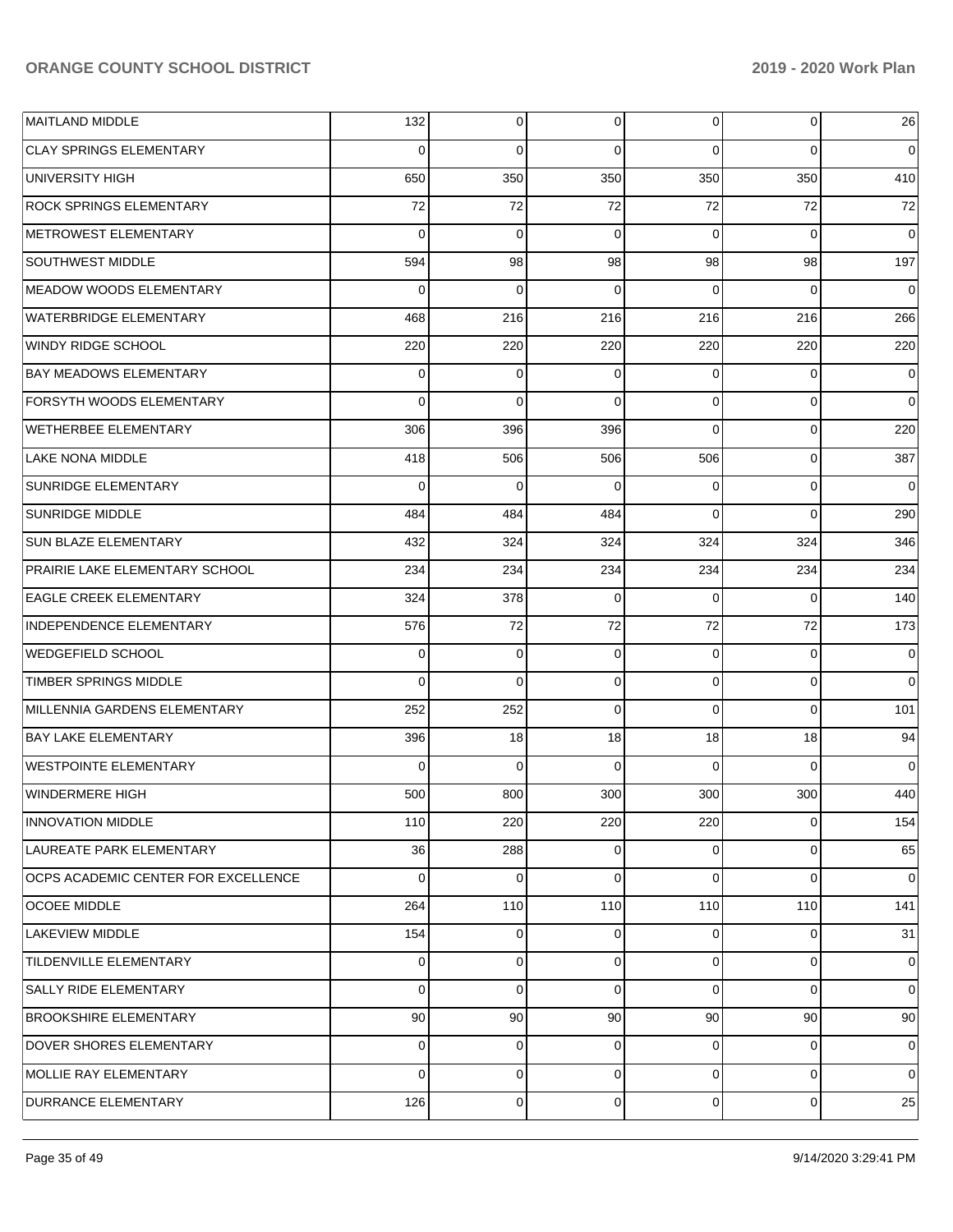| | | | | | | |
|---|---|---|---|---|---|---|
| MAITLAND MIDDLE | 132 | 0 | 0 | 0 | 0 | 26 |
| CLAY SPRINGS ELEMENTARY | 0 | 0 | 0 | 0 | 0 | 0 |
| UNIVERSITY HIGH | 650 | 350 | 350 | 350 | 350 | 410 |
| ROCK SPRINGS ELEMENTARY | 72 | 72 | 72 | 72 | 72 | 72 |
| METROWEST ELEMENTARY | 0 | 0 | 0 | 0 | 0 | 0 |
| SOUTHWEST MIDDLE | 594 | 98 | 98 | 98 | 98 | 197 |
| MEADOW WOODS ELEMENTARY | 0 | 0 | 0 | 0 | 0 | 0 |
| WATERBRIDGE ELEMENTARY | 468 | 216 | 216 | 216 | 216 | 266 |
| WINDY RIDGE SCHOOL | 220 | 220 | 220 | 220 | 220 | 220 |
| BAY MEADOWS ELEMENTARY | 0 | 0 | 0 | 0 | 0 | 0 |
| FORSYTH WOODS ELEMENTARY | 0 | 0 | 0 | 0 | 0 | 0 |
| WETHERBEE ELEMENTARY | 306 | 396 | 396 | 0 | 0 | 220 |
| LAKE NONA MIDDLE | 418 | 506 | 506 | 506 | 0 | 387 |
| SUNRIDGE ELEMENTARY | 0 | 0 | 0 | 0 | 0 | 0 |
| SUNRIDGE MIDDLE | 484 | 484 | 484 | 0 | 0 | 290 |
| SUN BLAZE ELEMENTARY | 432 | 324 | 324 | 324 | 324 | 346 |
| PRAIRIE LAKE ELEMENTARY SCHOOL | 234 | 234 | 234 | 234 | 234 | 234 |
| EAGLE CREEK ELEMENTARY | 324 | 378 | 0 | 0 | 0 | 140 |
| INDEPENDENCE ELEMENTARY | 576 | 72 | 72 | 72 | 72 | 173 |
| WEDGEFIELD SCHOOL | 0 | 0 | 0 | 0 | 0 | 0 |
| TIMBER SPRINGS MIDDLE | 0 | 0 | 0 | 0 | 0 | 0 |
| MILLENNIA GARDENS ELEMENTARY | 252 | 252 | 0 | 0 | 0 | 101 |
| BAY LAKE ELEMENTARY | 396 | 18 | 18 | 18 | 18 | 94 |
| WESTPOINTE ELEMENTARY | 0 | 0 | 0 | 0 | 0 | 0 |
| WINDERMERE HIGH | 500 | 800 | 300 | 300 | 300 | 440 |
| INNOVATION MIDDLE | 110 | 220 | 220 | 220 | 0 | 154 |
| LAUREATE PARK ELEMENTARY | 36 | 288 | 0 | 0 | 0 | 65 |
| OCPS ACADEMIC CENTER FOR EXCELLENCE | 0 | 0 | 0 | 0 | 0 | 0 |
| OCOEE MIDDLE | 264 | 110 | 110 | 110 | 110 | 141 |
| LAKEVIEW MIDDLE | 154 | 0 | 0 | 0 | 0 | 31 |
| TILDENVILLE ELEMENTARY | 0 | 0 | 0 | 0 | 0 | 0 |
| SALLY RIDE ELEMENTARY | 0 | 0 | 0 | 0 | 0 | 0 |
| BROOKSHIRE ELEMENTARY | 90 | 90 | 90 | 90 | 90 | 90 |
| DOVER SHORES ELEMENTARY | 0 | 0 | 0 | 0 | 0 | 0 |
| MOLLIE RAY ELEMENTARY | 0 | 0 | 0 | 0 | 0 | 0 |
| DURRANCE ELEMENTARY | 126 | 0 | 0 | 0 | 0 | 25 |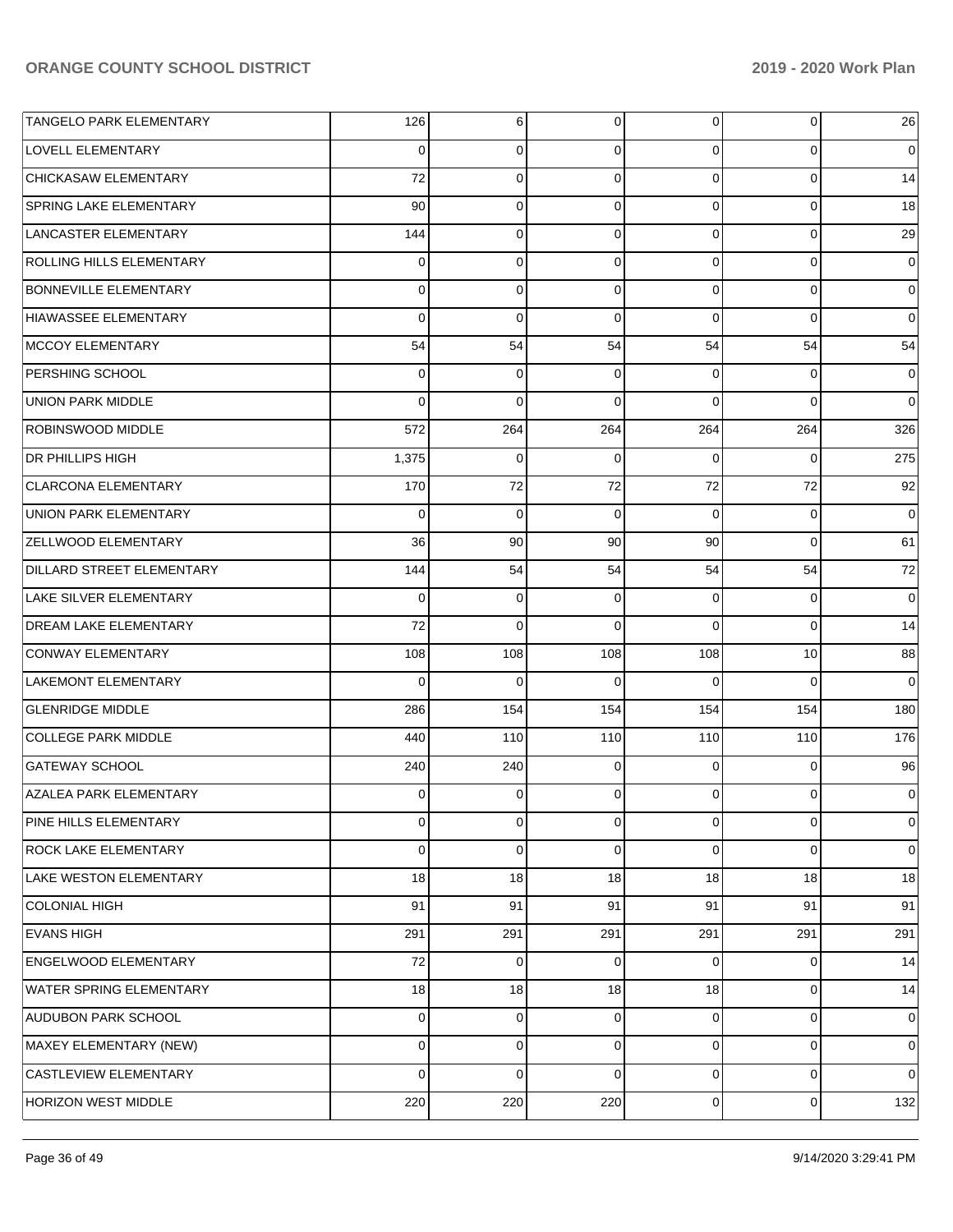| | | | | | | |
|---|---|---|---|---|---|---|
| TANGELO PARK ELEMENTARY | 126 | 6 | 0 | 0 | 0 | 26 |
| LOVELL ELEMENTARY | 0 | 0 | 0 | 0 | 0 | 0 |
| CHICKASAW ELEMENTARY | 72 | 0 | 0 | 0 | 0 | 14 |
| SPRING LAKE ELEMENTARY | 90 | 0 | 0 | 0 | 0 | 18 |
| LANCASTER ELEMENTARY | 144 | 0 | 0 | 0 | 0 | 29 |
| ROLLING HILLS ELEMENTARY | 0 | 0 | 0 | 0 | 0 | 0 |
| BONNEVILLE ELEMENTARY | 0 | 0 | 0 | 0 | 0 | 0 |
| HIAWASSEE ELEMENTARY | 0 | 0 | 0 | 0 | 0 | 0 |
| MCCOY ELEMENTARY | 54 | 54 | 54 | 54 | 54 | 54 |
| PERSHING SCHOOL | 0 | 0 | 0 | 0 | 0 | 0 |
| UNION PARK MIDDLE | 0 | 0 | 0 | 0 | 0 | 0 |
| ROBINSWOOD MIDDLE | 572 | 264 | 264 | 264 | 264 | 326 |
| DR PHILLIPS HIGH | 1,375 | 0 | 0 | 0 | 0 | 275 |
| CLARCONA ELEMENTARY | 170 | 72 | 72 | 72 | 72 | 92 |
| UNION PARK ELEMENTARY | 0 | 0 | 0 | 0 | 0 | 0 |
| ZELLWOOD ELEMENTARY | 36 | 90 | 90 | 90 | 0 | 61 |
| DILLARD STREET ELEMENTARY | 144 | 54 | 54 | 54 | 54 | 72 |
| LAKE SILVER ELEMENTARY | 0 | 0 | 0 | 0 | 0 | 0 |
| DREAM LAKE ELEMENTARY | 72 | 0 | 0 | 0 | 0 | 14 |
| CONWAY ELEMENTARY | 108 | 108 | 108 | 108 | 10 | 88 |
| LAKEMONT ELEMENTARY | 0 | 0 | 0 | 0 | 0 | 0 |
| GLENRIDGE MIDDLE | 286 | 154 | 154 | 154 | 154 | 180 |
| COLLEGE PARK MIDDLE | 440 | 110 | 110 | 110 | 110 | 176 |
| GATEWAY SCHOOL | 240 | 240 | 0 | 0 | 0 | 96 |
| AZALEA PARK ELEMENTARY | 0 | 0 | 0 | 0 | 0 | 0 |
| PINE HILLS ELEMENTARY | 0 | 0 | 0 | 0 | 0 | 0 |
| ROCK LAKE ELEMENTARY | 0 | 0 | 0 | 0 | 0 | 0 |
| LAKE WESTON ELEMENTARY | 18 | 18 | 18 | 18 | 18 | 18 |
| COLONIAL HIGH | 91 | 91 | 91 | 91 | 91 | 91 |
| EVANS HIGH | 291 | 291 | 291 | 291 | 291 | 291 |
| ENGELWOOD ELEMENTARY | 72 | 0 | 0 | 0 | 0 | 14 |
| WATER SPRING ELEMENTARY | 18 | 18 | 18 | 18 | 0 | 14 |
| AUDUBON PARK SCHOOL | 0 | 0 | 0 | 0 | 0 | 0 |
| MAXEY ELEMENTARY (NEW) | 0 | 0 | 0 | 0 | 0 | 0 |
| CASTLEVIEW ELEMENTARY | 0 | 0 | 0 | 0 | 0 | 0 |
| HORIZON WEST MIDDLE | 220 | 220 | 220 | 0 | 0 | 132 |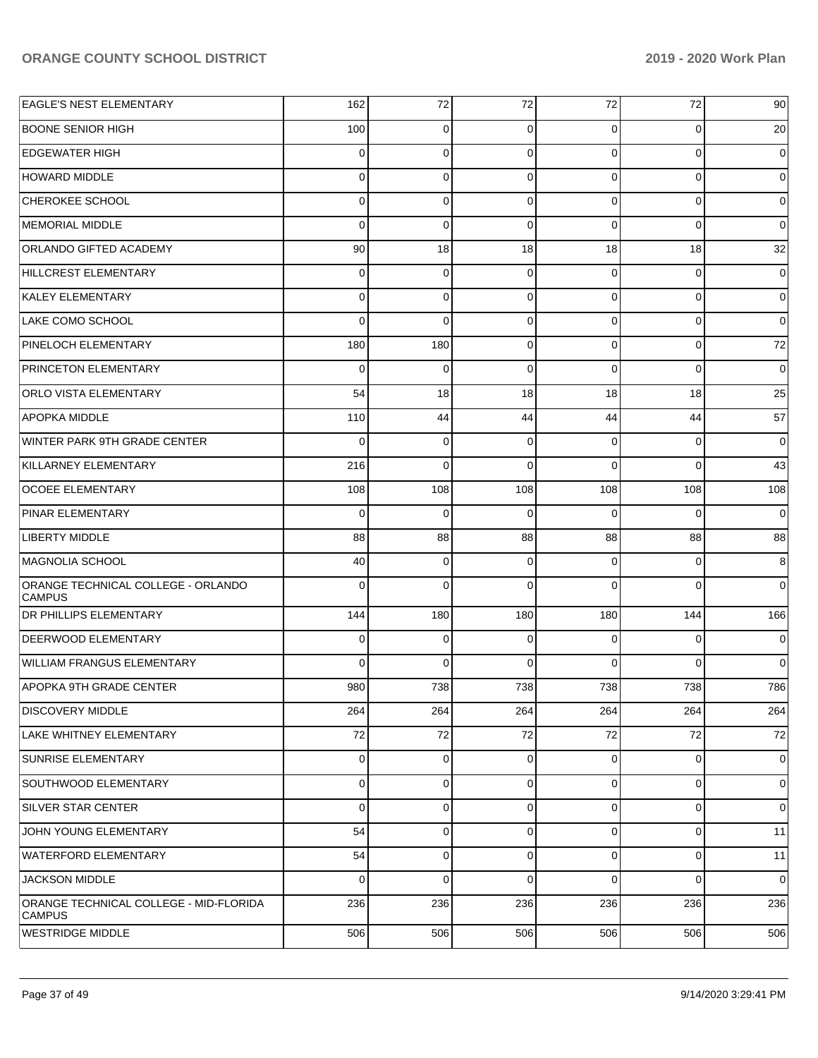| | | | | | | |
|---|---|---|---|---|---|---|
| EAGLE'S NEST ELEMENTARY | 162 | 72 | 72 | 72 | 72 | 90 |
| BOONE SENIOR HIGH | 100 | 0 | 0 | 0 | 0 | 20 |
| EDGEWATER HIGH | 0 | 0 | 0 | 0 | 0 | 0 |
| HOWARD MIDDLE | 0 | 0 | 0 | 0 | 0 | 0 |
| CHEROKEE SCHOOL | 0 | 0 | 0 | 0 | 0 | 0 |
| MEMORIAL MIDDLE | 0 | 0 | 0 | 0 | 0 | 0 |
| ORLANDO GIFTED ACADEMY | 90 | 18 | 18 | 18 | 18 | 32 |
| HILLCREST ELEMENTARY | 0 | 0 | 0 | 0 | 0 | 0 |
| KALEY ELEMENTARY | 0 | 0 | 0 | 0 | 0 | 0 |
| LAKE COMO SCHOOL | 0 | 0 | 0 | 0 | 0 | 0 |
| PINELOCH ELEMENTARY | 180 | 180 | 0 | 0 | 0 | 72 |
| PRINCETON ELEMENTARY | 0 | 0 | 0 | 0 | 0 | 0 |
| ORLO VISTA ELEMENTARY | 54 | 18 | 18 | 18 | 18 | 25 |
| APOPKA MIDDLE | 110 | 44 | 44 | 44 | 44 | 57 |
| WINTER PARK 9TH GRADE CENTER | 0 | 0 | 0 | 0 | 0 | 0 |
| KILLARNEY ELEMENTARY | 216 | 0 | 0 | 0 | 0 | 43 |
| OCOEE ELEMENTARY | 108 | 108 | 108 | 108 | 108 | 108 |
| PINAR ELEMENTARY | 0 | 0 | 0 | 0 | 0 | 0 |
| LIBERTY MIDDLE | 88 | 88 | 88 | 88 | 88 | 88 |
| MAGNOLIA SCHOOL | 40 | 0 | 0 | 0 | 0 | 8 |
| ORANGE TECHNICAL COLLEGE - ORLANDO CAMPUS | 0 | 0 | 0 | 0 | 0 | 0 |
| DR PHILLIPS ELEMENTARY | 144 | 180 | 180 | 180 | 144 | 166 |
| DEERWOOD ELEMENTARY | 0 | 0 | 0 | 0 | 0 | 0 |
| WILLIAM FRANGUS ELEMENTARY | 0 | 0 | 0 | 0 | 0 | 0 |
| APOPKA 9TH GRADE CENTER | 980 | 738 | 738 | 738 | 738 | 786 |
| DISCOVERY MIDDLE | 264 | 264 | 264 | 264 | 264 | 264 |
| LAKE WHITNEY ELEMENTARY | 72 | 72 | 72 | 72 | 72 | 72 |
| SUNRISE ELEMENTARY | 0 | 0 | 0 | 0 | 0 | 0 |
| SOUTHWOOD ELEMENTARY | 0 | 0 | 0 | 0 | 0 | 0 |
| SILVER STAR CENTER | 0 | 0 | 0 | 0 | 0 | 0 |
| JOHN YOUNG ELEMENTARY | 54 | 0 | 0 | 0 | 0 | 11 |
| WATERFORD ELEMENTARY | 54 | 0 | 0 | 0 | 0 | 11 |
| JACKSON MIDDLE | 0 | 0 | 0 | 0 | 0 | 0 |
| ORANGE TECHNICAL COLLEGE - MID-FLORIDA CAMPUS | 236 | 236 | 236 | 236 | 236 | 236 |
| WESTRIDGE MIDDLE | 506 | 506 | 506 | 506 | 506 | 506 |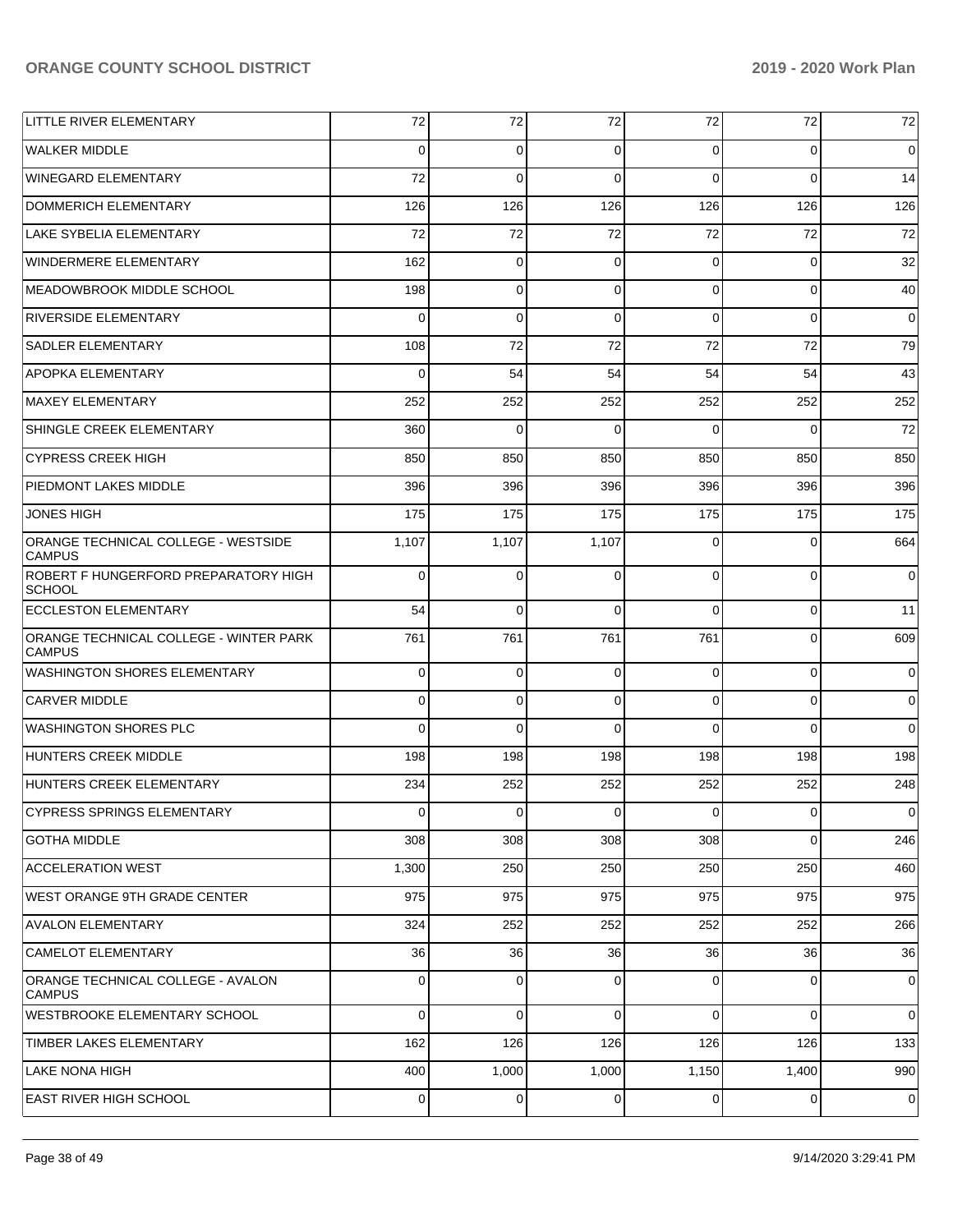| | | | | | | |
|---|---|---|---|---|---|---|
| LITTLE RIVER ELEMENTARY | 72 | 72 | 72 | 72 | 72 | 72 |
| WALKER MIDDLE | 0 | 0 | 0 | 0 | 0 | 0 |
| WINEGARD ELEMENTARY | 72 | 0 | 0 | 0 | 0 | 14 |
| DOMMERICH ELEMENTARY | 126 | 126 | 126 | 126 | 126 | 126 |
| LAKE SYBELIA ELEMENTARY | 72 | 72 | 72 | 72 | 72 | 72 |
| WINDERMERE ELEMENTARY | 162 | 0 | 0 | 0 | 0 | 32 |
| MEADOWBROOK MIDDLE SCHOOL | 198 | 0 | 0 | 0 | 0 | 40 |
| RIVERSIDE ELEMENTARY | 0 | 0 | 0 | 0 | 0 | 0 |
| SADLER ELEMENTARY | 108 | 72 | 72 | 72 | 72 | 79 |
| APOPKA ELEMENTARY | 0 | 54 | 54 | 54 | 54 | 43 |
| MAXEY ELEMENTARY | 252 | 252 | 252 | 252 | 252 | 252 |
| SHINGLE CREEK ELEMENTARY | 360 | 0 | 0 | 0 | 0 | 72 |
| CYPRESS CREEK HIGH | 850 | 850 | 850 | 850 | 850 | 850 |
| PIEDMONT LAKES MIDDLE | 396 | 396 | 396 | 396 | 396 | 396 |
| JONES HIGH | 175 | 175 | 175 | 175 | 175 | 175 |
| ORANGE TECHNICAL COLLEGE - WESTSIDE CAMPUS | 1,107 | 1,107 | 1,107 | 0 | 0 | 664 |
| ROBERT F HUNGERFORD PREPARATORY HIGH SCHOOL | 0 | 0 | 0 | 0 | 0 | 0 |
| ECCLESTON ELEMENTARY | 54 | 0 | 0 | 0 | 0 | 11 |
| ORANGE TECHNICAL COLLEGE - WINTER PARK CAMPUS | 761 | 761 | 761 | 761 | 0 | 609 |
| WASHINGTON SHORES ELEMENTARY | 0 | 0 | 0 | 0 | 0 | 0 |
| CARVER MIDDLE | 0 | 0 | 0 | 0 | 0 | 0 |
| WASHINGTON SHORES PLC | 0 | 0 | 0 | 0 | 0 | 0 |
| HUNTERS CREEK MIDDLE | 198 | 198 | 198 | 198 | 198 | 198 |
| HUNTERS CREEK ELEMENTARY | 234 | 252 | 252 | 252 | 252 | 248 |
| CYPRESS SPRINGS ELEMENTARY | 0 | 0 | 0 | 0 | 0 | 0 |
| GOTHA MIDDLE | 308 | 308 | 308 | 308 | 0 | 246 |
| ACCELERATION WEST | 1,300 | 250 | 250 | 250 | 250 | 460 |
| WEST ORANGE 9TH GRADE CENTER | 975 | 975 | 975 | 975 | 975 | 975 |
| AVALON ELEMENTARY | 324 | 252 | 252 | 252 | 252 | 266 |
| CAMELOT ELEMENTARY | 36 | 36 | 36 | 36 | 36 | 36 |
| ORANGE TECHNICAL COLLEGE - AVALON CAMPUS | 0 | 0 | 0 | 0 | 0 | 0 |
| WESTBROOKE ELEMENTARY SCHOOL | 0 | 0 | 0 | 0 | 0 | 0 |
| TIMBER LAKES ELEMENTARY | 162 | 126 | 126 | 126 | 126 | 133 |
| LAKE NONA HIGH | 400 | 1,000 | 1,000 | 1,150 | 1,400 | 990 |
| EAST RIVER HIGH SCHOOL | 0 | 0 | 0 | 0 | 0 | 0 |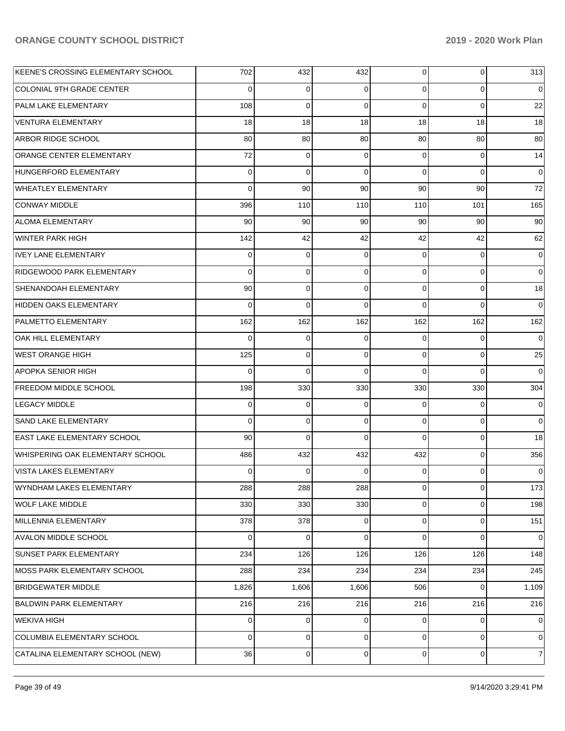| | | | | | | |
|---|---|---|---|---|---|---|
| KEENE'S CROSSING ELEMENTARY SCHOOL | 702 | 432 | 432 | 0 | 0 | 313 |
| COLONIAL 9TH GRADE CENTER | 0 | 0 | 0 | 0 | 0 | 0 |
| PALM LAKE ELEMENTARY | 108 | 0 | 0 | 0 | 0 | 22 |
| VENTURA ELEMENTARY | 18 | 18 | 18 | 18 | 18 | 18 |
| ARBOR RIDGE SCHOOL | 80 | 80 | 80 | 80 | 80 | 80 |
| ORANGE CENTER ELEMENTARY | 72 | 0 | 0 | 0 | 0 | 14 |
| HUNGERFORD ELEMENTARY | 0 | 0 | 0 | 0 | 0 | 0 |
| WHEATLEY ELEMENTARY | 0 | 90 | 90 | 90 | 90 | 72 |
| CONWAY MIDDLE | 396 | 110 | 110 | 110 | 101 | 165 |
| ALOMA ELEMENTARY | 90 | 90 | 90 | 90 | 90 | 90 |
| WINTER PARK HIGH | 142 | 42 | 42 | 42 | 42 | 62 |
| IVEY LANE ELEMENTARY | 0 | 0 | 0 | 0 | 0 | 0 |
| RIDGEWOOD PARK ELEMENTARY | 0 | 0 | 0 | 0 | 0 | 0 |
| SHENANDOAH ELEMENTARY | 90 | 0 | 0 | 0 | 0 | 18 |
| HIDDEN OAKS ELEMENTARY | 0 | 0 | 0 | 0 | 0 | 0 |
| PALMETTO ELEMENTARY | 162 | 162 | 162 | 162 | 162 | 162 |
| OAK HILL ELEMENTARY | 0 | 0 | 0 | 0 | 0 | 0 |
| WEST ORANGE HIGH | 125 | 0 | 0 | 0 | 0 | 25 |
| APOPKA SENIOR HIGH | 0 | 0 | 0 | 0 | 0 | 0 |
| FREEDOM MIDDLE SCHOOL | 198 | 330 | 330 | 330 | 330 | 304 |
| LEGACY MIDDLE | 0 | 0 | 0 | 0 | 0 | 0 |
| SAND LAKE ELEMENTARY | 0 | 0 | 0 | 0 | 0 | 0 |
| EAST LAKE ELEMENTARY SCHOOL | 90 | 0 | 0 | 0 | 0 | 18 |
| WHISPERING OAK ELEMENTARY SCHOOL | 486 | 432 | 432 | 432 | 0 | 356 |
| VISTA LAKES ELEMENTARY | 0 | 0 | 0 | 0 | 0 | 0 |
| WYNDHAM LAKES ELEMENTARY | 288 | 288 | 288 | 0 | 0 | 173 |
| WOLF LAKE MIDDLE | 330 | 330 | 330 | 0 | 0 | 198 |
| MILLENNIA ELEMENTARY | 378 | 378 | 0 | 0 | 0 | 151 |
| AVALON MIDDLE SCHOOL | 0 | 0 | 0 | 0 | 0 | 0 |
| SUNSET PARK ELEMENTARY | 234 | 126 | 126 | 126 | 126 | 148 |
| MOSS PARK ELEMENTARY SCHOOL | 288 | 234 | 234 | 234 | 234 | 245 |
| BRIDGEWATER MIDDLE | 1,826 | 1,606 | 1,606 | 506 | 0 | 1,109 |
| BALDWIN PARK ELEMENTARY | 216 | 216 | 216 | 216 | 216 | 216 |
| WEKIVA HIGH | 0 | 0 | 0 | 0 | 0 | 0 |
| COLUMBIA ELEMENTARY SCHOOL | 0 | 0 | 0 | 0 | 0 | 0 |
| CATALINA ELEMENTARY SCHOOL (NEW) | 36 | 0 | 0 | 0 | 0 | 7 |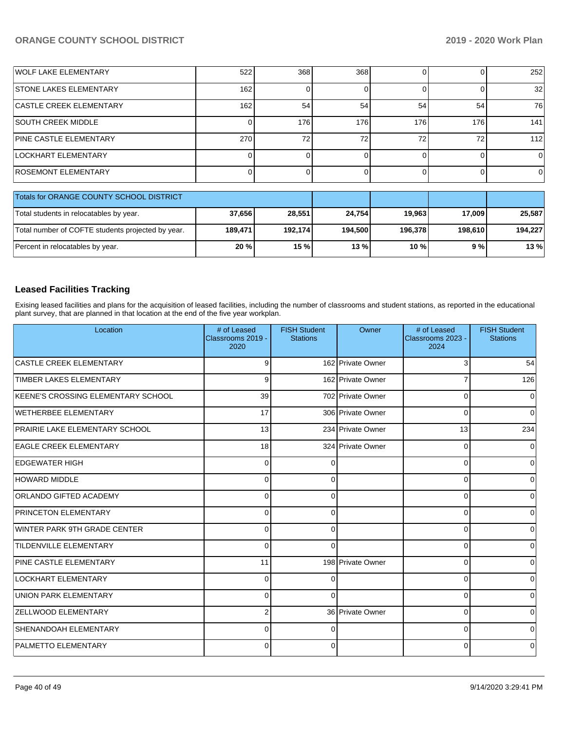| | | | | | | |
|---|---|---|---|---|---|---|
| WOLF LAKE ELEMENTARY | 522 | 368 | 368 | 0 | 0 | 252 |
| STONE LAKES ELEMENTARY | 162 | 0 | 0 | 0 | 0 | 32 |
| CASTLE CREEK ELEMENTARY | 162 | 54 | 54 | 54 | 54 | 76 |
| SOUTH CREEK MIDDLE | 0 | 176 | 176 | 176 | 176 | 141 |
| PINE CASTLE ELEMENTARY | 270 | 72 | 72 | 72 | 72 | 112 |
| LOCKHART ELEMENTARY | 0 | 0 | 0 | 0 | 0 | 0 |
| ROSEMONT ELEMENTARY | 0 | 0 | 0 | 0 | 0 | 0 |

| Totals for ORANGE COUNTY SCHOOL DISTRICT | | | | | | |
|---|---|---|---|---|---|---|
| Total students in relocatables by year. | **37,656** | **28,551** | **24,754** | **19,963** | **17,009** | **25,587** |
| Total number of COFTE students projected by year. | **189,471** | **192,174** | **194,500** | **196,378** | **198,610** | **194,227** |
| Percent in relocatables by year. | **20 %** | **15 %** | **13 %** | **10 %** | **9 %** | **13 %** |

## Leased Facilities Tracking

Exising leased facilities and plans for the acquisition of leased facilities, including the number of classrooms and student stations, as reported in the educational plant survey, that are planned in that location at the end of the five year workplan.

| Location | # of Leased Classrooms 2019 - 2020 | FISH Student Stations | Owner | # of Leased Classrooms 2023 - 2024 | FISH Student Stations |
|---|---|---|---|---|---|
| CASTLE CREEK ELEMENTARY | 9 | 162 | Private Owner | 3 | 54 |
| TIMBER LAKES ELEMENTARY | 9 | 162 | Private Owner | 7 | 126 |
| KEENE'S CROSSING ELEMENTARY SCHOOL | 39 | 702 | Private Owner | 0 | 0 |
| WETHERBEE ELEMENTARY | 17 | 306 | Private Owner | 0 | 0 |
| PRAIRIE LAKE ELEMENTARY SCHOOL | 13 | 234 | Private Owner | 13 | 234 |
| EAGLE CREEK ELEMENTARY | 18 | 324 | Private Owner | 0 | 0 |
| EDGEWATER HIGH | 0 | 0 | | 0 | 0 |
| HOWARD MIDDLE | 0 | 0 | | 0 | 0 |
| ORLANDO GIFTED ACADEMY | 0 | 0 | | 0 | 0 |
| PRINCETON ELEMENTARY | 0 | 0 | | 0 | 0 |
| WINTER PARK 9TH GRADE CENTER | 0 | 0 | | 0 | 0 |
| TILDENVILLE ELEMENTARY | 0 | 0 | | 0 | 0 |
| PINE CASTLE ELEMENTARY | 11 | 198 | Private Owner | 0 | 0 |
| LOCKHART ELEMENTARY | 0 | 0 | | 0 | 0 |
| UNION PARK ELEMENTARY | 0 | 0 | | 0 | 0 |
| ZELLWOOD ELEMENTARY | 2 | 36 | Private Owner | 0 | 0 |
| SHENANDOAH ELEMENTARY | 0 | 0 | | 0 | 0 |
| PALMETTO ELEMENTARY | 0 | 0 | | 0 | 0 |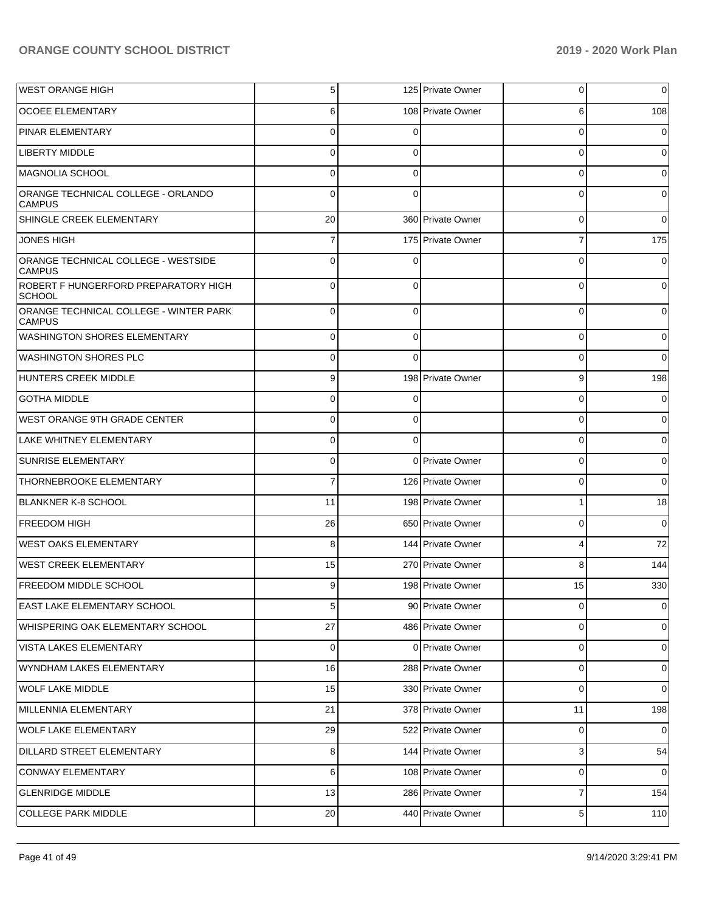| | | | | | |
|---|---|---|---|---|---|
| WEST ORANGE HIGH | 5 | 125 | Private Owner | 0 | 0 |
| OCOEE ELEMENTARY | 6 | 108 | Private Owner | 6 | 108 |
| PINAR ELEMENTARY | 0 | 0 | | 0 | 0 |
| LIBERTY MIDDLE | 0 | 0 | | 0 | 0 |
| MAGNOLIA SCHOOL | 0 | 0 | | 0 | 0 |
| ORANGE TECHNICAL COLLEGE - ORLANDO CAMPUS | 0 | 0 | | 0 | 0 |
| SHINGLE CREEK ELEMENTARY | 20 | 360 | Private Owner | 0 | 0 |
| JONES HIGH | 7 | 175 | Private Owner | 7 | 175 |
| ORANGE TECHNICAL COLLEGE - WESTSIDE CAMPUS | 0 | 0 | | 0 | 0 |
| ROBERT F HUNGERFORD PREPARATORY HIGH SCHOOL | 0 | 0 | | 0 | 0 |
| ORANGE TECHNICAL COLLEGE - WINTER PARK CAMPUS | 0 | 0 | | 0 | 0 |
| WASHINGTON SHORES ELEMENTARY | 0 | 0 | | 0 | 0 |
| WASHINGTON SHORES PLC | 0 | 0 | | 0 | 0 |
| HUNTERS CREEK MIDDLE | 9 | 198 | Private Owner | 9 | 198 |
| GOTHA MIDDLE | 0 | 0 | | 0 | 0 |
| WEST ORANGE 9TH GRADE CENTER | 0 | 0 | | 0 | 0 |
| LAKE WHITNEY ELEMENTARY | 0 | 0 | | 0 | 0 |
| SUNRISE ELEMENTARY | 0 | 0 | Private Owner | 0 | 0 |
| THORNEBROOKE ELEMENTARY | 7 | 126 | Private Owner | 0 | 0 |
| BLANKNER K-8 SCHOOL | 11 | 198 | Private Owner | 1 | 18 |
| FREEDOM HIGH | 26 | 650 | Private Owner | 0 | 0 |
| WEST OAKS ELEMENTARY | 8 | 144 | Private Owner | 4 | 72 |
| WEST CREEK ELEMENTARY | 15 | 270 | Private Owner | 8 | 144 |
| FREEDOM MIDDLE SCHOOL | 9 | 198 | Private Owner | 15 | 330 |
| EAST LAKE ELEMENTARY SCHOOL | 5 | 90 | Private Owner | 0 | 0 |
| WHISPERING OAK ELEMENTARY SCHOOL | 27 | 486 | Private Owner | 0 | 0 |
| VISTA LAKES ELEMENTARY | 0 | 0 | Private Owner | 0 | 0 |
| WYNDHAM LAKES ELEMENTARY | 16 | 288 | Private Owner | 0 | 0 |
| WOLF LAKE MIDDLE | 15 | 330 | Private Owner | 0 | 0 |
| MILLENNIA ELEMENTARY | 21 | 378 | Private Owner | 11 | 198 |
| WOLF LAKE ELEMENTARY | 29 | 522 | Private Owner | 0 | 0 |
| DILLARD STREET ELEMENTARY | 8 | 144 | Private Owner | 3 | 54 |
| CONWAY ELEMENTARY | 6 | 108 | Private Owner | 0 | 0 |
| GLENRIDGE MIDDLE | 13 | 286 | Private Owner | 7 | 154 |
| COLLEGE PARK MIDDLE | 20 | 440 | Private Owner | 5 | 110 |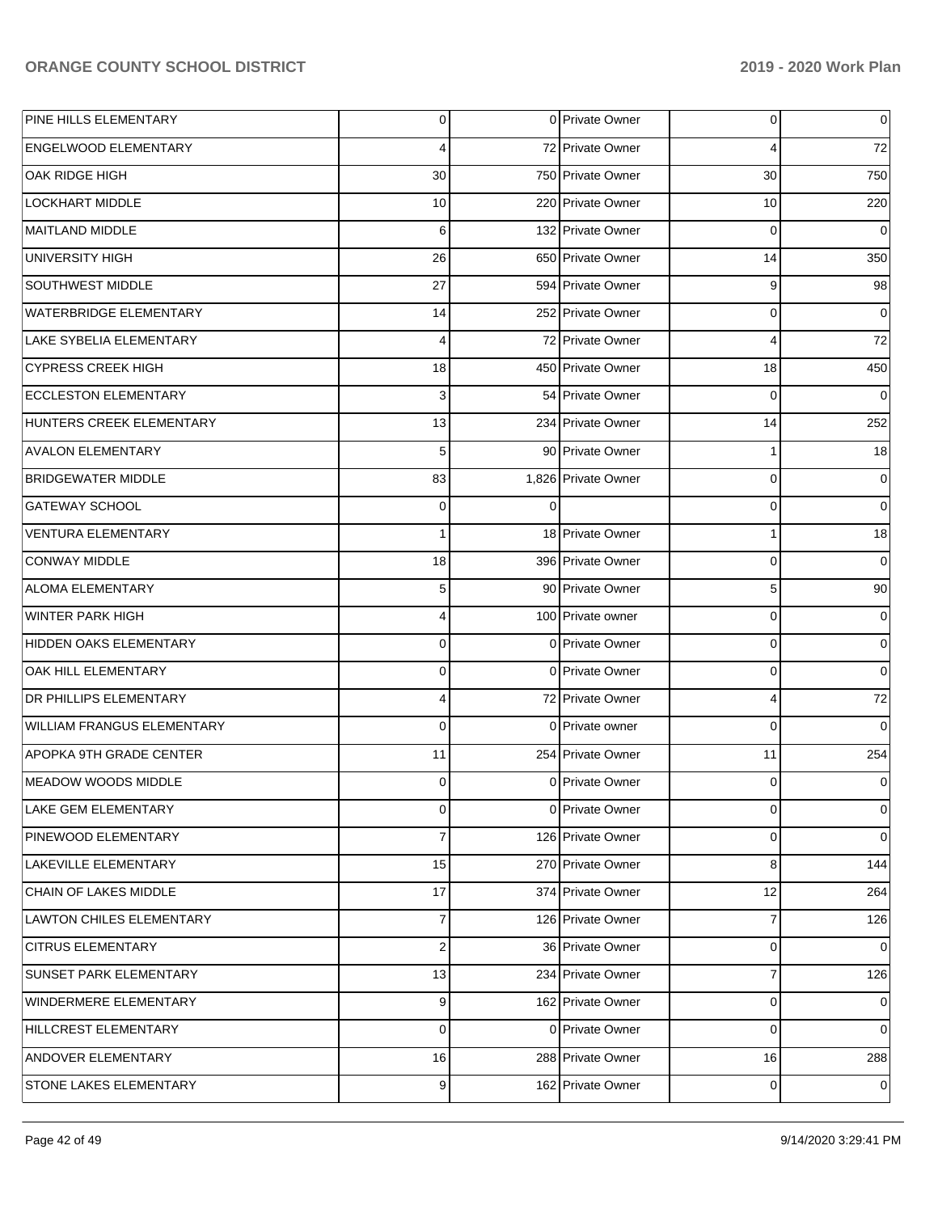| | | | | | |
|---|---|---|---|---|---|
| PINE HILLS ELEMENTARY | 0 | 0 | Private Owner | 0 | 0 |
| ENGELWOOD ELEMENTARY | 4 | 72 | Private Owner | 4 | 72 |
| OAK RIDGE HIGH | 30 | 750 | Private Owner | 30 | 750 |
| LOCKHART MIDDLE | 10 | 220 | Private Owner | 10 | 220 |
| MAITLAND MIDDLE | 6 | 132 | Private Owner | 0 | 0 |
| UNIVERSITY HIGH | 26 | 650 | Private Owner | 14 | 350 |
| SOUTHWEST MIDDLE | 27 | 594 | Private Owner | 9 | 98 |
| WATERBRIDGE ELEMENTARY | 14 | 252 | Private Owner | 0 | 0 |
| LAKE SYBELIA ELEMENTARY | 4 | 72 | Private Owner | 4 | 72 |
| CYPRESS CREEK HIGH | 18 | 450 | Private Owner | 18 | 450 |
| ECCLESTON ELEMENTARY | 3 | 54 | Private Owner | 0 | 0 |
| HUNTERS CREEK ELEMENTARY | 13 | 234 | Private Owner | 14 | 252 |
| AVALON ELEMENTARY | 5 | 90 | Private Owner | 1 | 18 |
| BRIDGEWATER MIDDLE | 83 | 1,826 | Private Owner | 0 | 0 |
| GATEWAY SCHOOL | 0 | 0 | | 0 | 0 |
| VENTURA ELEMENTARY | 1 | 18 | Private Owner | 1 | 18 |
| CONWAY MIDDLE | 18 | 396 | Private Owner | 0 | 0 |
| ALOMA ELEMENTARY | 5 | 90 | Private Owner | 5 | 90 |
| WINTER PARK HIGH | 4 | 100 | Private owner | 0 | 0 |
| HIDDEN OAKS ELEMENTARY | 0 | 0 | Private Owner | 0 | 0 |
| OAK HILL ELEMENTARY | 0 | 0 | Private Owner | 0 | 0 |
| DR PHILLIPS ELEMENTARY | 4 | 72 | Private Owner | 4 | 72 |
| WILLIAM FRANGUS ELEMENTARY | 0 | 0 | Private owner | 0 | 0 |
| APOPKA 9TH GRADE CENTER | 11 | 254 | Private Owner | 11 | 254 |
| MEADOW WOODS MIDDLE | 0 | 0 | Private Owner | 0 | 0 |
| LAKE GEM ELEMENTARY | 0 | 0 | Private Owner | 0 | 0 |
| PINEWOOD ELEMENTARY | 7 | 126 | Private Owner | 0 | 0 |
| LAKEVILLE ELEMENTARY | 15 | 270 | Private Owner | 8 | 144 |
| CHAIN OF LAKES MIDDLE | 17 | 374 | Private Owner | 12 | 264 |
| LAWTON CHILES ELEMENTARY | 7 | 126 | Private Owner | 7 | 126 |
| CITRUS ELEMENTARY | 2 | 36 | Private Owner | 0 | 0 |
| SUNSET PARK ELEMENTARY | 13 | 234 | Private Owner | 7 | 126 |
| WINDERMERE ELEMENTARY | 9 | 162 | Private Owner | 0 | 0 |
| HILLCREST ELEMENTARY | 0 | 0 | Private Owner | 0 | 0 |
| ANDOVER ELEMENTARY | 16 | 288 | Private Owner | 16 | 288 |
| STONE LAKES ELEMENTARY | 9 | 162 | Private Owner | 0 | 0 |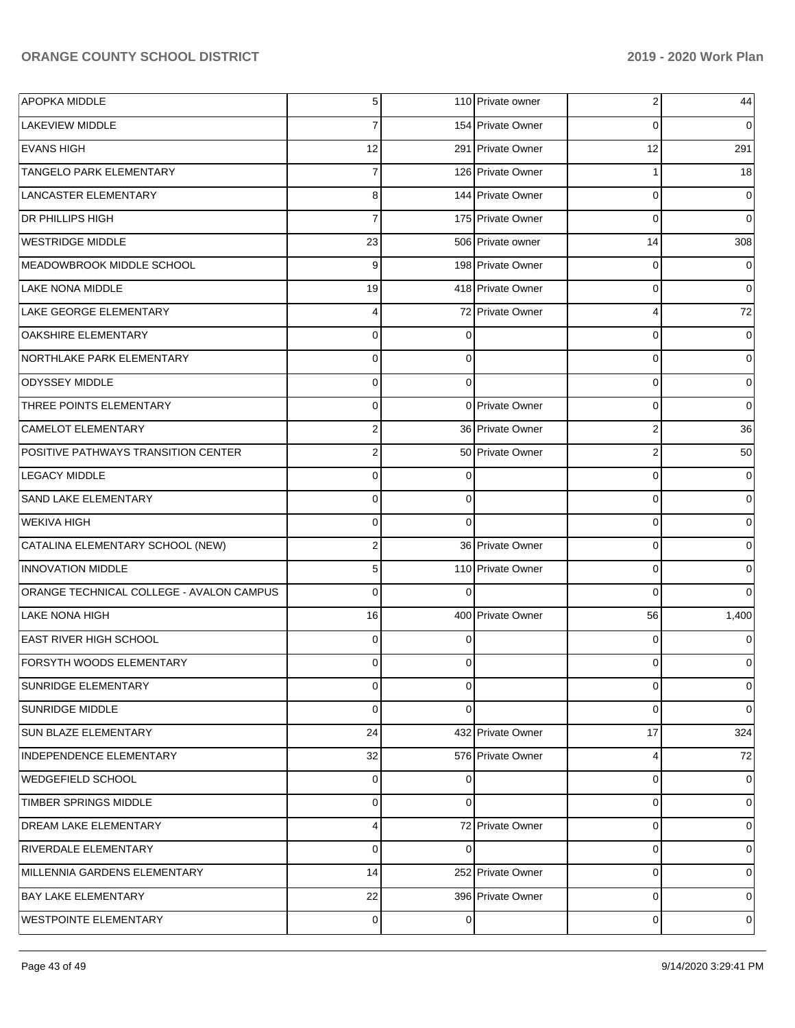| | | | | | |
|---|---|---|---|---|---|
| APOPKA MIDDLE | 5 | 110 | Private owner | 2 | 44 |
| LAKEVIEW MIDDLE | 7 | 154 | Private Owner | 0 | 0 |
| EVANS HIGH | 12 | 291 | Private Owner | 12 | 291 |
| TANGELO PARK ELEMENTARY | 7 | 126 | Private Owner | 1 | 18 |
| LANCASTER ELEMENTARY | 8 | 144 | Private Owner | 0 | 0 |
| DR PHILLIPS HIGH | 7 | 175 | Private Owner | 0 | 0 |
| WESTRIDGE MIDDLE | 23 | 506 | Private owner | 14 | 308 |
| MEADOWBROOK MIDDLE SCHOOL | 9 | 198 | Private Owner | 0 | 0 |
| LAKE NONA MIDDLE | 19 | 418 | Private Owner | 0 | 0 |
| LAKE GEORGE ELEMENTARY | 4 | 72 | Private Owner | 4 | 72 |
| OAKSHIRE ELEMENTARY | 0 | 0 | | 0 | 0 |
| NORTHLAKE PARK ELEMENTARY | 0 | 0 | | 0 | 0 |
| ODYSSEY MIDDLE | 0 | 0 | | 0 | 0 |
| THREE POINTS ELEMENTARY | 0 | 0 | Private Owner | 0 | 0 |
| CAMELOT ELEMENTARY | 2 | 36 | Private Owner | 2 | 36 |
| POSITIVE PATHWAYS TRANSITION CENTER | 2 | 50 | Private Owner | 2 | 50 |
| LEGACY MIDDLE | 0 | 0 | | 0 | 0 |
| SAND LAKE ELEMENTARY | 0 | 0 | | 0 | 0 |
| WEKIVA HIGH | 0 | 0 | | 0 | 0 |
| CATALINA ELEMENTARY SCHOOL (NEW) | 2 | 36 | Private Owner | 0 | 0 |
| INNOVATION MIDDLE | 5 | 110 | Private Owner | 0 | 0 |
| ORANGE TECHNICAL COLLEGE - AVALON CAMPUS | 0 | 0 | | 0 | 0 |
| LAKE NONA HIGH | 16 | 400 | Private Owner | 56 | 1,400 |
| EAST RIVER HIGH SCHOOL | 0 | 0 | | 0 | 0 |
| FORSYTH WOODS ELEMENTARY | 0 | 0 | | 0 | 0 |
| SUNRIDGE ELEMENTARY | 0 | 0 | | 0 | 0 |
| SUNRIDGE MIDDLE | 0 | 0 | | 0 | 0 |
| SUN BLAZE ELEMENTARY | 24 | 432 | Private Owner | 17 | 324 |
| INDEPENDENCE ELEMENTARY | 32 | 576 | Private Owner | 4 | 72 |
| WEDGEFIELD SCHOOL | 0 | 0 | | 0 | 0 |
| TIMBER SPRINGS MIDDLE | 0 | 0 | | 0 | 0 |
| DREAM LAKE ELEMENTARY | 4 | 72 | Private Owner | 0 | 0 |
| RIVERDALE ELEMENTARY | 0 | 0 | | 0 | 0 |
| MILLENNIA GARDENS ELEMENTARY | 14 | 252 | Private Owner | 0 | 0 |
| BAY LAKE ELEMENTARY | 22 | 396 | Private Owner | 0 | 0 |
| WESTPOINTE ELEMENTARY | 0 | 0 | | 0 | 0 |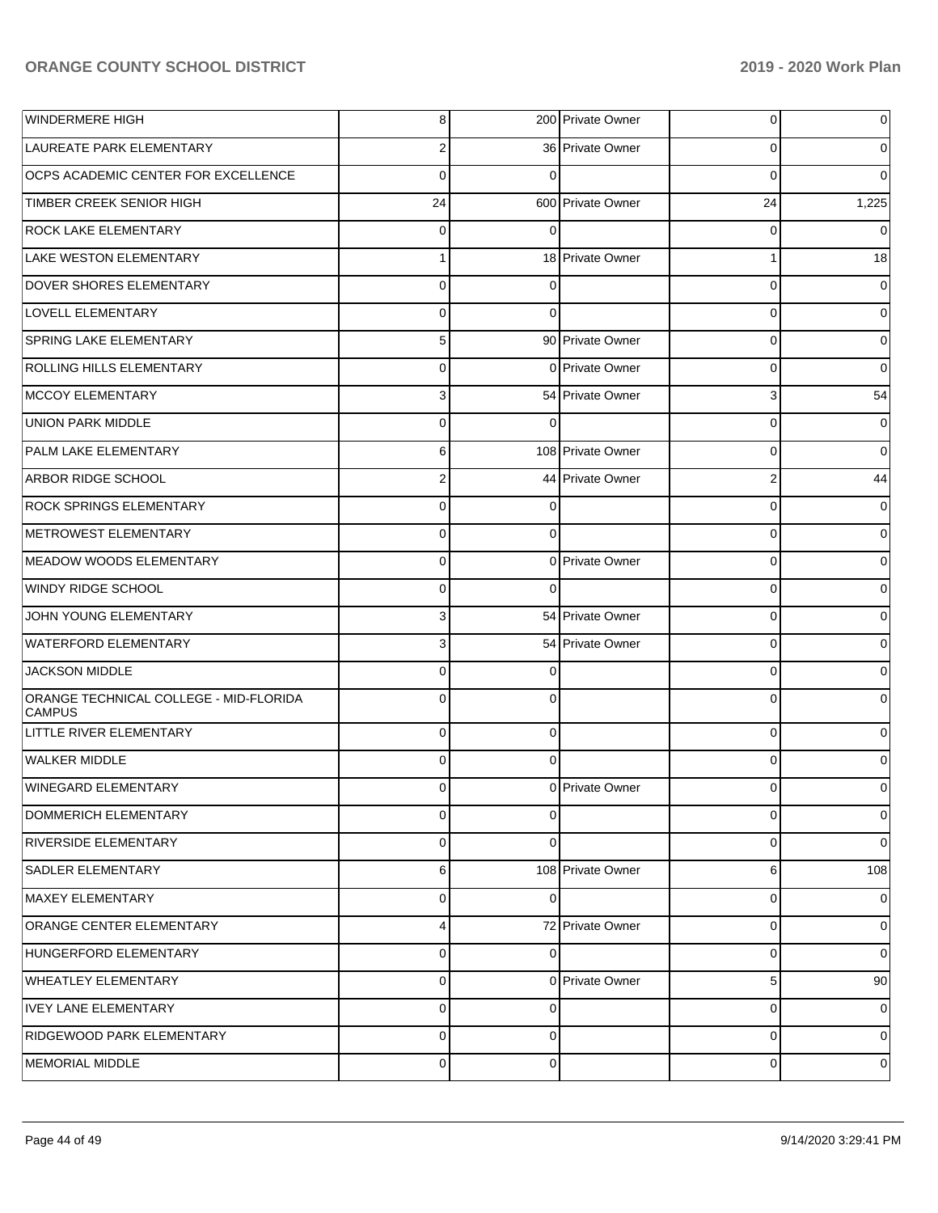| | | | | | |
|---|---|---|---|---|---|
| WINDERMERE HIGH | 8 | 200 | Private Owner | 0 | 0 |
| LAUREATE PARK ELEMENTARY | 2 | 36 | Private Owner | 0 | 0 |
| OCPS ACADEMIC CENTER FOR EXCELLENCE | 0 | 0 | | 0 | 0 |
| TIMBER CREEK SENIOR HIGH | 24 | 600 | Private Owner | 24 | 1,225 |
| ROCK LAKE ELEMENTARY | 0 | 0 | | 0 | 0 |
| LAKE WESTON ELEMENTARY | 1 | 18 | Private Owner | 1 | 18 |
| DOVER SHORES ELEMENTARY | 0 | 0 | | 0 | 0 |
| LOVELL ELEMENTARY | 0 | 0 | | 0 | 0 |
| SPRING LAKE ELEMENTARY | 5 | 90 | Private Owner | 0 | 0 |
| ROLLING HILLS ELEMENTARY | 0 | 0 | Private Owner | 0 | 0 |
| MCCOY ELEMENTARY | 3 | 54 | Private Owner | 3 | 54 |
| UNION PARK MIDDLE | 0 | 0 | | 0 | 0 |
| PALM LAKE ELEMENTARY | 6 | 108 | Private Owner | 0 | 0 |
| ARBOR RIDGE SCHOOL | 2 | 44 | Private Owner | 2 | 44 |
| ROCK SPRINGS ELEMENTARY | 0 | 0 | | 0 | 0 |
| METROWEST ELEMENTARY | 0 | 0 | | 0 | 0 |
| MEADOW WOODS ELEMENTARY | 0 | 0 | Private Owner | 0 | 0 |
| WINDY RIDGE SCHOOL | 0 | 0 | | 0 | 0 |
| JOHN YOUNG ELEMENTARY | 3 | 54 | Private Owner | 0 | 0 |
| WATERFORD ELEMENTARY | 3 | 54 | Private Owner | 0 | 0 |
| JACKSON MIDDLE | 0 | 0 | | 0 | 0 |
| ORANGE TECHNICAL COLLEGE - MID-FLORIDA CAMPUS | 0 | 0 | | 0 | 0 |
| LITTLE RIVER ELEMENTARY | 0 | 0 | | 0 | 0 |
| WALKER MIDDLE | 0 | 0 | | 0 | 0 |
| WINEGARD ELEMENTARY | 0 | 0 | Private Owner | 0 | 0 |
| DOMMERICH ELEMENTARY | 0 | 0 | | 0 | 0 |
| RIVERSIDE ELEMENTARY | 0 | 0 | | 0 | 0 |
| SADLER ELEMENTARY | 6 | 108 | Private Owner | 6 | 108 |
| MAXEY ELEMENTARY | 0 | 0 | | 0 | 0 |
| ORANGE CENTER ELEMENTARY | 4 | 72 | Private Owner | 0 | 0 |
| HUNGERFORD ELEMENTARY | 0 | 0 | | 0 | 0 |
| WHEATLEY ELEMENTARY | 0 | 0 | Private Owner | 5 | 90 |
| IVEY LANE ELEMENTARY | 0 | 0 | | 0 | 0 |
| RIDGEWOOD PARK ELEMENTARY | 0 | 0 | | 0 | 0 |
| MEMORIAL MIDDLE | 0 | 0 | | 0 | 0 |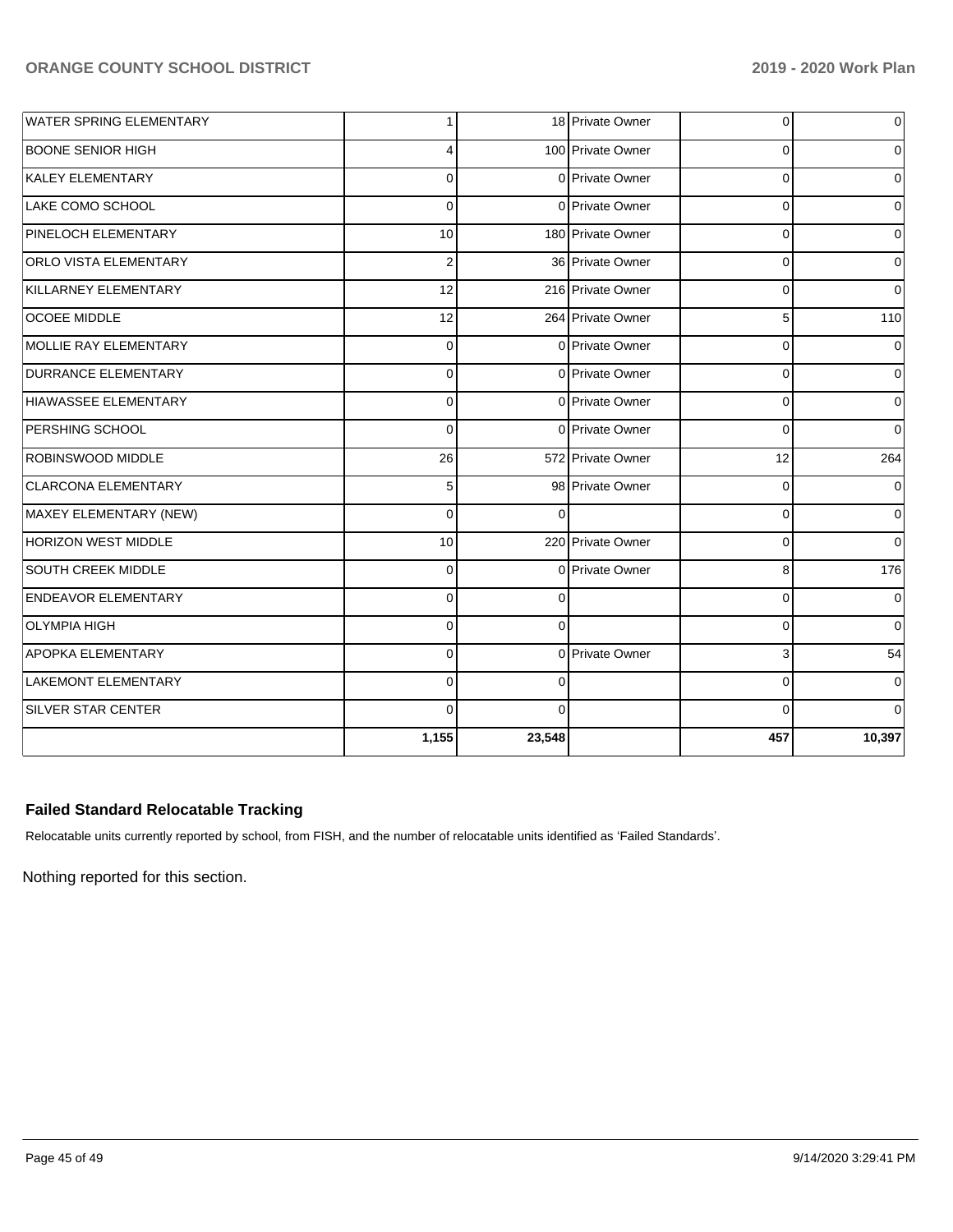| | | | | | |
|---|---|---|---|---|---|
| WATER SPRING ELEMENTARY | 1 | 18 | Private Owner | 0 | 0 |
| BOONE SENIOR HIGH | 4 | 100 | Private Owner | 0 | 0 |
| KALEY ELEMENTARY | 0 | 0 | Private Owner | 0 | 0 |
| LAKE COMO SCHOOL | 0 | 0 | Private Owner | 0 | 0 |
| PINELOCH ELEMENTARY | 10 | 180 | Private Owner | 0 | 0 |
| ORLO VISTA ELEMENTARY | 2 | 36 | Private Owner | 0 | 0 |
| KILLARNEY ELEMENTARY | 12 | 216 | Private Owner | 0 | 0 |
| OCOEE MIDDLE | 12 | 264 | Private Owner | 5 | 110 |
| MOLLIE RAY ELEMENTARY | 0 | 0 | Private Owner | 0 | 0 |
| DURRANCE ELEMENTARY | 0 | 0 | Private Owner | 0 | 0 |
| HIAWASSEE ELEMENTARY | 0 | 0 | Private Owner | 0 | 0 |
| PERSHING SCHOOL | 0 | 0 | Private Owner | 0 | 0 |
| ROBINSWOOD MIDDLE | 26 | 572 | Private Owner | 12 | 264 |
| CLARCONA ELEMENTARY | 5 | 98 | Private Owner | 0 | 0 |
| MAXEY ELEMENTARY (NEW) | 0 | 0 | | 0 | 0 |
| HORIZON WEST MIDDLE | 10 | 220 | Private Owner | 0 | 0 |
| SOUTH CREEK MIDDLE | 0 | 0 | Private Owner | 8 | 176 |
| ENDEAVOR ELEMENTARY | 0 | 0 | | 0 | 0 |
| OLYMPIA HIGH | 0 | 0 | | 0 | 0 |
| APOPKA ELEMENTARY | 0 | 0 | Private Owner | 3 | 54 |
| LAKEMONT ELEMENTARY | 0 | 0 | | 0 | 0 |
| SILVER STAR CENTER | 0 | 0 | | 0 | 0 |
| | **1,155** | **23,548** | | **457** | **10,397** |

### Failed Standard Relocatable Tracking

Relocatable units currently reported by school, from FISH, and the number of relocatable units identified as 'Failed Standards'.

Nothing reported for this section.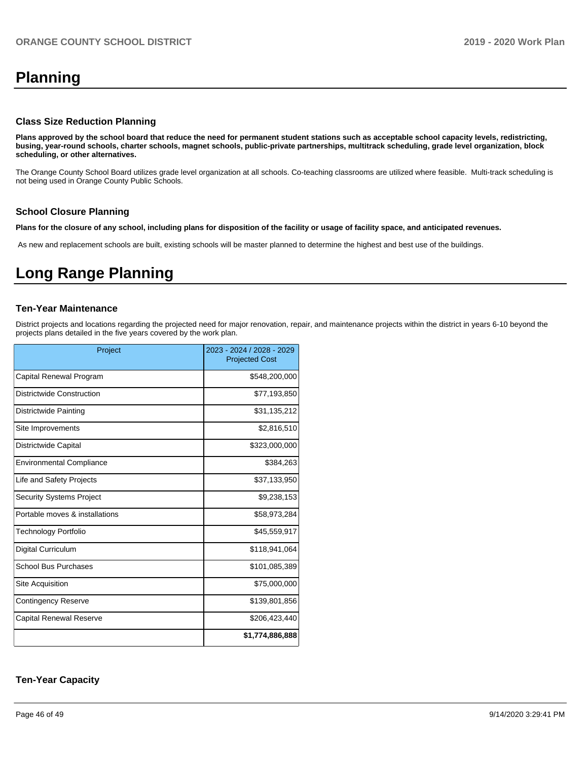# Planning

### Class Size Reduction Planning

**Plans approved by the school board that reduce the need for permanent student stations such as acceptable school capacity levels, redistricting, busing, year-round schools, charter schools, magnet schools, public-private partnerships, multitrack scheduling, grade level organization, block scheduling, or other alternatives.**

The Orange County School Board utilizes grade level organization at all schools. Co-teaching classrooms are utilized where feasible. Multi-track scheduling is not being used in Orange County Public Schools.

### School Closure Planning

**Plans for the closure of any school, including plans for disposition of the facility or usage of facility space, and anticipated revenues.**

As new and replacement schools are built, existing schools will be master planned to determine the highest and best use of the buildings.

# Long Range Planning

### Ten-Year Maintenance

District projects and locations regarding the projected need for major renovation, repair, and maintenance projects within the district in years 6-10 beyond the projects plans detailed in the five years covered by the work plan.

| Project | 2023 - 2024 / 2028 - 2029 Projected Cost |
|---|---|
| Capital Renewal Program | $548,200,000 |
| Districtwide Construction | $77,193,850 |
| Districtwide Painting | $31,135,212 |
| Site Improvements | $2,816,510 |
| Districtwide Capital | $323,000,000 |
| Environmental Compliance | $384,263 |
| Life and Safety Projects | $37,133,950 |
| Security Systems Project | $9,238,153 |
| Portable moves & installations | $58,973,284 |
| Technology Portfolio | $45,559,917 |
| Digital Curriculum | $118,941,064 |
| School Bus Purchases | $101,085,389 |
| Site Acquisition | $75,000,000 |
| Contingency Reserve | $139,801,856 |
| Capital Renewal Reserve | $206,423,440 |
| | **$1,774,886,888** |

### Ten-Year Capacity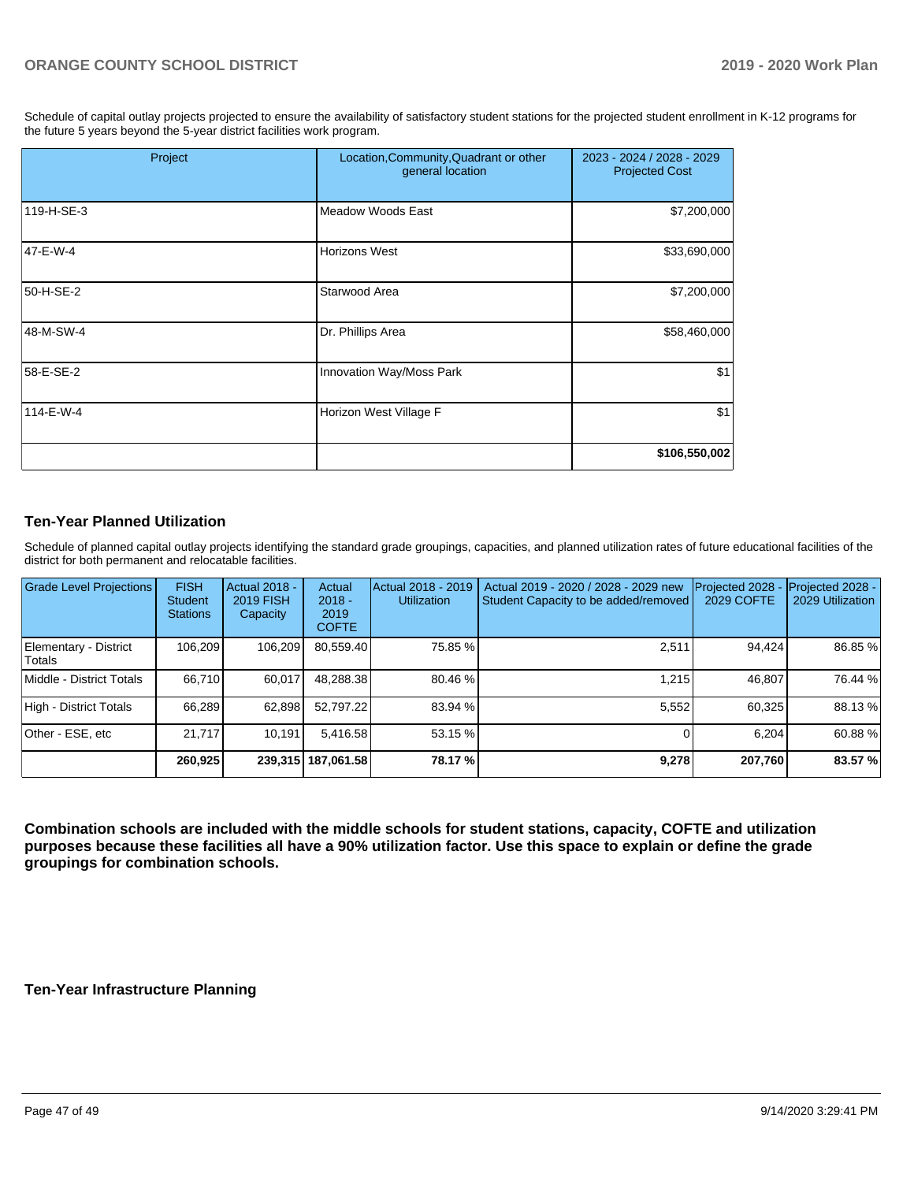Schedule of capital outlay projects projected to ensure the availability of satisfactory student stations for the projected student enrollment in K-12 programs for the future 5 years beyond the 5-year district facilities work program.

| Project | Location,Community,Quadrant or other general location | 2023 - 2024 / 2028 - 2029 Projected Cost |
|---|---|---|
| 119-H-SE-3 | Meadow Woods East | $7,200,000 |
| 47-E-W-4 | Horizons West | $33,690,000 |
| 50-H-SE-2 | Starwood Area | $7,200,000 |
| 48-M-SW-4 | Dr. Phillips Area | $58,460,000 |
| 58-E-SE-2 | Innovation Way/Moss Park | $1 |
| 114-E-W-4 | Horizon West Village F | $1 |
| | | **$106,550,002** |

## Ten-Year Planned Utilization

Schedule of planned capital outlay projects identifying the standard grade groupings, capacities, and planned utilization rates of future educational facilities of the district for both permanent and relocatable facilities.

| Grade Level Projections | FISH Student Stations | Actual 2018 - 2019 FISH Capacity | Actual 2018 - 2019 COFTE | Actual 2018 - 2019 Utilization | Actual 2019 - 2020 / 2028 - 2029 new Student Capacity to be added/removed | Projected 2028 - 2029 COFTE | Projected 2028 - 2029 Utilization |
|---|---|---|---|---|---|---|---|
| Elementary - District Totals | 106,209 | 106,209 | 80,559.40 | 75.85 % | 2,511 | 94,424 | 86.85 % |
| Middle - District Totals | 66,710 | 60,017 | 48,288.38 | 80.46 % | 1,215 | 46,807 | 76.44 % |
| High - District Totals | 66,289 | 62,898 | 52,797.22 | 83.94 % | 5,552 | 60,325 | 88.13 % |
| Other - ESE, etc | 21,717 | 10,191 | 5,416.58 | 53.15 % | 0 | 6,204 | 60.88 % |
| | **260,925** | **239,315** | **187,061.58** | **78.17 %** | **9,278** | **207,760** | **83.57 %** |

**Combination schools are included with the middle schools for student stations, capacity, COFTE and utilization purposes because these facilities all have a 90% utilization factor. Use this space to explain or define the grade groupings for combination schools.**

## Ten-Year Infrastructure Planning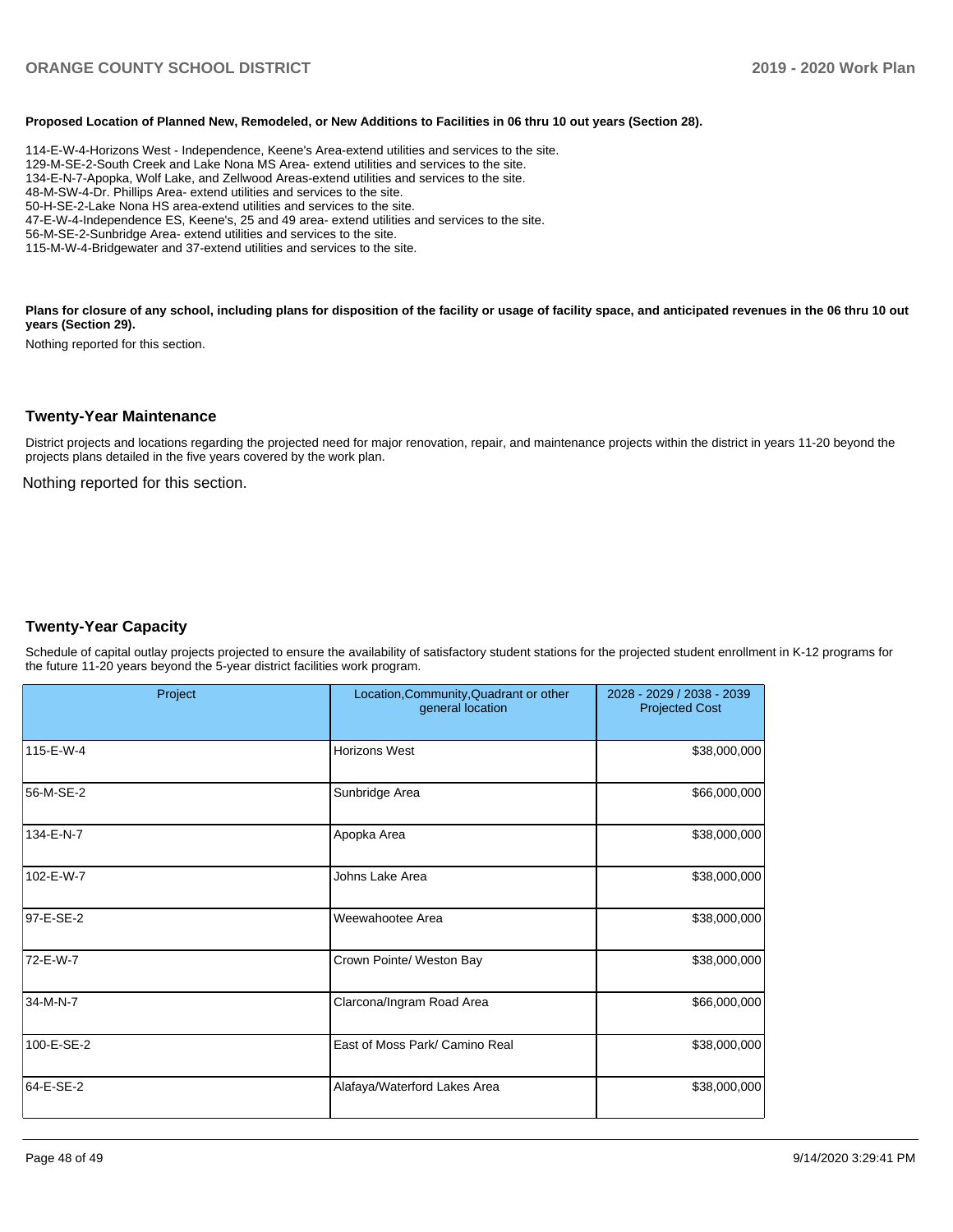**Proposed Location of Planned New, Remodeled, or New Additions to Facilities in 06 thru 10 out years (Section 28).**

114-E-W-4-Horizons West - Independence, Keene's Area-extend utilities and services to the site.
129-M-SE-2-South Creek and Lake Nona MS Area- extend utilities and services to the site.
134-E-N-7-Apopka, Wolf Lake, and Zellwood Areas-extend utilities and services to the site.
48-M-SW-4-Dr. Phillips Area- extend utilities and services to the site.
50-H-SE-2-Lake Nona HS area-extend utilities and services to the site.
47-E-W-4-Independence ES, Keene's, 25 and 49 area- extend utilities and services to the site.
56-M-SE-2-Sunbridge Area- extend utilities and services to the site.
115-M-W-4-Bridgewater and 37-extend utilities and services to the site.

**Plans for closure of any school, including plans for disposition of the facility or usage of facility space, and anticipated revenues in the 06 thru 10 out years (Section 29).**

Nothing reported for this section.

## Twenty-Year Maintenance

District projects and locations regarding the projected need for major renovation, repair, and maintenance projects within the district in years 11-20 beyond the projects plans detailed in the five years covered by the work plan.

Nothing reported for this section.

## Twenty-Year Capacity

Schedule of capital outlay projects projected to ensure the availability of satisfactory student stations for the projected student enrollment in K-12 programs for the future 11-20 years beyond the 5-year district facilities work program.

| Project | Location,Community,Quadrant or other general location | 2028 - 2029 / 2038 - 2039 Projected Cost |
|---|---|---|
| 115-E-W-4 | Horizons West | $38,000,000 |
| 56-M-SE-2 | Sunbridge Area | $66,000,000 |
| 134-E-N-7 | Apopka Area | $38,000,000 |
| 102-E-W-7 | Johns Lake Area | $38,000,000 |
| 97-E-SE-2 | Weewahootee Area | $38,000,000 |
| 72-E-W-7 | Crown Pointe/ Weston Bay | $38,000,000 |
| 34-M-N-7 | Clarcona/Ingram Road Area | $66,000,000 |
| 100-E-SE-2 | East of Moss Park/ Camino Real | $38,000,000 |
| 64-E-SE-2 | Alafaya/Waterford Lakes Area | $38,000,000 |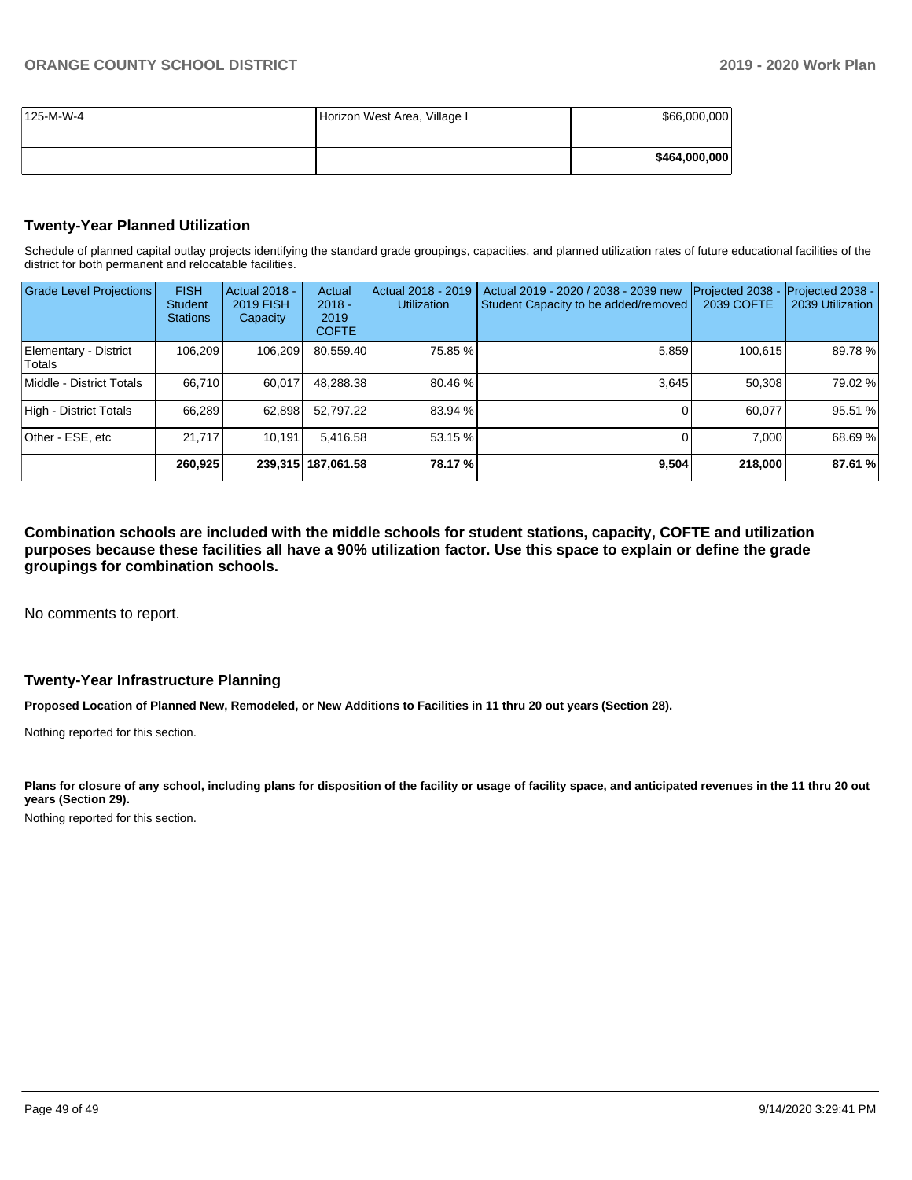| | | |
|---|---|---|
| 125-M-W-4 | Horizon West Area, Village I | $66,000,000 |
| | | **$464,000,000** |

### Twenty-Year Planned Utilization

Schedule of planned capital outlay projects identifying the standard grade groupings, capacities, and planned utilization rates of future educational facilities of the district for both permanent and relocatable facilities.

| Grade Level Projections | FISH Student Stations | Actual 2018 - 2019 FISH Capacity | Actual 2018 - 2019 COFTE | Actual 2018 - 2019 Utilization | Actual 2019 - 2020 / 2038 - 2039 new Student Capacity to be added/removed | Projected 2038 - 2039 COFTE | Projected 2038 - 2039 Utilization |
|---|---|---|---|---|---|---|---|
| Elementary - District Totals | 106,209 | 106,209 | 80,559.40 | 75.85 % | 5,859 | 100,615 | 89.78 % |
| Middle - District Totals | 66,710 | 60,017 | 48,288.38 | 80.46 % | 3,645 | 50,308 | 79.02 % |
| High - District Totals | 66,289 | 62,898 | 52,797.22 | 83.94 % | 0 | 60,077 | 95.51 % |
| Other - ESE, etc | 21,717 | 10,191 | 5,416.58 | 53.15 % | 0 | 7,000 | 68.69 % |
| | **260,925** | **239,315** | **187,061.58** | **78.17 %** | **9,504** | **218,000** | **87.61 %** |

**Combination schools are included with the middle schools for student stations, capacity, COFTE and utilization purposes because these facilities all have a 90% utilization factor. Use this space to explain or define the grade groupings for combination schools.**

No comments to report.

### Twenty-Year Infrastructure Planning

**Proposed Location of Planned New, Remodeled, or New Additions to Facilities in 11 thru 20 out years (Section 28).**

Nothing reported for this section.

**Plans for closure of any school, including plans for disposition of the facility or usage of facility space, and anticipated revenues in the 11 thru 20 out years (Section 29).**

Nothing reported for this section.